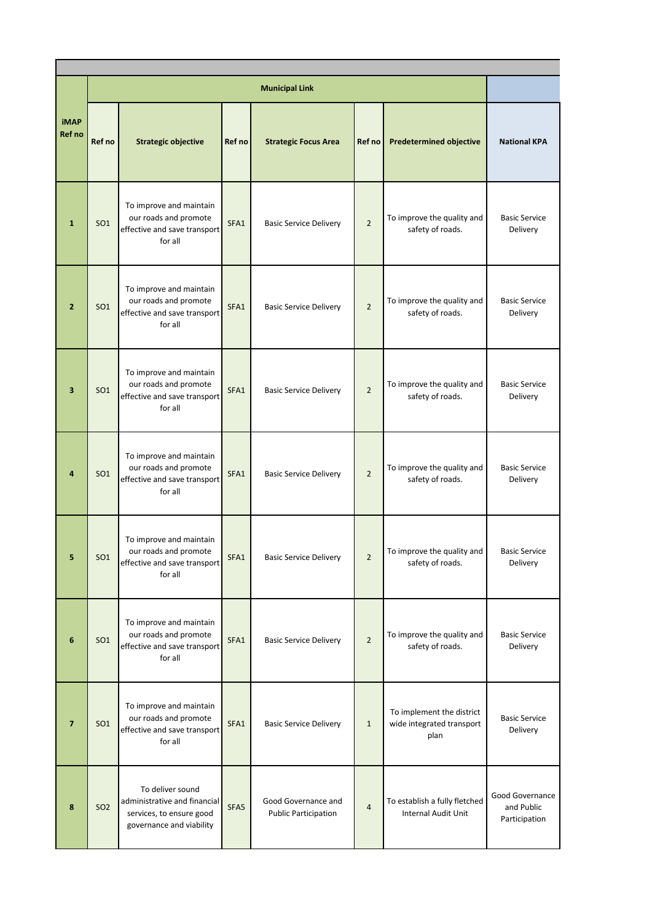| iMAP Ref no | Municipal Link | | | | | | National KPA |
|---|---|---|---|---|---|---|---|
| | Ref no | Strategic objective | Ref no | Strategic Focus Area | Ref no | Predetermined objective | |
| 1 | SO1 | To improve and maintain our roads and promote effective and save transport for all | SFA1 | Basic Service Delivery | 2 | To improve the quality and safety of roads. | Basic Service Delivery |
| 2 | SO1 | To improve and maintain our roads and promote effective and save transport for all | SFA1 | Basic Service Delivery | 2 | To improve the quality and safety of roads. | Basic Service Delivery |
| 3 | SO1 | To improve and maintain our roads and promote effective and save transport for all | SFA1 | Basic Service Delivery | 2 | To improve the quality and safety of roads. | Basic Service Delivery |
| 4 | SO1 | To improve and maintain our roads and promote effective and save transport for all | SFA1 | Basic Service Delivery | 2 | To improve the quality and safety of roads. | Basic Service Delivery |
| 5 | SO1 | To improve and maintain our roads and promote effective and save transport for all | SFA1 | Basic Service Delivery | 2 | To improve the quality and safety of roads. | Basic Service Delivery |
| 6 | SO1 | To improve and maintain our roads and promote effective and save transport for all | SFA1 | Basic Service Delivery | 2 | To improve the quality and safety of roads. | Basic Service Delivery |
| 7 | SO1 | To improve and maintain our roads and promote effective and save transport for all | SFA1 | Basic Service Delivery | 1 | To implement the district wide integrated transport plan | Basic Service Delivery |
| 8 | SO2 | To deliver sound administrative and financial services, to ensure good governance and viability | SFA5 | Good Governance and Public Participation | 4 | To establish a fully fletched Internal Audit Unit | Good Governance and Public Participation |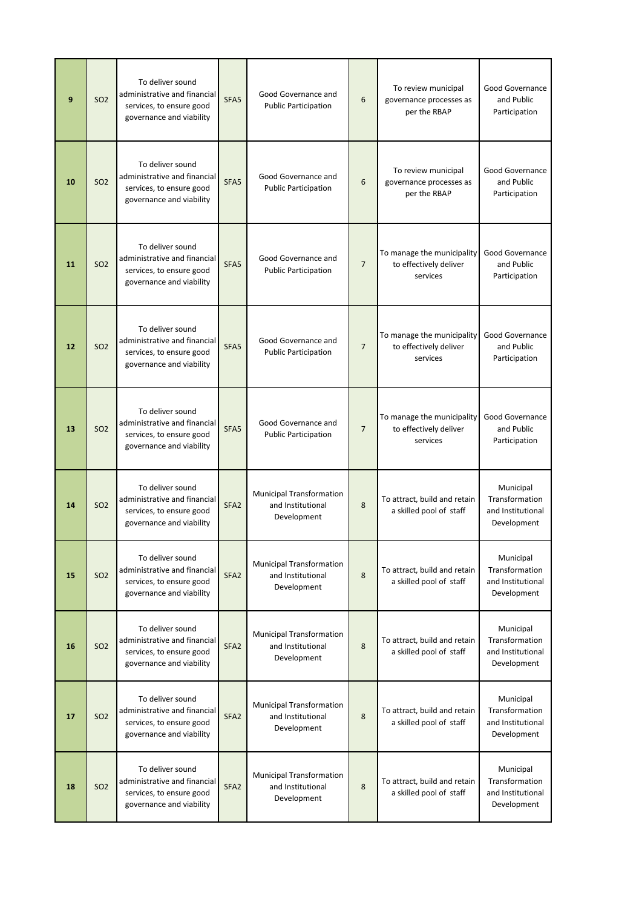| | | | | | | | |
|---|---|---|---|---|---|---|---|
| **9** | SO2 | To deliver sound administrative and financial services, to ensure good governance and viability | SFA5 | Good Governance and Public Participation | 6 | To review municipal governance processes as per the RBAP | Good Governance and Public Participation |
| **10** | SO2 | To deliver sound administrative and financial services, to ensure good governance and viability | SFA5 | Good Governance and Public Participation | 6 | To review municipal governance processes as per the RBAP | Good Governance and Public Participation |
| **11** | SO2 | To deliver sound administrative and financial services, to ensure good governance and viability | SFA5 | Good Governance and Public Participation | 7 | To manage the municipality to effectively deliver services | Good Governance and Public Participation |
| **12** | SO2 | To deliver sound administrative and financial services, to ensure good governance and viability | SFA5 | Good Governance and Public Participation | 7 | To manage the municipality to effectively deliver services | Good Governance and Public Participation |
| **13** | SO2 | To deliver sound administrative and financial services, to ensure good governance and viability | SFA5 | Good Governance and Public Participation | 7 | To manage the municipality to effectively deliver services | Good Governance and Public Participation |
| **14** | SO2 | To deliver sound administrative and financial services, to ensure good governance and viability | SFA2 | Municipal Transformation and Institutional Development | 8 | To attract, build and retain a skilled pool of staff | Municipal Transformation and Institutional Development |
| **15** | SO2 | To deliver sound administrative and financial services, to ensure good governance and viability | SFA2 | Municipal Transformation and Institutional Development | 8 | To attract, build and retain a skilled pool of staff | Municipal Transformation and Institutional Development |
| **16** | SO2 | To deliver sound administrative and financial services, to ensure good governance and viability | SFA2 | Municipal Transformation and Institutional Development | 8 | To attract, build and retain a skilled pool of staff | Municipal Transformation and Institutional Development |
| **17** | SO2 | To deliver sound administrative and financial services, to ensure good governance and viability | SFA2 | Municipal Transformation and Institutional Development | 8 | To attract, build and retain a skilled pool of staff | Municipal Transformation and Institutional Development |
| **18** | SO2 | To deliver sound administrative and financial services, to ensure good governance and viability | SFA2 | Municipal Transformation and Institutional Development | 8 | To attract, build and retain a skilled pool of staff | Municipal Transformation and Institutional Development |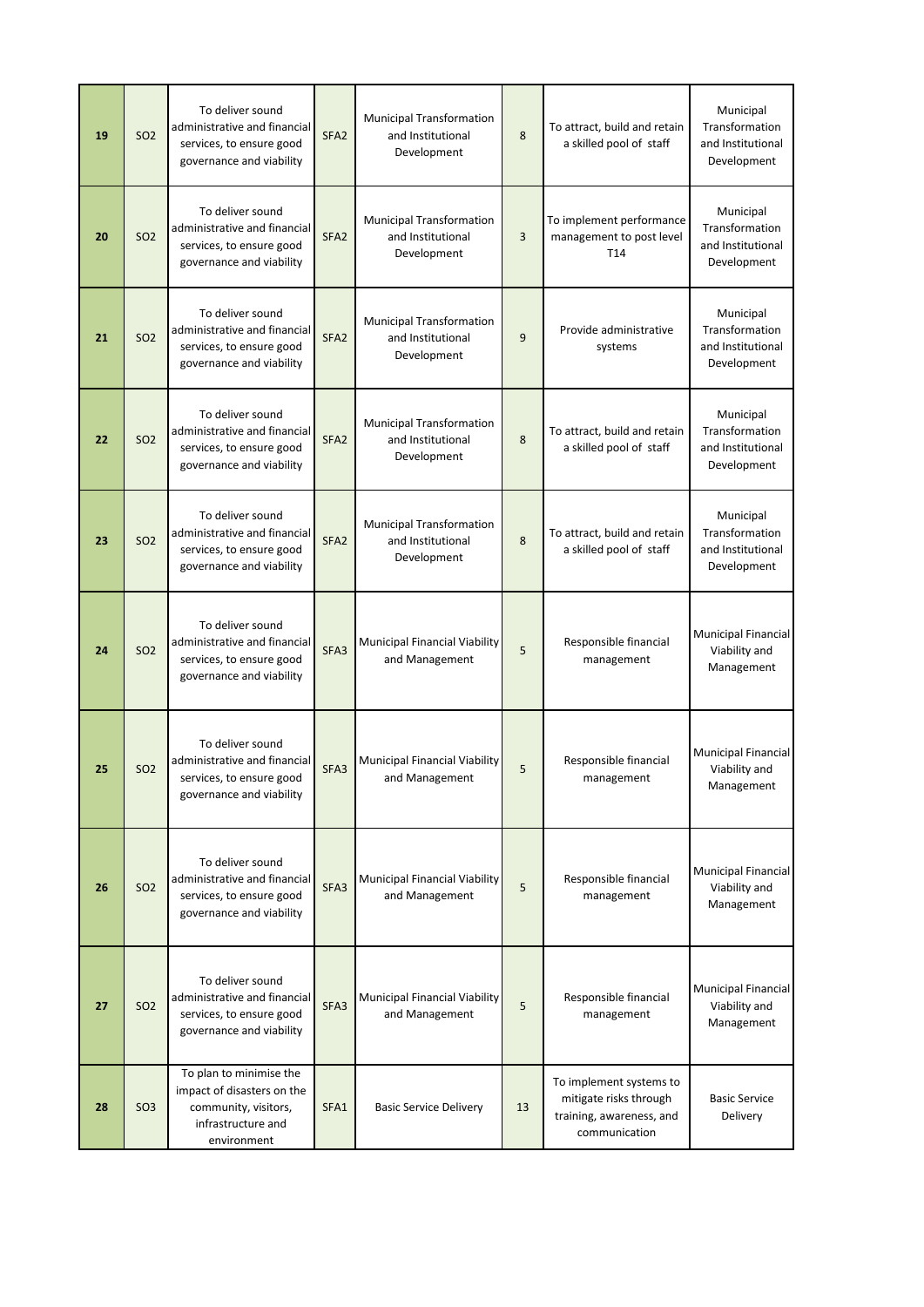| | | | | | | | |
|---|---|---|---|---|---|---|---|
| 19 | SO2 | To deliver sound administrative and financial services, to ensure good governance and viability | SFA2 | Municipal Transformation and Institutional Development | 8 | To attract, build and retain a skilled pool of staff | Municipal Transformation and Institutional Development |
| 20 | SO2 | To deliver sound administrative and financial services, to ensure good governance and viability | SFA2 | Municipal Transformation and Institutional Development | 3 | To implement performance management to post level T14 | Municipal Transformation and Institutional Development |
| 21 | SO2 | To deliver sound administrative and financial services, to ensure good governance and viability | SFA2 | Municipal Transformation and Institutional Development | 9 | Provide administrative systems | Municipal Transformation and Institutional Development |
| 22 | SO2 | To deliver sound administrative and financial services, to ensure good governance and viability | SFA2 | Municipal Transformation and Institutional Development | 8 | To attract, build and retain a skilled pool of staff | Municipal Transformation and Institutional Development |
| 23 | SO2 | To deliver sound administrative and financial services, to ensure good governance and viability | SFA2 | Municipal Transformation and Institutional Development | 8 | To attract, build and retain a skilled pool of staff | Municipal Transformation and Institutional Development |
| 24 | SO2 | To deliver sound administrative and financial services, to ensure good governance and viability | SFA3 | Municipal Financial Viability and Management | 5 | Responsible financial management | Municipal Financial Viability and Management |
| 25 | SO2 | To deliver sound administrative and financial services, to ensure good governance and viability | SFA3 | Municipal Financial Viability and Management | 5 | Responsible financial management | Municipal Financial Viability and Management |
| 26 | SO2 | To deliver sound administrative and financial services, to ensure good governance and viability | SFA3 | Municipal Financial Viability and Management | 5 | Responsible financial management | Municipal Financial Viability and Management |
| 27 | SO2 | To deliver sound administrative and financial services, to ensure good governance and viability | SFA3 | Municipal Financial Viability and Management | 5 | Responsible financial management | Municipal Financial Viability and Management |
| 28 | SO3 | To plan to minimise the impact of disasters on the community, visitors, infrastructure and environment | SFA1 | Basic Service Delivery | 13 | To implement systems to mitigate risks through training, awareness, and communication | Basic Service Delivery |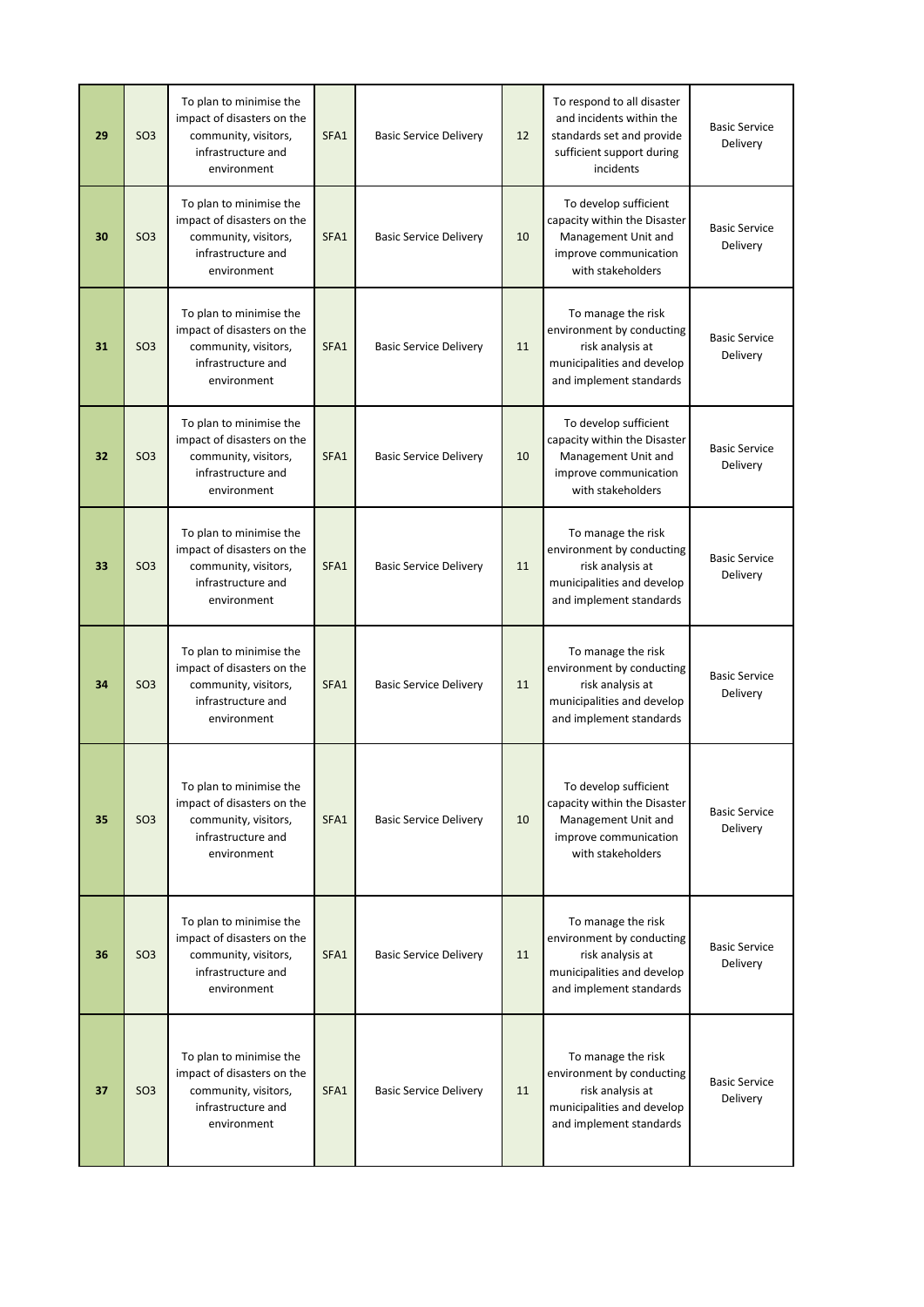| 29 | SO3 | To plan to minimise the impact of disasters on the community, visitors, infrastructure and environment | SFA1 | Basic Service Delivery | 12 | To respond to all disaster and incidents within the standards set and provide sufficient support during incidents | Basic Service Delivery |
|---|---|---|---|---|---|---|---|
| 30 | SO3 | To plan to minimise the impact of disasters on the community, visitors, infrastructure and environment | SFA1 | Basic Service Delivery | 10 | To develop sufficient capacity within the Disaster Management Unit and improve communication with stakeholders | Basic Service Delivery |
| 31 | SO3 | To plan to minimise the impact of disasters on the community, visitors, infrastructure and environment | SFA1 | Basic Service Delivery | 11 | To manage the risk environment by conducting risk analysis at municipalities and develop and implement standards | Basic Service Delivery |
| 32 | SO3 | To plan to minimise the impact of disasters on the community, visitors, infrastructure and environment | SFA1 | Basic Service Delivery | 10 | To develop sufficient capacity within the Disaster Management Unit and improve communication with stakeholders | Basic Service Delivery |
| 33 | SO3 | To plan to minimise the impact of disasters on the community, visitors, infrastructure and environment | SFA1 | Basic Service Delivery | 11 | To manage the risk environment by conducting risk analysis at municipalities and develop and implement standards | Basic Service Delivery |
| 34 | SO3 | To plan to minimise the impact of disasters on the community, visitors, infrastructure and environment | SFA1 | Basic Service Delivery | 11 | To manage the risk environment by conducting risk analysis at municipalities and develop and implement standards | Basic Service Delivery |
| 35 | SO3 | To plan to minimise the impact of disasters on the community, visitors, infrastructure and environment | SFA1 | Basic Service Delivery | 10 | To develop sufficient capacity within the Disaster Management Unit and improve communication with stakeholders | Basic Service Delivery |
| 36 | SO3 | To plan to minimise the impact of disasters on the community, visitors, infrastructure and environment | SFA1 | Basic Service Delivery | 11 | To manage the risk environment by conducting risk analysis at municipalities and develop and implement standards | Basic Service Delivery |
| 37 | SO3 | To plan to minimise the impact of disasters on the community, visitors, infrastructure and environment | SFA1 | Basic Service Delivery | 11 | To manage the risk environment by conducting risk analysis at municipalities and develop and implement standards | Basic Service Delivery |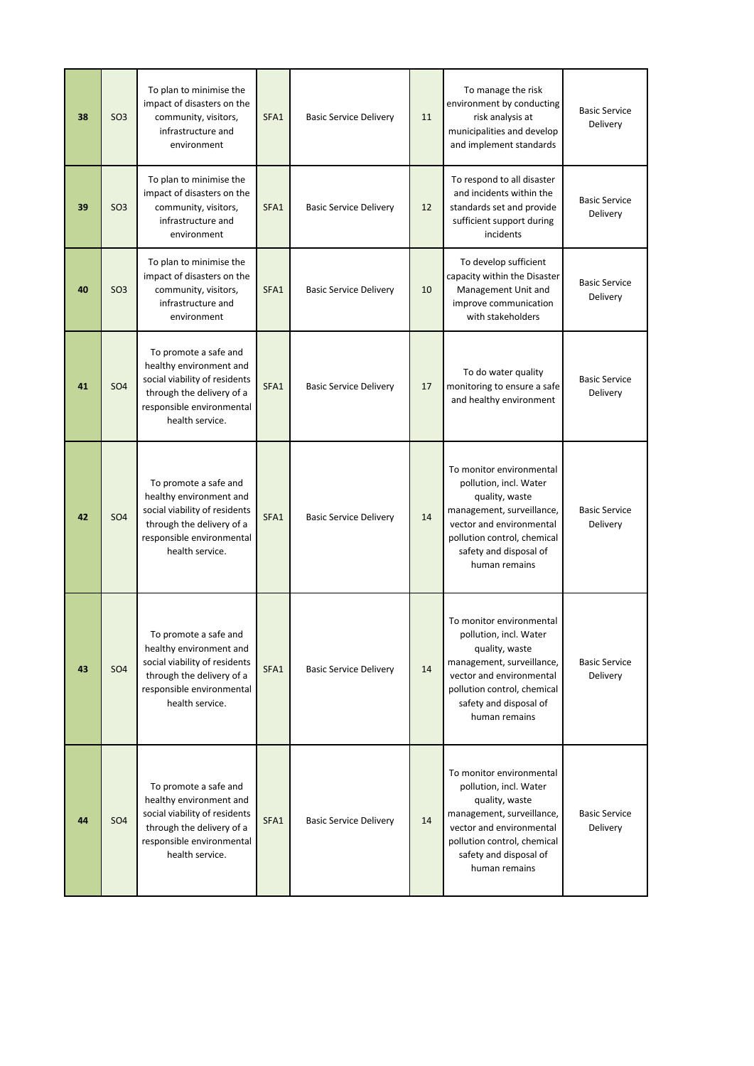| 38 | SO3 | To plan to minimise the impact of disasters on the community, visitors, infrastructure and environment | SFA1 | Basic Service Delivery | 11 | To manage the risk environment by conducting risk analysis at municipalities and develop and implement standards | Basic Service Delivery |
|---|---|---|---|---|---|---|---|
| 39 | SO3 | To plan to minimise the impact of disasters on the community, visitors, infrastructure and environment | SFA1 | Basic Service Delivery | 12 | To respond to all disaster and incidents within the standards set and provide sufficient support during incidents | Basic Service Delivery |
| 40 | SO3 | To plan to minimise the impact of disasters on the community, visitors, infrastructure and environment | SFA1 | Basic Service Delivery | 10 | To develop sufficient capacity within the Disaster Management Unit and improve communication with stakeholders | Basic Service Delivery |
| 41 | SO4 | To promote a safe and healthy environment and social viability of residents through the delivery of a responsible environmental health service. | SFA1 | Basic Service Delivery | 17 | To do water quality monitoring to ensure a safe and healthy environment | Basic Service Delivery |
| 42 | SO4 | To promote a safe and healthy environment and social viability of residents through the delivery of a responsible environmental health service. | SFA1 | Basic Service Delivery | 14 | To monitor environmental pollution, incl. Water quality, waste management, surveillance, vector and environmental pollution control, chemical safety and disposal of human remains | Basic Service Delivery |
| 43 | SO4 | To promote a safe and healthy environment and social viability of residents through the delivery of a responsible environmental health service. | SFA1 | Basic Service Delivery | 14 | To monitor environmental pollution, incl. Water quality, waste management, surveillance, vector and environmental pollution control, chemical safety and disposal of human remains | Basic Service Delivery |
| 44 | SO4 | To promote a safe and healthy environment and social viability of residents through the delivery of a responsible environmental health service. | SFA1 | Basic Service Delivery | 14 | To monitor environmental pollution, incl. Water quality, waste management, surveillance, vector and environmental pollution control, chemical safety and disposal of human remains | Basic Service Delivery |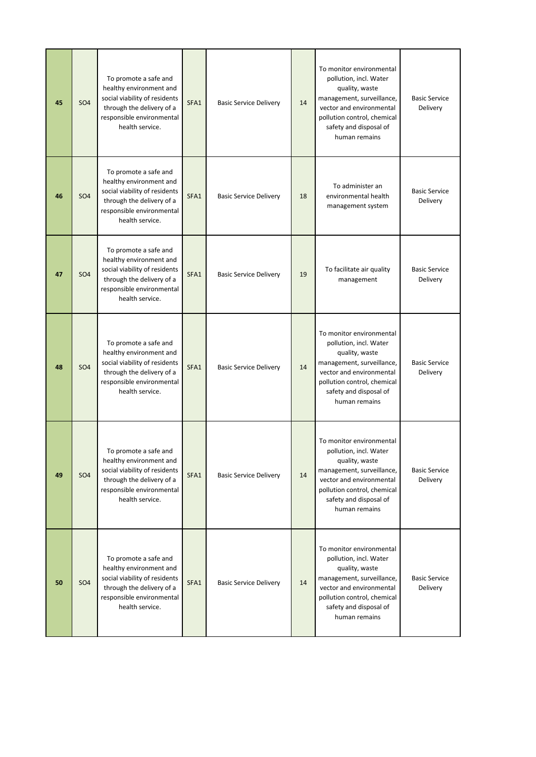| 45 | SO4 | To promote a safe and healthy environment and social viability of residents through the delivery of a responsible environmental health service. | SFA1 | Basic Service Delivery | 14 | To monitor environmental pollution, incl. Water quality, waste management, surveillance, vector and environmental pollution control, chemical safety and disposal of human remains | Basic Service Delivery |
|---|---|---|---|---|---|---|---|
| 46 | SO4 | To promote a safe and healthy environment and social viability of residents through the delivery of a responsible environmental health service. | SFA1 | Basic Service Delivery | 18 | To administer an environmental health management system | Basic Service Delivery |
| 47 | SO4 | To promote a safe and healthy environment and social viability of residents through the delivery of a responsible environmental health service. | SFA1 | Basic Service Delivery | 19 | To facilitate air quality management | Basic Service Delivery |
| 48 | SO4 | To promote a safe and healthy environment and social viability of residents through the delivery of a responsible environmental health service. | SFA1 | Basic Service Delivery | 14 | To monitor environmental pollution, incl. Water quality, waste management, surveillance, vector and environmental pollution control, chemical safety and disposal of human remains | Basic Service Delivery |
| 49 | SO4 | To promote a safe and healthy environment and social viability of residents through the delivery of a responsible environmental health service. | SFA1 | Basic Service Delivery | 14 | To monitor environmental pollution, incl. Water quality, waste management, surveillance, vector and environmental pollution control, chemical safety and disposal of human remains | Basic Service Delivery |
| 50 | SO4 | To promote a safe and healthy environment and social viability of residents through the delivery of a responsible environmental health service. | SFA1 | Basic Service Delivery | 14 | To monitor environmental pollution, incl. Water quality, waste management, surveillance, vector and environmental pollution control, chemical safety and disposal of human remains | Basic Service Delivery |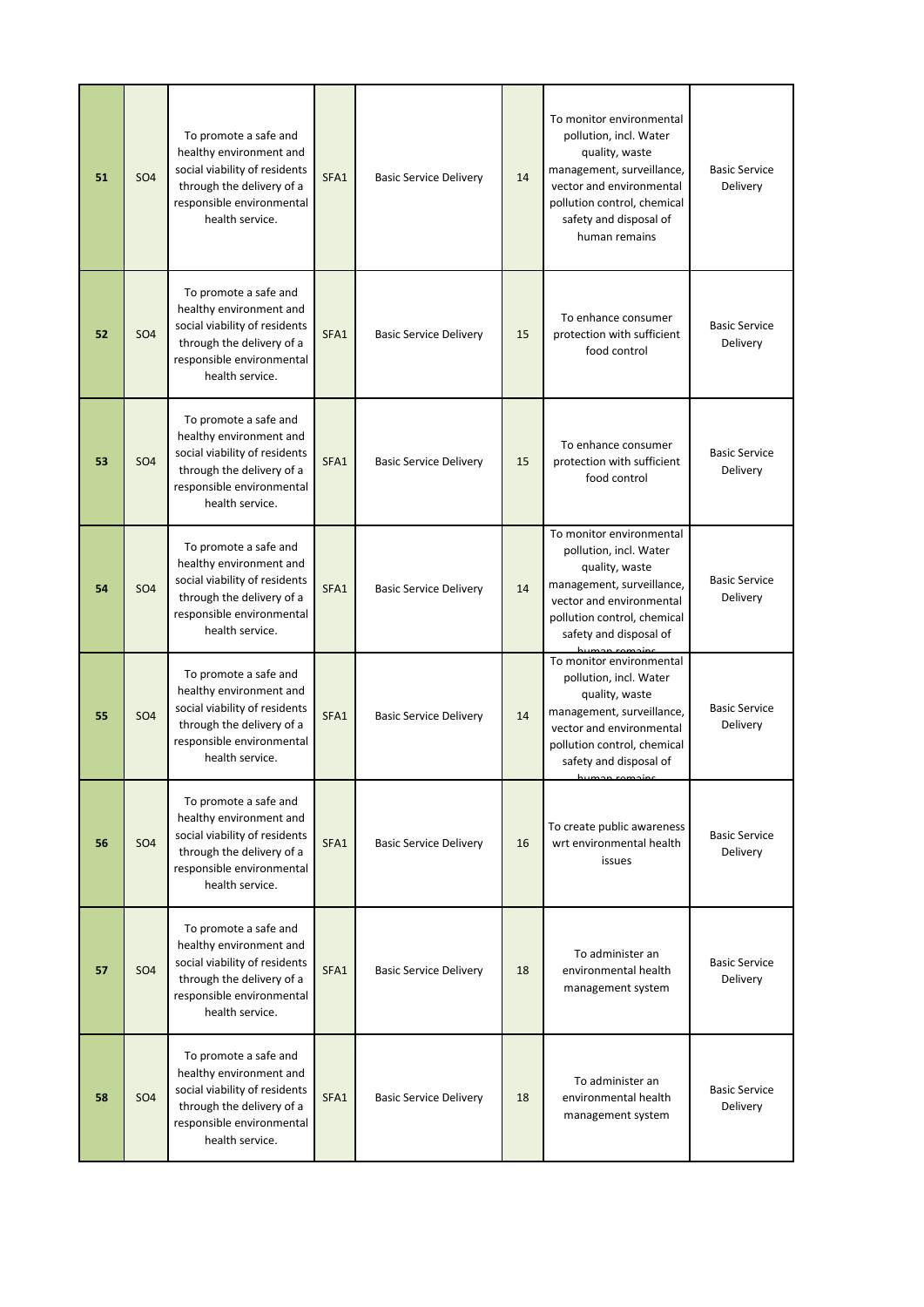| | | | | | | | |
|---|---|---|---|---|---|---|---|
| **51** | SO4 | To promote a safe and healthy environment and social viability of residents through the delivery of a responsible environmental health service. | SFA1 | Basic Service Delivery | 14 | To monitor environmental pollution, incl. Water quality, waste management, surveillance, vector and environmental pollution control, chemical safety and disposal of human remains | Basic Service Delivery |
| **52** | SO4 | To promote a safe and healthy environment and social viability of residents through the delivery of a responsible environmental health service. | SFA1 | Basic Service Delivery | 15 | To enhance consumer protection with sufficient food control | Basic Service Delivery |
| **53** | SO4 | To promote a safe and healthy environment and social viability of residents through the delivery of a responsible environmental health service. | SFA1 | Basic Service Delivery | 15 | To enhance consumer protection with sufficient food control | Basic Service Delivery |
| **54** | SO4 | To promote a safe and healthy environment and social viability of residents through the delivery of a responsible environmental health service. | SFA1 | Basic Service Delivery | 14 | To monitor environmental pollution, incl. Water quality, waste management, surveillance, vector and environmental pollution control, chemical safety and disposal of human remains | Basic Service Delivery |
| **55** | SO4 | To promote a safe and healthy environment and social viability of residents through the delivery of a responsible environmental health service. | SFA1 | Basic Service Delivery | 14 | To monitor environmental pollution, incl. Water quality, waste management, surveillance, vector and environmental pollution control, chemical safety and disposal of human remains | Basic Service Delivery |
| **56** | SO4 | To promote a safe and healthy environment and social viability of residents through the delivery of a responsible environmental health service. | SFA1 | Basic Service Delivery | 16 | To create public awareness wrt environmental health issues | Basic Service Delivery |
| **57** | SO4 | To promote a safe and healthy environment and social viability of residents through the delivery of a responsible environmental health service. | SFA1 | Basic Service Delivery | 18 | To administer an environmental health management system | Basic Service Delivery |
| **58** | SO4 | To promote a safe and healthy environment and social viability of residents through the delivery of a responsible environmental health service. | SFA1 | Basic Service Delivery | 18 | To administer an environmental health management system | Basic Service Delivery |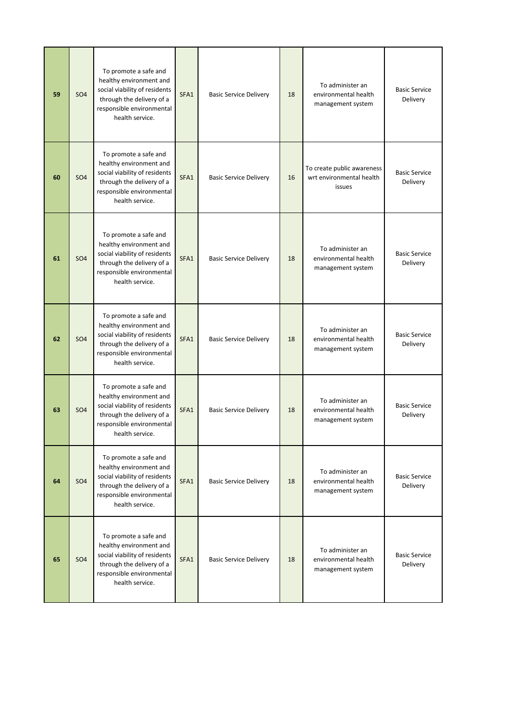| | | | | | | | |
|---|---|---|---|---|---|---|---|
| **59** | SO4 | To promote a safe and healthy environment and social viability of residents through the delivery of a responsible environmental health service. | SFA1 | Basic Service Delivery | 18 | To administer an environmental health management system | Basic Service Delivery |
| **60** | SO4 | To promote a safe and healthy environment and social viability of residents through the delivery of a responsible environmental health service. | SFA1 | Basic Service Delivery | 16 | To create public awareness wrt environmental health issues | Basic Service Delivery |
| **61** | SO4 | To promote a safe and healthy environment and social viability of residents through the delivery of a responsible environmental health service. | SFA1 | Basic Service Delivery | 18 | To administer an environmental health management system | Basic Service Delivery |
| **62** | SO4 | To promote a safe and healthy environment and social viability of residents through the delivery of a responsible environmental health service. | SFA1 | Basic Service Delivery | 18 | To administer an environmental health management system | Basic Service Delivery |
| **63** | SO4 | To promote a safe and healthy environment and social viability of residents through the delivery of a responsible environmental health service. | SFA1 | Basic Service Delivery | 18 | To administer an environmental health management system | Basic Service Delivery |
| **64** | SO4 | To promote a safe and healthy environment and social viability of residents through the delivery of a responsible environmental health service. | SFA1 | Basic Service Delivery | 18 | To administer an environmental health management system | Basic Service Delivery |
| **65** | SO4 | To promote a safe and healthy environment and social viability of residents through the delivery of a responsible environmental health service. | SFA1 | Basic Service Delivery | 18 | To administer an environmental health management system | Basic Service Delivery |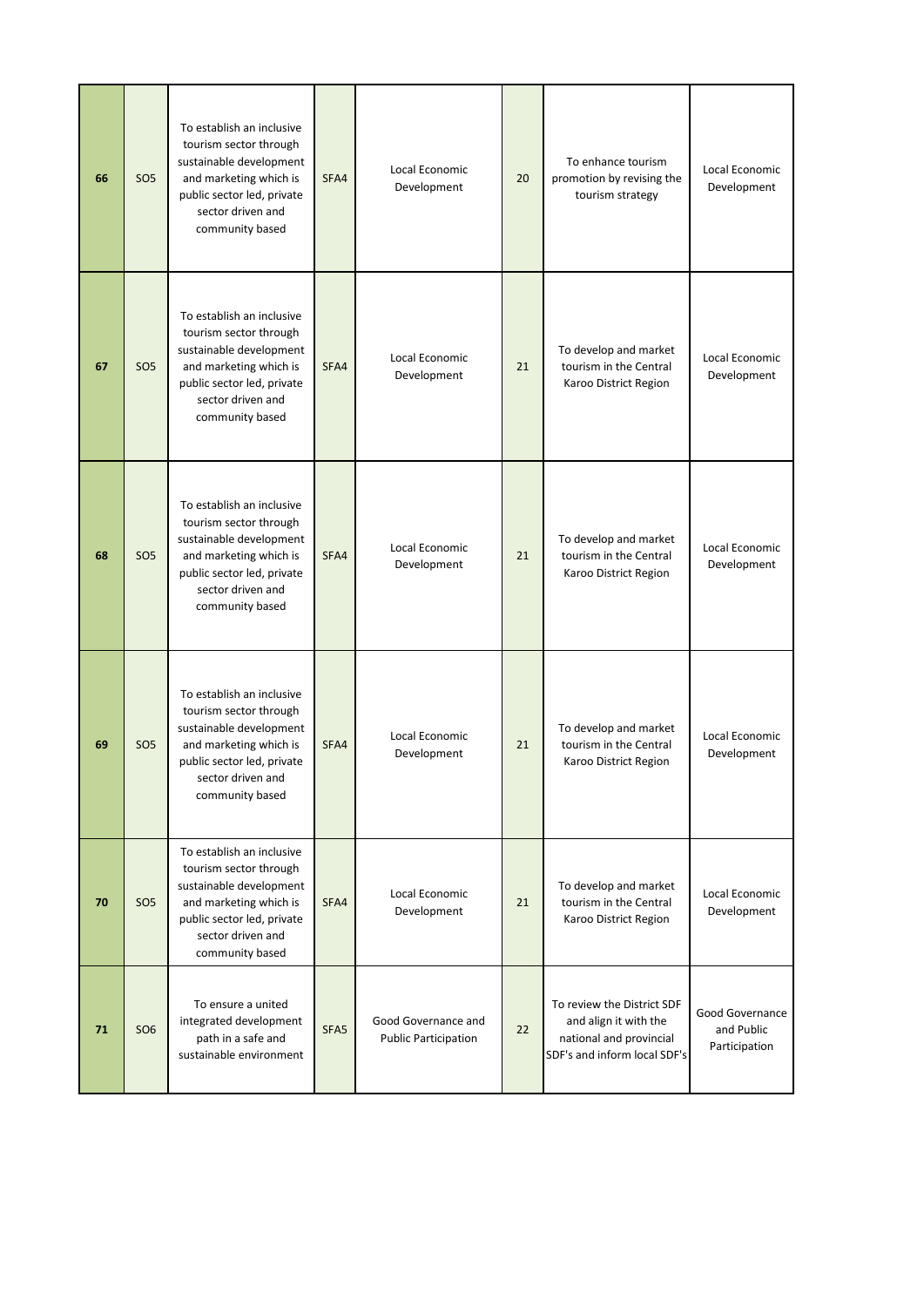| 66 | SO5 | To establish an inclusive tourism sector through sustainable development and marketing which is public sector led, private sector driven and community based | SFA4 | Local Economic Development | 20 | To enhance tourism promotion by revising the tourism strategy | Local Economic Development |
|---|---|---|---|---|---|---|---|
| 67 | SO5 | To establish an inclusive tourism sector through sustainable development and marketing which is public sector led, private sector driven and community based | SFA4 | Local Economic Development | 21 | To develop and market tourism in the Central Karoo District Region | Local Economic Development |
| 68 | SO5 | To establish an inclusive tourism sector through sustainable development and marketing which is public sector led, private sector driven and community based | SFA4 | Local Economic Development | 21 | To develop and market tourism in the Central Karoo District Region | Local Economic Development |
| 69 | SO5 | To establish an inclusive tourism sector through sustainable development and marketing which is public sector led, private sector driven and community based | SFA4 | Local Economic Development | 21 | To develop and market tourism in the Central Karoo District Region | Local Economic Development |
| 70 | SO5 | To establish an inclusive tourism sector through sustainable development and marketing which is public sector led, private sector driven and community based | SFA4 | Local Economic Development | 21 | To develop and market tourism in the Central Karoo District Region | Local Economic Development |
| 71 | SO6 | To ensure a united integrated development path in a safe and sustainable environment | SFA5 | Good Governance and Public Participation | 22 | To review the District SDF and align it with the national and provincial SDF's and inform local SDF's | Good Governance and Public Participation |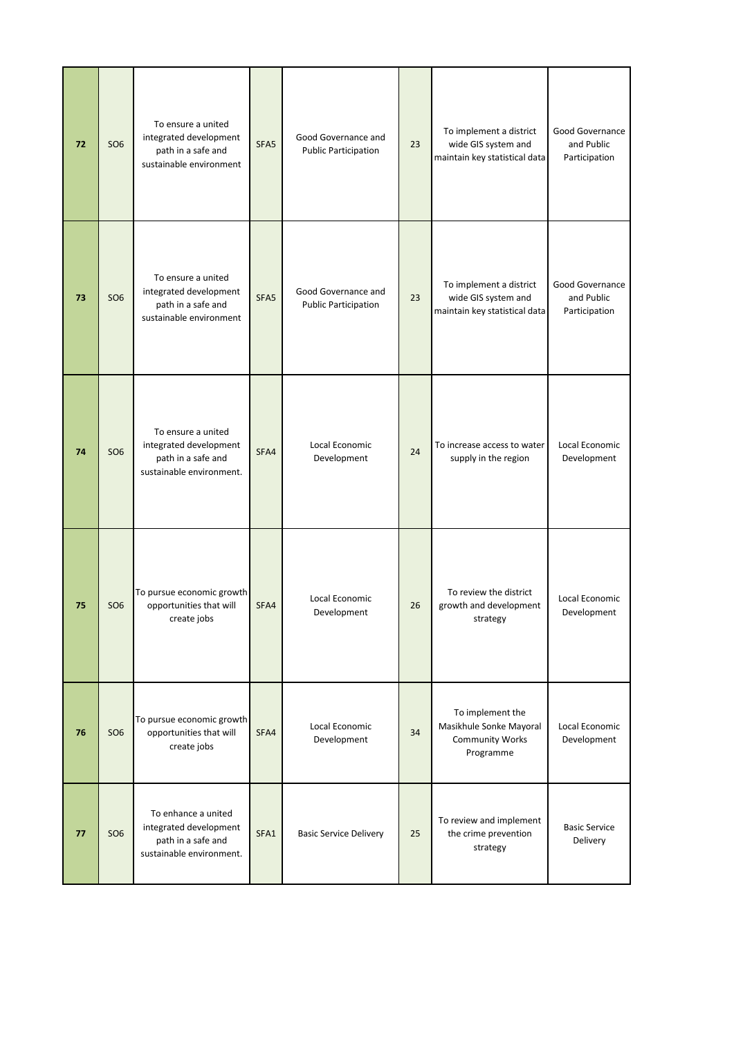| | | | | | | | |
|---|---|---|---|---|---|---|---|
| **72** | SO6 | To ensure a united integrated development path in a safe and sustainable environment | SFA5 | Good Governance and Public Participation | 23 | To implement a district wide GIS system and maintain key statistical data | Good Governance and Public Participation |
| **73** | SO6 | To ensure a united integrated development path in a safe and sustainable environment | SFA5 | Good Governance and Public Participation | 23 | To implement a district wide GIS system and maintain key statistical data | Good Governance and Public Participation |
| **74** | SO6 | To ensure a united integrated development path in a safe and sustainable environment. | SFA4 | Local Economic Development | 24 | To increase access to water supply in the region | Local Economic Development |
| **75** | SO6 | To pursue economic growth opportunities that will create jobs | SFA4 | Local Economic Development | 26 | To review the district growth and development strategy | Local Economic Development |
| **76** | SO6 | To pursue economic growth opportunities that will create jobs | SFA4 | Local Economic Development | 34 | To implement the Masikhule Sonke Mayoral Community Works Programme | Local Economic Development |
| **77** | SO6 | To enhance a united integrated development path in a safe and sustainable environment. | SFA1 | Basic Service Delivery | 25 | To review and implement the crime prevention strategy | Basic Service Delivery |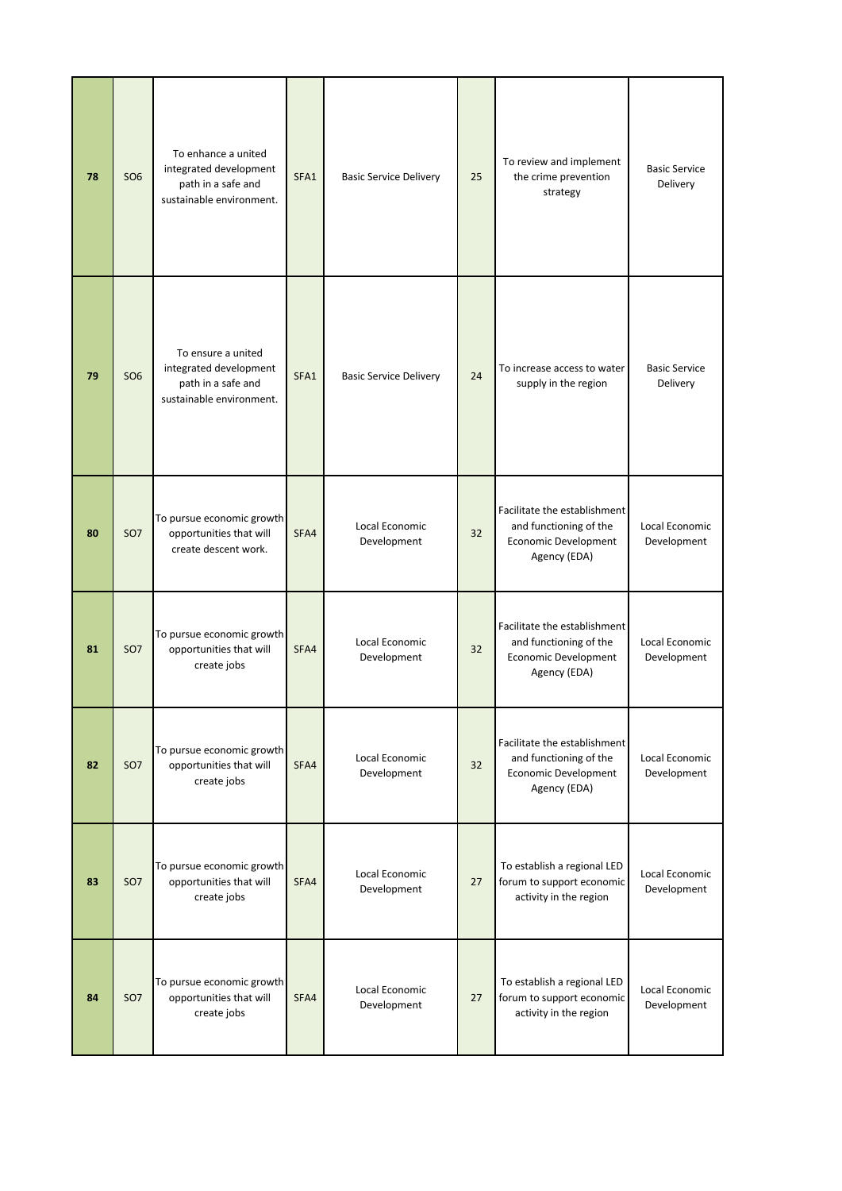| | | | | | | | |
|---|---|---|---|---|---|---|---|
| **78** | SO6 | To enhance a united integrated development path in a safe and sustainable environment. | SFA1 | Basic Service Delivery | 25 | To review and implement the crime prevention strategy | Basic Service Delivery |
| **79** | SO6 | To ensure a united integrated development path in a safe and sustainable environment. | SFA1 | Basic Service Delivery | 24 | To increase access to water supply in the region | Basic Service Delivery |
| **80** | SO7 | To pursue economic growth opportunities that will create descent work. | SFA4 | Local Economic Development | 32 | Facilitate the establishment and functioning of the Economic Development Agency (EDA) | Local Economic Development |
| **81** | SO7 | To pursue economic growth opportunities that will create jobs | SFA4 | Local Economic Development | 32 | Facilitate the establishment and functioning of the Economic Development Agency (EDA) | Local Economic Development |
| **82** | SO7 | To pursue economic growth opportunities that will create jobs | SFA4 | Local Economic Development | 32 | Facilitate the establishment and functioning of the Economic Development Agency (EDA) | Local Economic Development |
| **83** | SO7 | To pursue economic growth opportunities that will create jobs | SFA4 | Local Economic Development | 27 | To establish a regional LED forum to support economic activity in the region | Local Economic Development |
| **84** | SO7 | To pursue economic growth opportunities that will create jobs | SFA4 | Local Economic Development | 27 | To establish a regional LED forum to support economic activity in the region | Local Economic Development |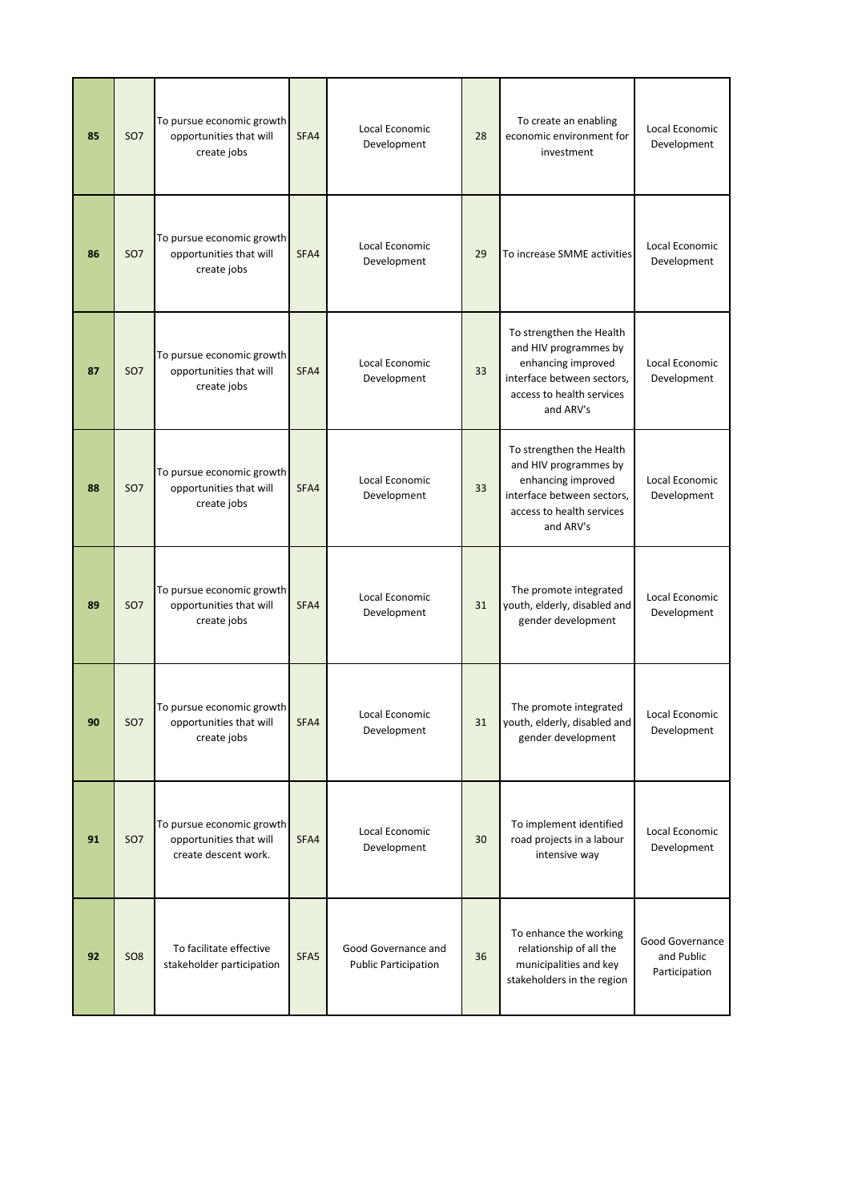| 85 | SO7 | To pursue economic growth opportunities that will create jobs | SFA4 | Local Economic Development | 28 | To create an enabling economic environment for investment | Local Economic Development |
|---|---|---|---|---|---|---|---|
| 86 | SO7 | To pursue economic growth opportunities that will create jobs | SFA4 | Local Economic Development | 29 | To increase SMME activities | Local Economic Development |
| 87 | SO7 | To pursue economic growth opportunities that will create jobs | SFA4 | Local Economic Development | 33 | To strengthen the Health and HIV programmes by enhancing improved interface between sectors, access to health services and ARV's | Local Economic Development |
| 88 | SO7 | To pursue economic growth opportunities that will create jobs | SFA4 | Local Economic Development | 33 | To strengthen the Health and HIV programmes by enhancing improved interface between sectors, access to health services and ARV's | Local Economic Development |
| 89 | SO7 | To pursue economic growth opportunities that will create jobs | SFA4 | Local Economic Development | 31 | The promote integrated youth, elderly, disabled and gender development | Local Economic Development |
| 90 | SO7 | To pursue economic growth opportunities that will create jobs | SFA4 | Local Economic Development | 31 | The promote integrated youth, elderly, disabled and gender development | Local Economic Development |
| 91 | SO7 | To pursue economic growth opportunities that will create descent work. | SFA4 | Local Economic Development | 30 | To implement identified road projects in a labour intensive way | Local Economic Development |
| 92 | SO8 | To facilitate effective stakeholder participation | SFA5 | Good Governance and Public Participation | 36 | To enhance the working relationship of all the municipalities and key stakeholders in the region | Good Governance and Public Participation |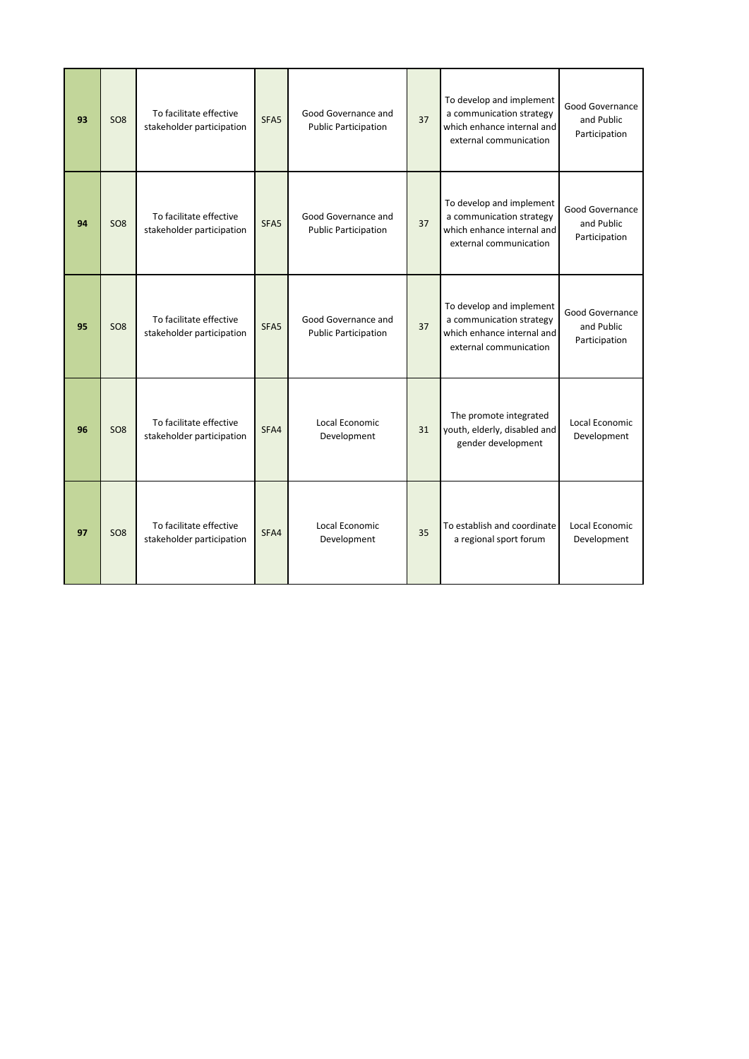| | | | | | | | |
|---|---|---|---|---|---|---|---|
| **93** | SO8 | To facilitate effective stakeholder participation | SFA5 | Good Governance and Public Participation | 37 | To develop and implement a communication strategy which enhance internal and external communication | Good Governance and Public Participation |
| **94** | SO8 | To facilitate effective stakeholder participation | SFA5 | Good Governance and Public Participation | 37 | To develop and implement a communication strategy which enhance internal and external communication | Good Governance and Public Participation |
| **95** | SO8 | To facilitate effective stakeholder participation | SFA5 | Good Governance and Public Participation | 37 | To develop and implement a communication strategy which enhance internal and external communication | Good Governance and Public Participation |
| **96** | SO8 | To facilitate effective stakeholder participation | SFA4 | Local Economic Development | 31 | The promote integrated youth, elderly, disabled and gender development | Local Economic Development |
| **97** | SO8 | To facilitate effective stakeholder participation | SFA4 | Local Economic Development | 35 | To establish and coordinate a regional sport forum | Local Economic Development |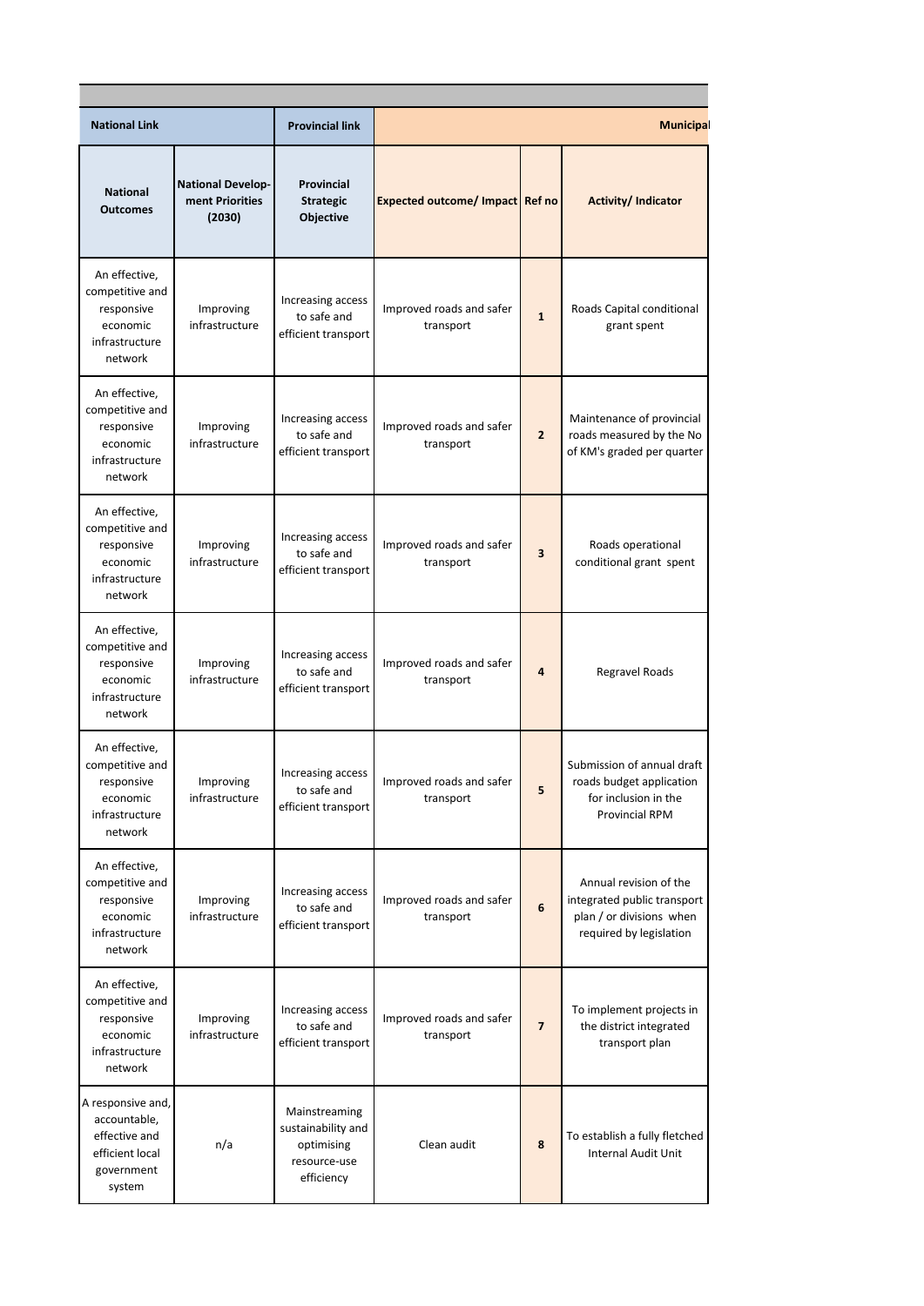| National Link | | Provincial link | Municipal | | |
|---|---|---|---|---|---|
| National Outcomes | National Develop-ment Priorities (2030) | Provincial Strategic Objective | Expected outcome/ Impact | Ref no | Activity/ Indicator |
| An effective, competitive and responsive economic infrastructure network | Improving infrastructure | Increasing access to safe and efficient transport | Improved roads and safer transport | **1** | Roads Capital conditional grant spent |
| An effective, competitive and responsive economic infrastructure network | Improving infrastructure | Increasing access to safe and efficient transport | Improved roads and safer transport | **2** | Maintenance of provincial roads measured by the No of KM's graded per quarter |
| An effective, competitive and responsive economic infrastructure network | Improving infrastructure | Increasing access to safe and efficient transport | Improved roads and safer transport | **3** | Roads operational conditional grant spent |
| An effective, competitive and responsive economic infrastructure network | Improving infrastructure | Increasing access to safe and efficient transport | Improved roads and safer transport | **4** | Regravel Roads |
| An effective, competitive and responsive economic infrastructure network | Improving infrastructure | Increasing access to safe and efficient transport | Improved roads and safer transport | **5** | Submission of annual draft roads budget application for inclusion in the Provincial RPM |
| An effective, competitive and responsive economic infrastructure network | Improving infrastructure | Increasing access to safe and efficient transport | Improved roads and safer transport | **6** | Annual revision of the integrated public transport plan / or divisions when required by legislation |
| An effective, competitive and responsive economic infrastructure network | Improving infrastructure | Increasing access to safe and efficient transport | Improved roads and safer transport | **7** | To implement projects in the district integrated transport plan |
| A responsive and, accountable, effective and efficient local government system | n/a | Mainstreaming sustainability and optimising resource-use efficiency | Clean audit | **8** | To establish a fully fletched Internal Audit Unit |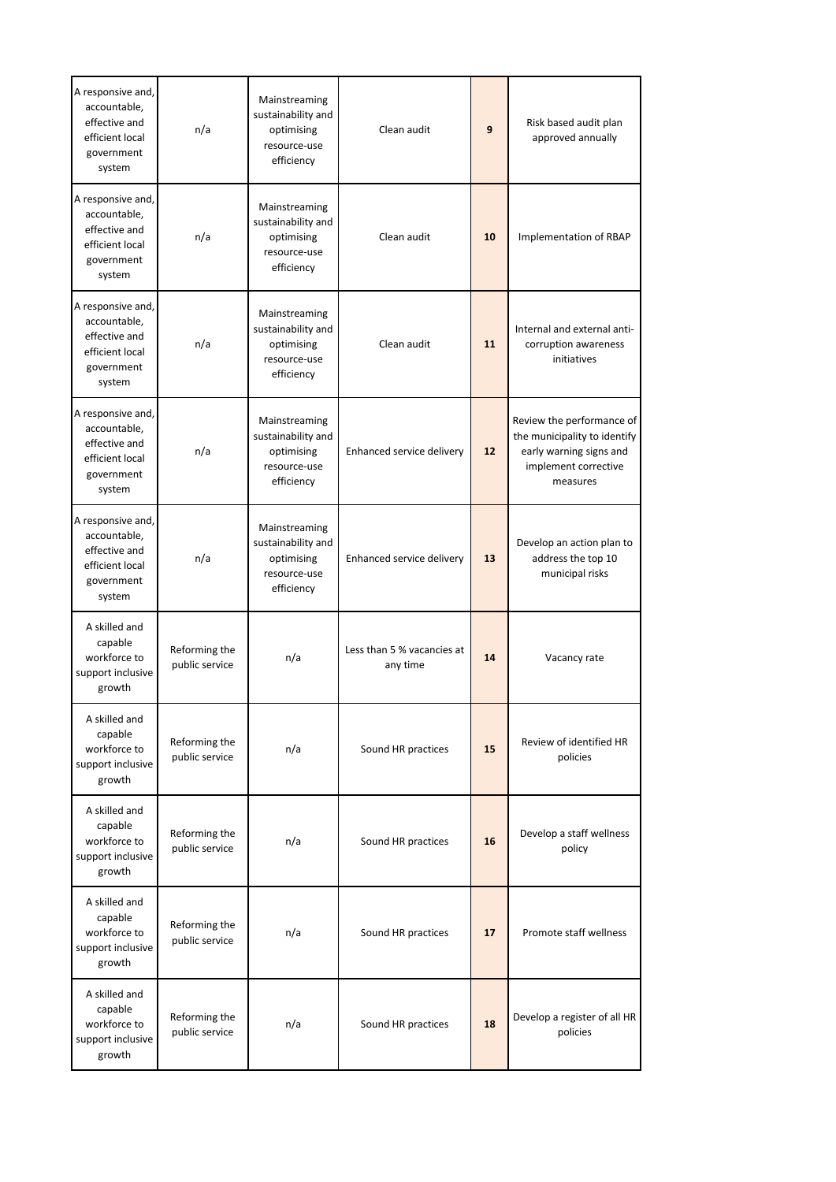| | | | | | |
|---|---|---|---|---|---|
| A responsive and, accountable, effective and efficient local government system | n/a | Mainstreaming sustainability and optimising resource-use efficiency | Clean audit | **9** | Risk based audit plan approved annually |
| A responsive and, accountable, effective and efficient local government system | n/a | Mainstreaming sustainability and optimising resource-use efficiency | Clean audit | **10** | Implementation of RBAP |
| A responsive and, accountable, effective and efficient local government system | n/a | Mainstreaming sustainability and optimising resource-use efficiency | Clean audit | **11** | Internal and external anti-corruption awareness initiatives |
| A responsive and, accountable, effective and efficient local government system | n/a | Mainstreaming sustainability and optimising resource-use efficiency | Enhanced service delivery | **12** | Review the performance of the municipality to identify early warning signs and implement corrective measures |
| A responsive and, accountable, effective and efficient local government system | n/a | Mainstreaming sustainability and optimising resource-use efficiency | Enhanced service delivery | **13** | Develop an action plan to address the top 10 municipal risks |
| A skilled and capable workforce to support inclusive growth | Reforming the public service | n/a | Less than 5 % vacancies at any time | **14** | Vacancy rate |
| A skilled and capable workforce to support inclusive growth | Reforming the public service | n/a | Sound HR practices | **15** | Review of identified HR policies |
| A skilled and capable workforce to support inclusive growth | Reforming the public service | n/a | Sound HR practices | **16** | Develop a staff wellness policy |
| A skilled and capable workforce to support inclusive growth | Reforming the public service | n/a | Sound HR practices | **17** | Promote staff wellness |
| A skilled and capable workforce to support inclusive growth | Reforming the public service | n/a | Sound HR practices | **18** | Develop a register of all HR policies |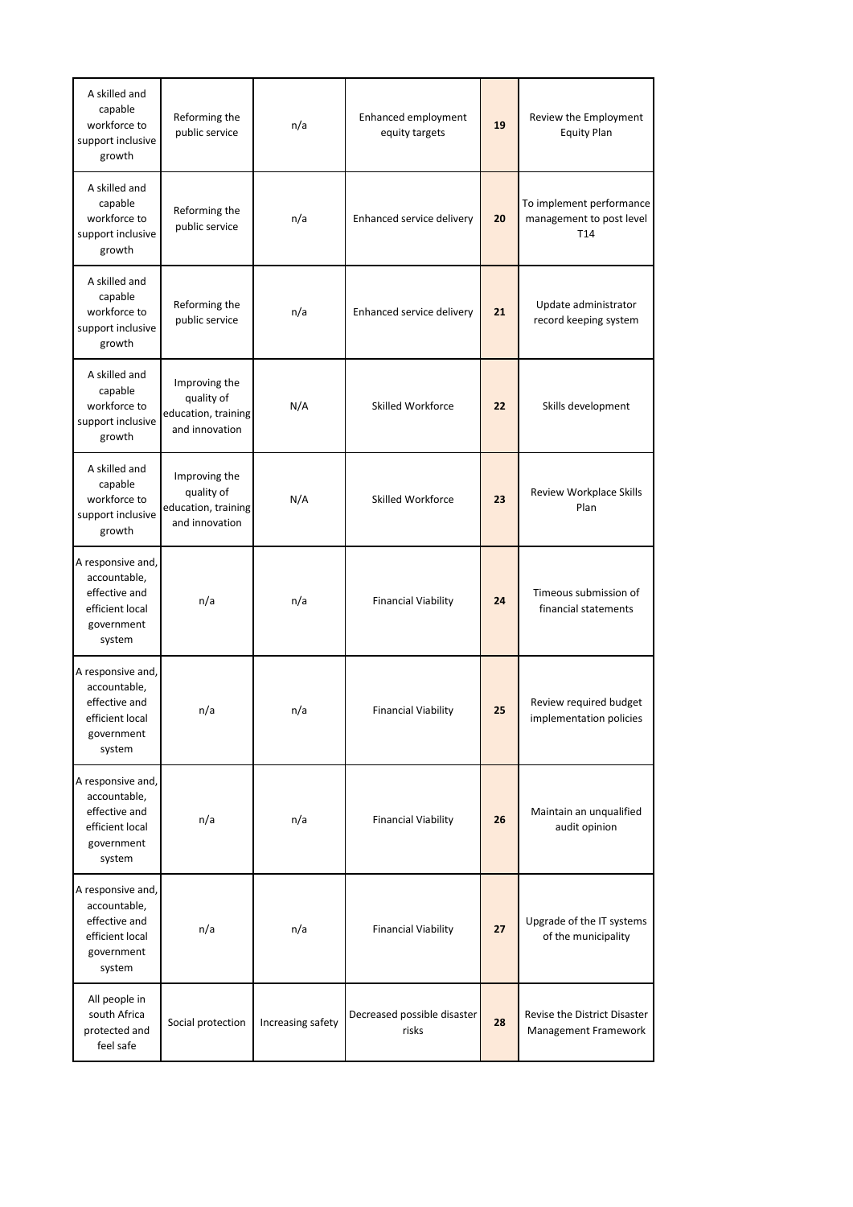| | | | | | |
|---|---|---|---|---|---|
| A skilled and capable workforce to support inclusive growth | Reforming the public service | n/a | Enhanced employment equity targets | **19** | Review the Employment Equity Plan |
| A skilled and capable workforce to support inclusive growth | Reforming the public service | n/a | Enhanced service delivery | **20** | To implement performance management to post level T14 |
| A skilled and capable workforce to support inclusive growth | Reforming the public service | n/a | Enhanced service delivery | **21** | Update administrator record keeping system |
| A skilled and capable workforce to support inclusive growth | Improving the quality of education, training and innovation | N/A | Skilled Workforce | **22** | Skills development |
| A skilled and capable workforce to support inclusive growth | Improving the quality of education, training and innovation | N/A | Skilled Workforce | **23** | Review Workplace Skills Plan |
| A responsive and, accountable, effective and efficient local government system | n/a | n/a | Financial Viability | **24** | Timeous submission of financial statements |
| A responsive and, accountable, effective and efficient local government system | n/a | n/a | Financial Viability | **25** | Review required budget implementation policies |
| A responsive and, accountable, effective and efficient local government system | n/a | n/a | Financial Viability | **26** | Maintain an unqualified audit opinion |
| A responsive and, accountable, effective and efficient local government system | n/a | n/a | Financial Viability | **27** | Upgrade of the IT systems of the municipality |
| All people in south Africa protected and feel safe | Social protection | Increasing safety | Decreased possible disaster risks | **28** | Revise the District Disaster Management Framework |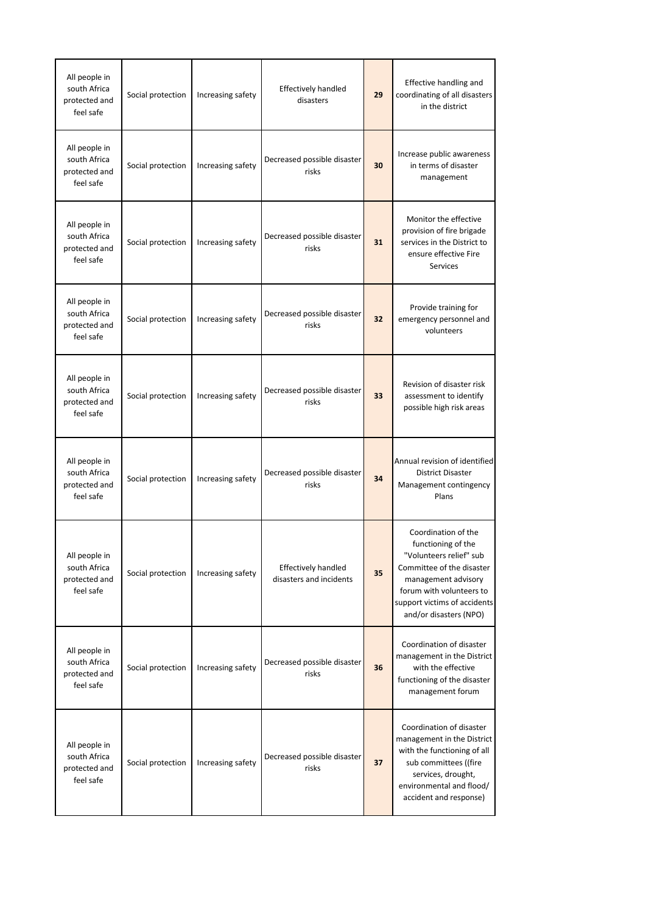| | | | | | |
|---|---|---|---|---|---|
| All people in south Africa protected and feel safe | Social protection | Increasing safety | Effectively handled disasters | **29** | Effective handling and coordinating of all disasters in the district |
| All people in south Africa protected and feel safe | Social protection | Increasing safety | Decreased possible disaster risks | **30** | Increase public awareness in terms of disaster management |
| All people in south Africa protected and feel safe | Social protection | Increasing safety | Decreased possible disaster risks | **31** | Monitor the effective provision of fire brigade services in the District to ensure effective Fire Services |
| All people in south Africa protected and feel safe | Social protection | Increasing safety | Decreased possible disaster risks | **32** | Provide training for emergency personnel and volunteers |
| All people in south Africa protected and feel safe | Social protection | Increasing safety | Decreased possible disaster risks | **33** | Revision of disaster risk assessment to identify possible high risk areas |
| All people in south Africa protected and feel safe | Social protection | Increasing safety | Decreased possible disaster risks | **34** | Annual revision of identified District Disaster Management contingency Plans |
| All people in south Africa protected and feel safe | Social protection | Increasing safety | Effectively handled disasters and incidents | **35** | Coordination of the functioning of the "Volunteers relief" sub Committee of the disaster management advisory forum with volunteers to support victims of accidents and/or disasters (NPO) |
| All people in south Africa protected and feel safe | Social protection | Increasing safety | Decreased possible disaster risks | **36** | Coordination of disaster management in the District with the effective functioning of the disaster management forum |
| All people in south Africa protected and feel safe | Social protection | Increasing safety | Decreased possible disaster risks | **37** | Coordination of disaster management in the District with the functioning of all sub committees ((fire services, drought, environmental and flood/ accident and response) |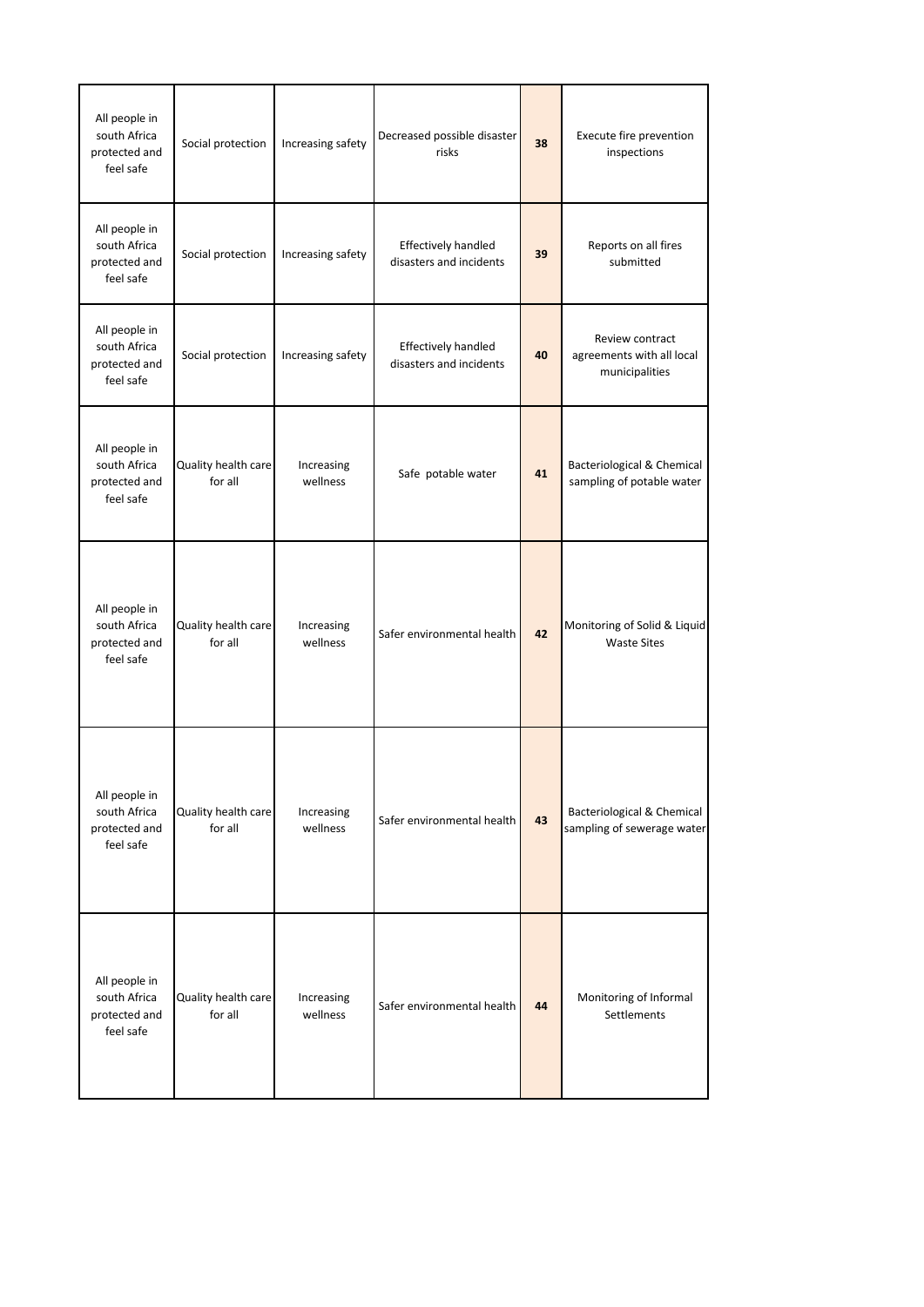| | | | | | |
|---|---|---|---|---|---|
| All people in south Africa protected and feel safe | Social protection | Increasing safety | Decreased possible disaster risks | **38** | Execute fire prevention inspections |
| All people in south Africa protected and feel safe | Social protection | Increasing safety | Effectively handled disasters and incidents | **39** | Reports on all fires submitted |
| All people in south Africa protected and feel safe | Social protection | Increasing safety | Effectively handled disasters and incidents | **40** | Review contract agreements with all local municipalities |
| All people in south Africa protected and feel safe | Quality health care for all | Increasing wellness | Safe potable water | **41** | Bacteriological & Chemical sampling of potable water |
| All people in south Africa protected and feel safe | Quality health care for all | Increasing wellness | Safer environmental health | **42** | Monitoring of Solid & Liquid Waste Sites |
| All people in south Africa protected and feel safe | Quality health care for all | Increasing wellness | Safer environmental health | **43** | Bacteriological & Chemical sampling of sewerage water |
| All people in south Africa protected and feel safe | Quality health care for all | Increasing wellness | Safer environmental health | **44** | Monitoring of Informal Settlements |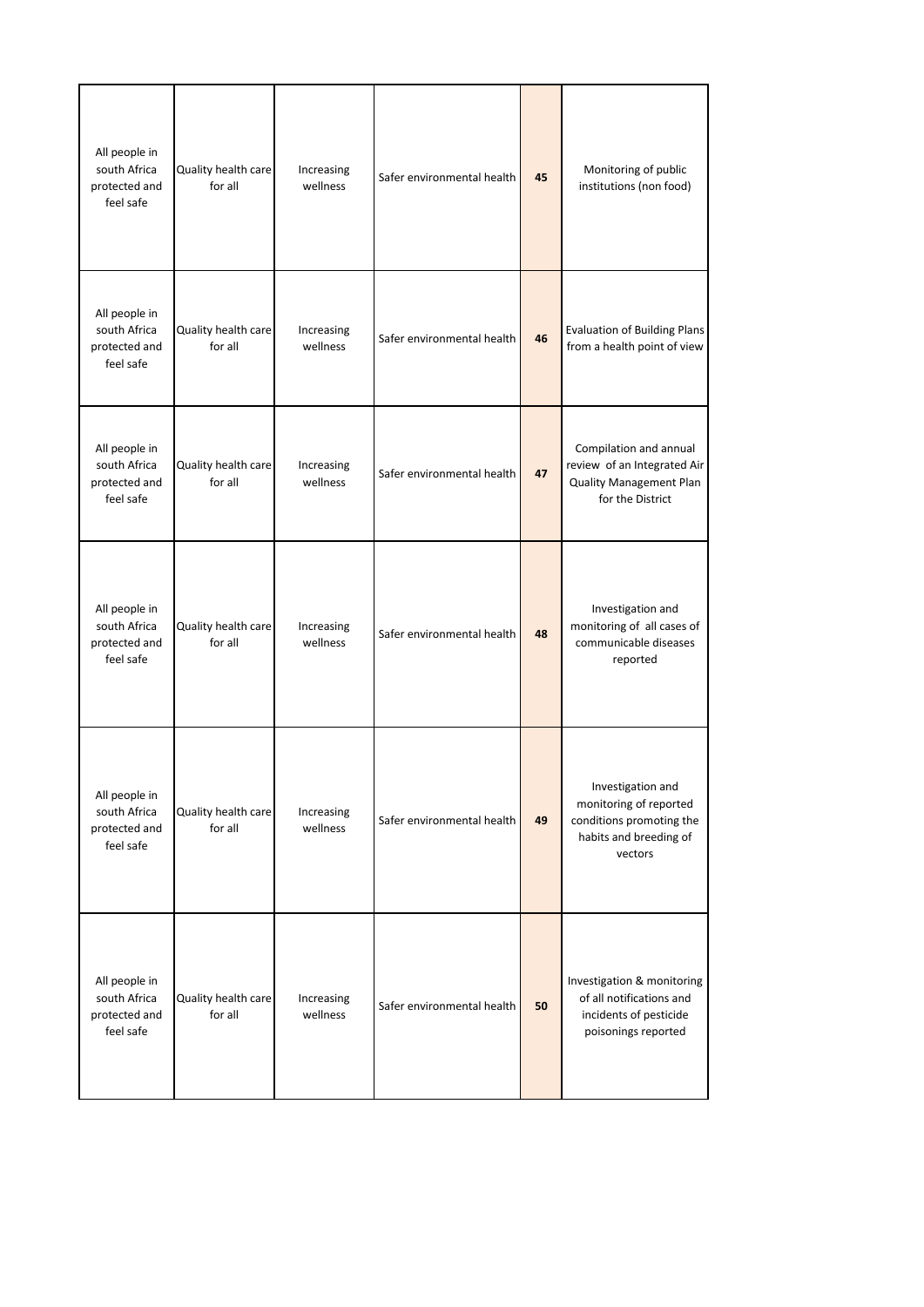| | | | | | |
|---|---|---|---|---|---|
| All people in south Africa protected and feel safe | Quality health care for all | Increasing wellness | Safer environmental health | **45** | Monitoring of public institutions (non food) |
| All people in south Africa protected and feel safe | Quality health care for all | Increasing wellness | Safer environmental health | **46** | Evaluation of Building Plans from a health point of view |
| All people in south Africa protected and feel safe | Quality health care for all | Increasing wellness | Safer environmental health | **47** | Compilation and annual review of an Integrated Air Quality Management Plan for the District |
| All people in south Africa protected and feel safe | Quality health care for all | Increasing wellness | Safer environmental health | **48** | Investigation and monitoring of all cases of communicable diseases reported |
| All people in south Africa protected and feel safe | Quality health care for all | Increasing wellness | Safer environmental health | **49** | Investigation and monitoring of reported conditions promoting the habits and breeding of vectors |
| All people in south Africa protected and feel safe | Quality health care for all | Increasing wellness | Safer environmental health | **50** | Investigation & monitoring of all notifications and incidents of pesticide poisonings reported |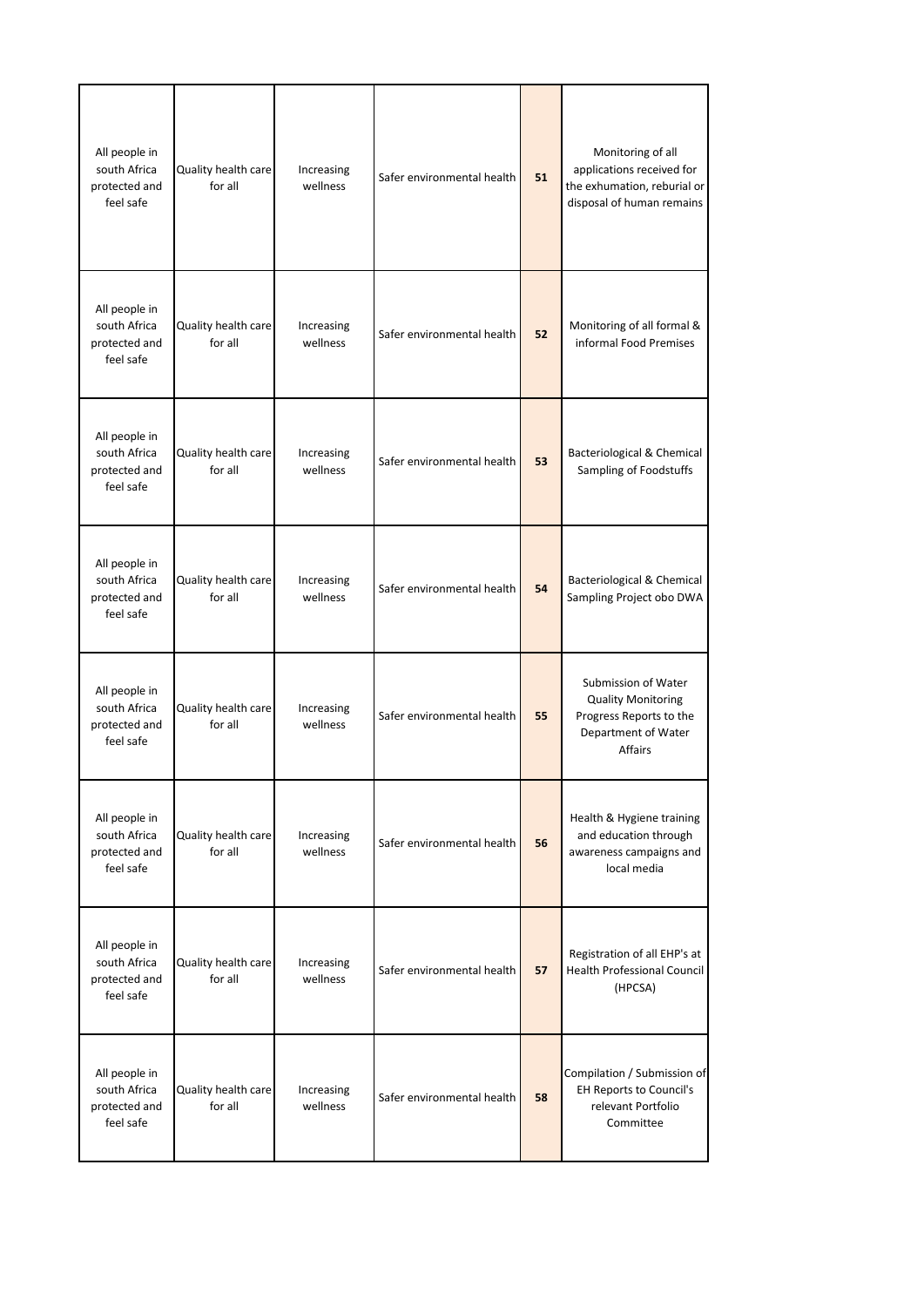| | | | | | |
|---|---|---|---|---|---|
| All people in south Africa protected and feel safe | Quality health care for all | Increasing wellness | Safer environmental health | **51** | Monitoring of all applications received for the exhumation, reburial or disposal of human remains |
| All people in south Africa protected and feel safe | Quality health care for all | Increasing wellness | Safer environmental health | **52** | Monitoring of all formal & informal Food Premises |
| All people in south Africa protected and feel safe | Quality health care for all | Increasing wellness | Safer environmental health | **53** | Bacteriological & Chemical Sampling of Foodstuffs |
| All people in south Africa protected and feel safe | Quality health care for all | Increasing wellness | Safer environmental health | **54** | Bacteriological & Chemical Sampling Project obo DWA |
| All people in south Africa protected and feel safe | Quality health care for all | Increasing wellness | Safer environmental health | **55** | Submission of Water Quality Monitoring Progress Reports to the Department of Water Affairs |
| All people in south Africa protected and feel safe | Quality health care for all | Increasing wellness | Safer environmental health | **56** | Health & Hygiene training and education through awareness campaigns and local media |
| All people in south Africa protected and feel safe | Quality health care for all | Increasing wellness | Safer environmental health | **57** | Registration of all EHP's at Health Professional Council (HPCSA) |
| All people in south Africa protected and feel safe | Quality health care for all | Increasing wellness | Safer environmental health | **58** | Compilation / Submission of EH Reports to Council's relevant Portfolio Committee |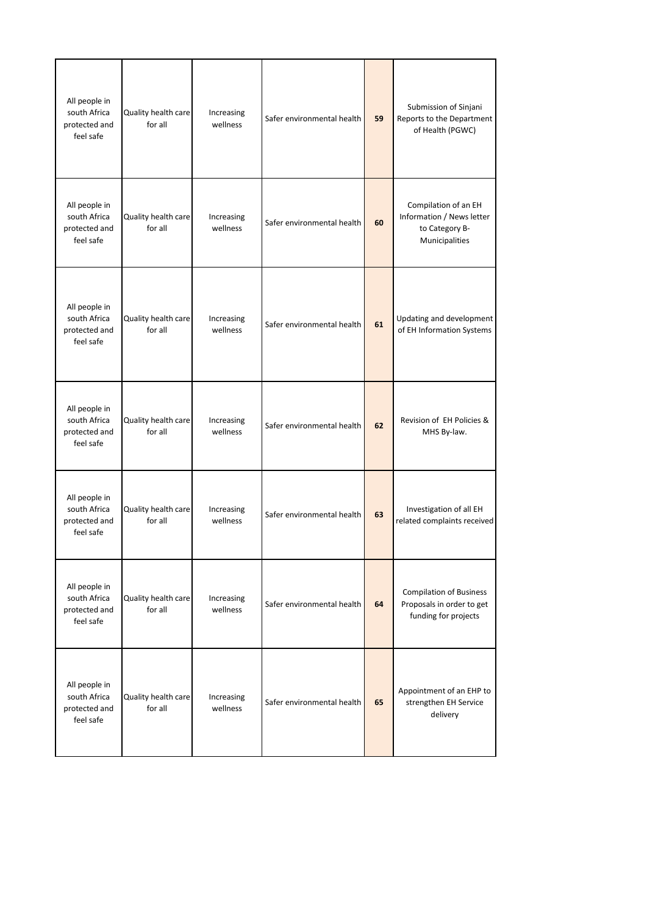| | | | | | |
|---|---|---|---|---|---|
| All people in south Africa protected and feel safe | Quality health care for all | Increasing wellness | Safer environmental health | **59** | Submission of Sinjani Reports to the Department of Health (PGWC) |
| All people in south Africa protected and feel safe | Quality health care for all | Increasing wellness | Safer environmental health | **60** | Compilation of an EH Information / News letter to Category B-Municipalities |
| All people in south Africa protected and feel safe | Quality health care for all | Increasing wellness | Safer environmental health | **61** | Updating and development of EH Information Systems |
| All people in south Africa protected and feel safe | Quality health care for all | Increasing wellness | Safer environmental health | **62** | Revision of EH Policies & MHS By-law. |
| All people in south Africa protected and feel safe | Quality health care for all | Increasing wellness | Safer environmental health | **63** | Investigation of all EH related complaints received |
| All people in south Africa protected and feel safe | Quality health care for all | Increasing wellness | Safer environmental health | **64** | Compilation of Business Proposals in order to get funding for projects |
| All people in south Africa protected and feel safe | Quality health care for all | Increasing wellness | Safer environmental health | **65** | Appointment of an EHP to strengthen EH Service delivery |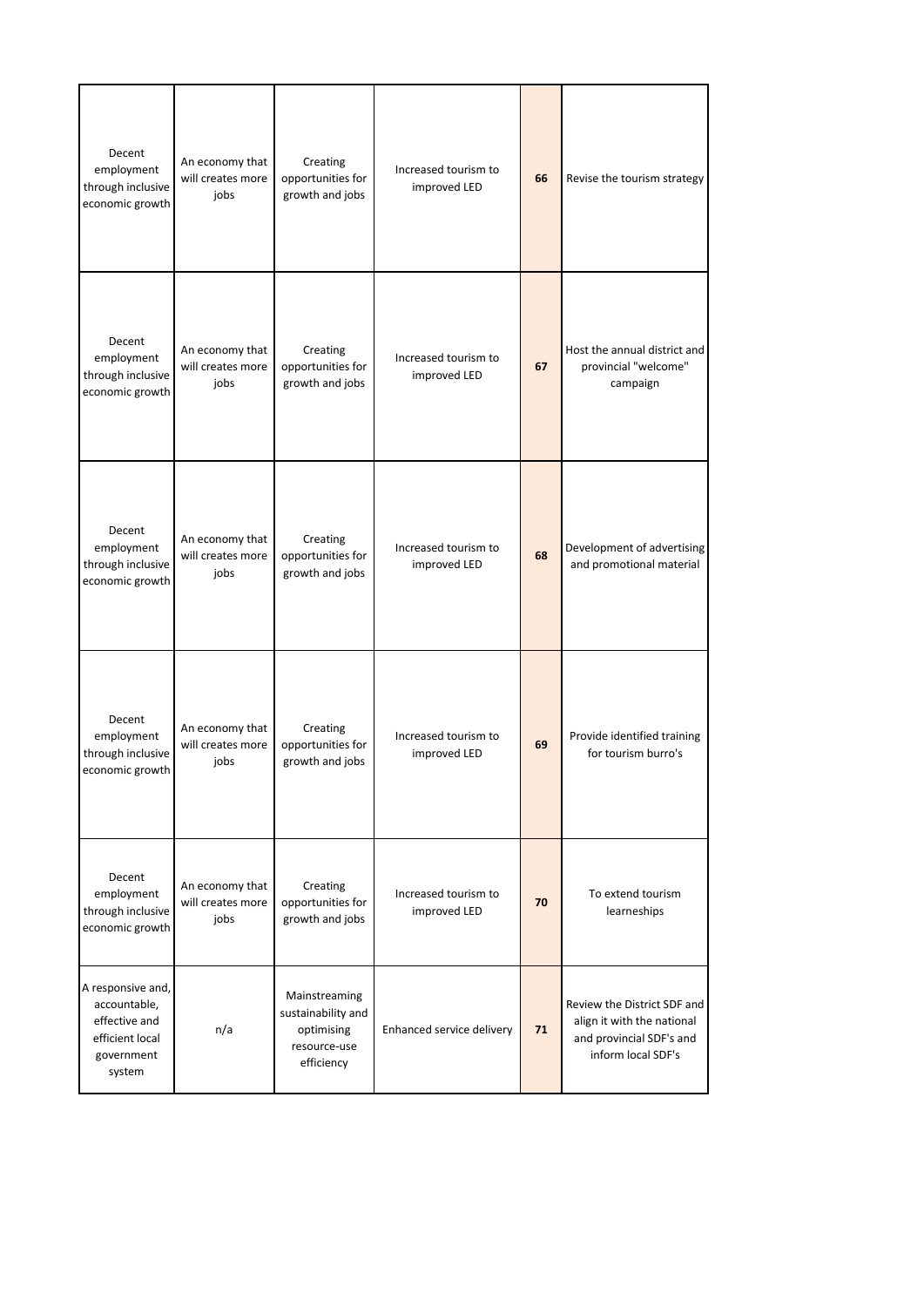| | | | | | |
|---|---|---|---|---|---|
| Decent employment through inclusive economic growth | An economy that will creates more jobs | Creating opportunities for growth and jobs | Increased tourism to improved LED | **66** | Revise the tourism strategy |
| Decent employment through inclusive economic growth | An economy that will creates more jobs | Creating opportunities for growth and jobs | Increased tourism to improved LED | **67** | Host the annual district and provincial "welcome" campaign |
| Decent employment through inclusive economic growth | An economy that will creates more jobs | Creating opportunities for growth and jobs | Increased tourism to improved LED | **68** | Development of advertising and promotional material |
| Decent employment through inclusive economic growth | An economy that will creates more jobs | Creating opportunities for growth and jobs | Increased tourism to improved LED | **69** | Provide identified training for tourism burro's |
| Decent employment through inclusive economic growth | An economy that will creates more jobs | Creating opportunities for growth and jobs | Increased tourism to improved LED | **70** | To extend tourism learneships |
| A responsive and, accountable, effective and efficient local government system | n/a | Mainstreaming sustainability and optimising resource-use efficiency | Enhanced service delivery | **71** | Review the District SDF and align it with the national and provincial SDF's and inform local SDF's |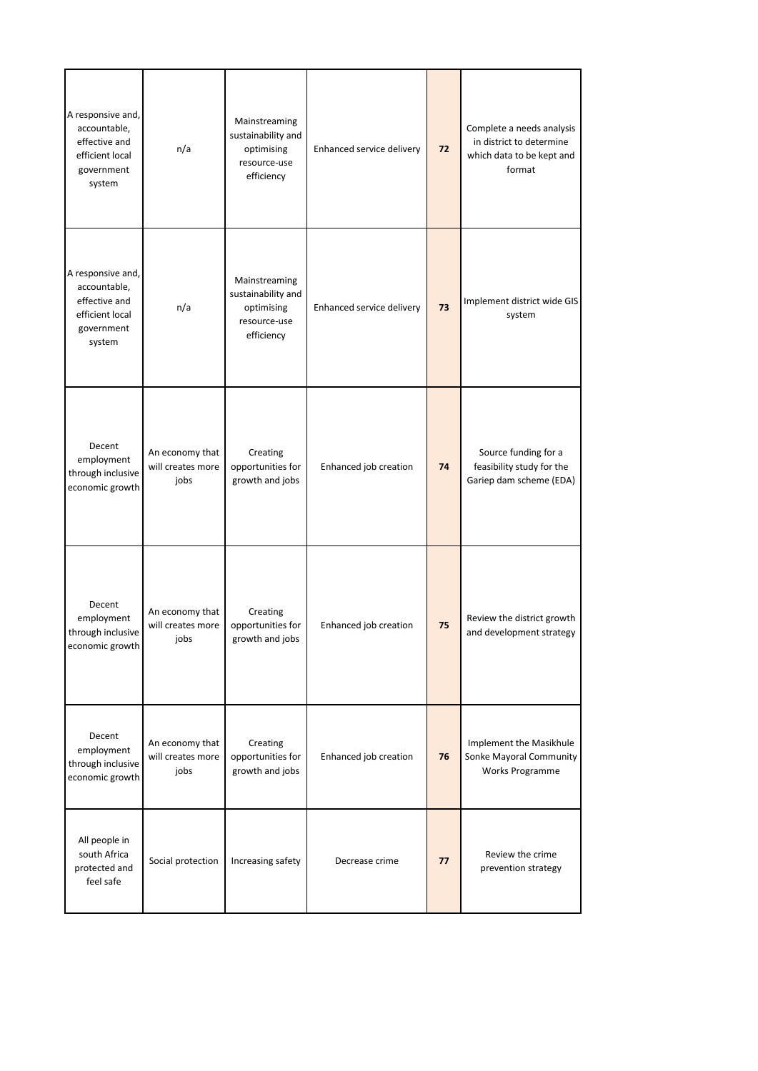| | | | | | |
|---|---|---|---|---|---|
| A responsive and, accountable, effective and efficient local government system | n/a | Mainstreaming sustainability and optimising resource-use efficiency | Enhanced service delivery | **72** | Complete a needs analysis in district to determine which data to be kept and format |
| A responsive and, accountable, effective and efficient local government system | n/a | Mainstreaming sustainability and optimising resource-use efficiency | Enhanced service delivery | **73** | Implement district wide GIS system |
| Decent employment through inclusive economic growth | An economy that will creates more jobs | Creating opportunities for growth and jobs | Enhanced job creation | **74** | Source funding for a feasibility study for the Gariep dam scheme (EDA) |
| Decent employment through inclusive economic growth | An economy that will creates more jobs | Creating opportunities for growth and jobs | Enhanced job creation | **75** | Review the district growth and development strategy |
| Decent employment through inclusive economic growth | An economy that will creates more jobs | Creating opportunities for growth and jobs | Enhanced job creation | **76** | Implement the Masikhule Sonke Mayoral Community Works Programme |
| All people in south Africa protected and feel safe | Social protection | Increasing safety | Decrease crime | **77** | Review the crime prevention strategy |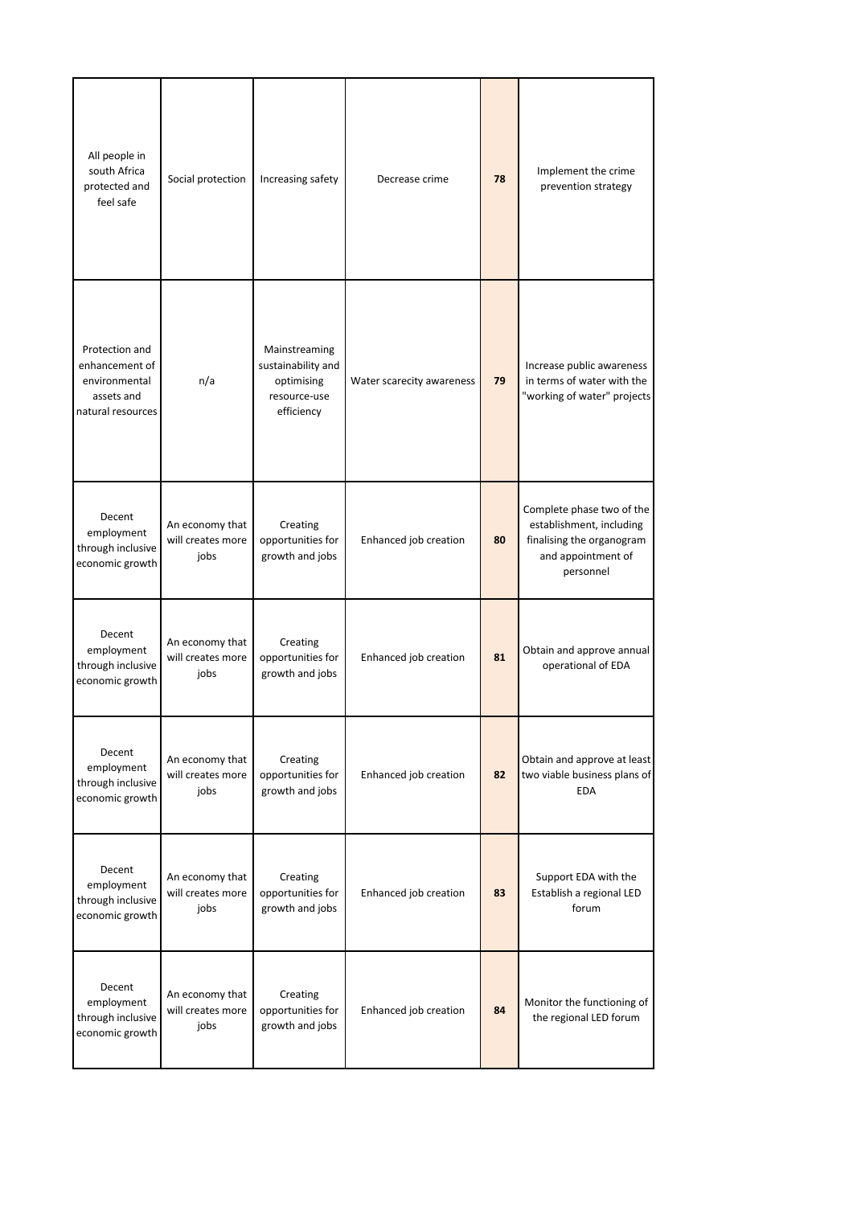| All people in south Africa protected and feel safe | Social protection | Increasing safety | Decrease crime | **78** | Implement the crime prevention strategy |
|---|---|---|---|---|---|
| Protection and enhancement of environmental assets and natural resources | n/a | Mainstreaming sustainability and optimising resource-use efficiency | Water scarecity awareness | **79** | Increase public awareness in terms of water with the "working of water" projects |
| Decent employment through inclusive economic growth | An economy that will creates more jobs | Creating opportunities for growth and jobs | Enhanced job creation | **80** | Complete phase two of the establishment, including finalising the organogram and appointment of personnel |
| Decent employment through inclusive economic growth | An economy that will creates more jobs | Creating opportunities for growth and jobs | Enhanced job creation | **81** | Obtain and approve annual operational of EDA |
| Decent employment through inclusive economic growth | An economy that will creates more jobs | Creating opportunities for growth and jobs | Enhanced job creation | **82** | Obtain and approve at least two viable business plans of EDA |
| Decent employment through inclusive economic growth | An economy that will creates more jobs | Creating opportunities for growth and jobs | Enhanced job creation | **83** | Support EDA with the Establish a regional LED forum |
| Decent employment through inclusive economic growth | An economy that will creates more jobs | Creating opportunities for growth and jobs | Enhanced job creation | **84** | Monitor the functioning of the regional LED forum |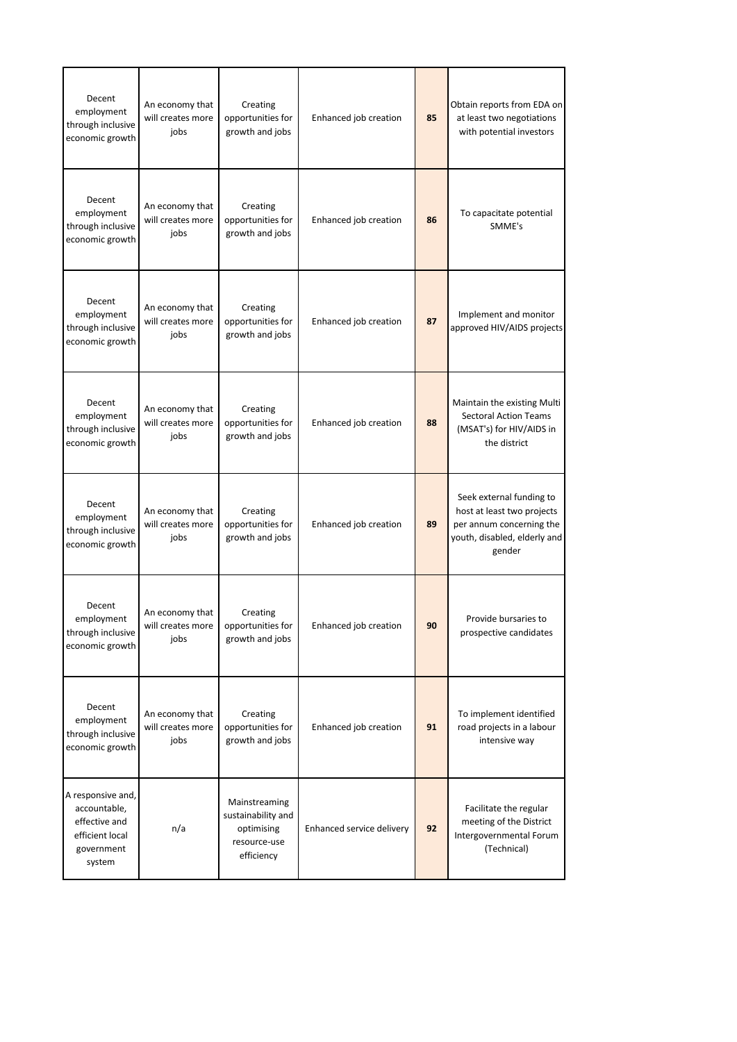| | | | | | |
|---|---|---|---|---|---|
| Decent employment through inclusive economic growth | An economy that will creates more jobs | Creating opportunities for growth and jobs | Enhanced job creation | **85** | Obtain reports from EDA on at least two negotiations with potential investors |
| Decent employment through inclusive economic growth | An economy that will creates more jobs | Creating opportunities for growth and jobs | Enhanced job creation | **86** | To capacitate potential SMME's |
| Decent employment through inclusive economic growth | An economy that will creates more jobs | Creating opportunities for growth and jobs | Enhanced job creation | **87** | Implement and monitor approved HIV/AIDS projects |
| Decent employment through inclusive economic growth | An economy that will creates more jobs | Creating opportunities for growth and jobs | Enhanced job creation | **88** | Maintain the existing Multi Sectoral Action Teams (MSAT's) for HIV/AIDS in the district |
| Decent employment through inclusive economic growth | An economy that will creates more jobs | Creating opportunities for growth and jobs | Enhanced job creation | **89** | Seek external funding to host at least two projects per annum concerning the youth, disabled, elderly and gender |
| Decent employment through inclusive economic growth | An economy that will creates more jobs | Creating opportunities for growth and jobs | Enhanced job creation | **90** | Provide bursaries to prospective candidates |
| Decent employment through inclusive economic growth | An economy that will creates more jobs | Creating opportunities for growth and jobs | Enhanced job creation | **91** | To implement identified road projects in a labour intensive way |
| A responsive and, accountable, effective and efficient local government system | n/a | Mainstreaming sustainability and optimising resource-use efficiency | Enhanced service delivery | **92** | Facilitate the regular meeting of the District Intergovernmental Forum (Technical) |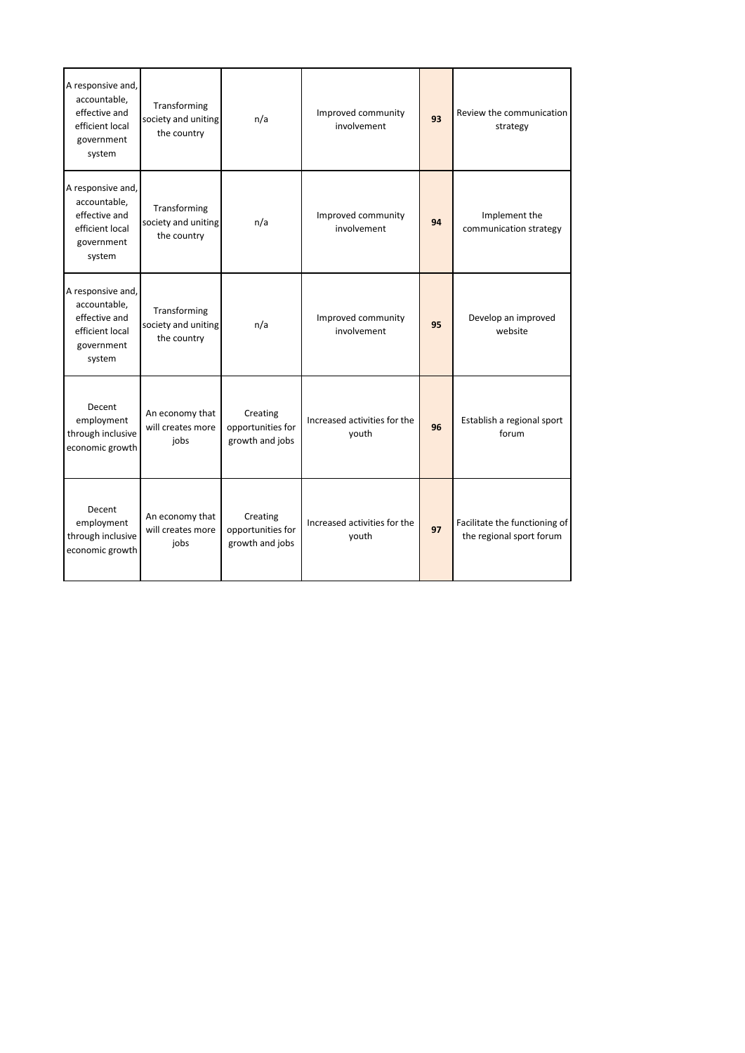| | | | | | |
|---|---|---|---|---|---|
| A responsive and, accountable, effective and efficient local government system | Transforming society and uniting the country | n/a | Improved community involvement | **93** | Review the communication strategy |
| A responsive and, accountable, effective and efficient local government system | Transforming society and uniting the country | n/a | Improved community involvement | **94** | Implement the communication strategy |
| A responsive and, accountable, effective and efficient local government system | Transforming society and uniting the country | n/a | Improved community involvement | **95** | Develop an improved website |
| Decent employment through inclusive economic growth | An economy that will creates more jobs | Creating opportunities for growth and jobs | Increased activities for the youth | **96** | Establish a regional sport forum |
| Decent employment through inclusive economic growth | An economy that will creates more jobs | Creating opportunities for growth and jobs | Increased activities for the youth | **97** | Facilitate the functioning of the regional sport forum |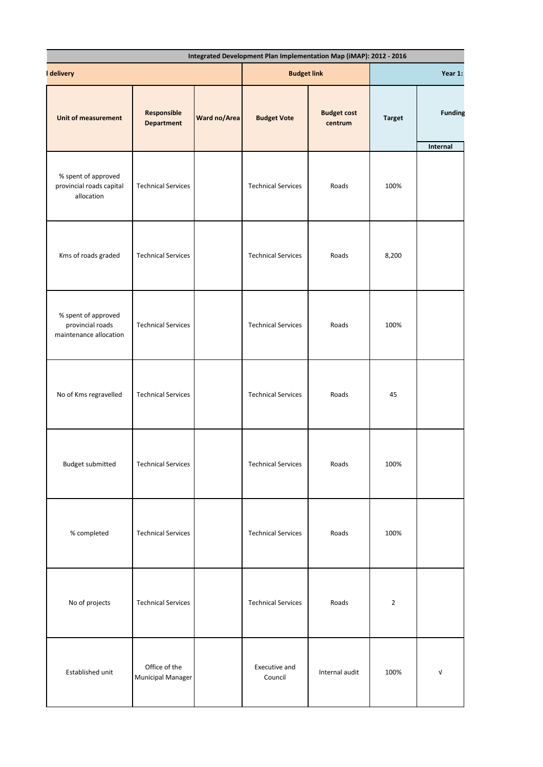| Integrated Development Plan Implementation Map (iMAP): 2012 - 2016 | | | | | | |
|---|---|---|---|---|---|---|
| l delivery | | | Budget link | | Year 1: | |
| Unit of measurement | Responsible Department | Ward no/Area | Budget Vote | Budget cost centrum | Target | Funding |
| | | | | | | Internal |
| % spent of approved provincial roads capital allocation | Technical Services | | Technical Services | Roads | 100% | |
| Kms of roads graded | Technical Services | | Technical Services | Roads | 8,200 | |
| % spent of approved provincial roads maintenance allocation | Technical Services | | Technical Services | Roads | 100% | |
| No of Kms regravelled | Technical Services | | Technical Services | Roads | 45 | |
| Budget submitted | Technical Services | | Technical Services | Roads | 100% | |
| % completed | Technical Services | | Technical Services | Roads | 100% | |
| No of projects | Technical Services | | Technical Services | Roads | 2 | |
| Established unit | Office of the Municipal Manager | | Executive and Council | Internal audit | 100% | √ |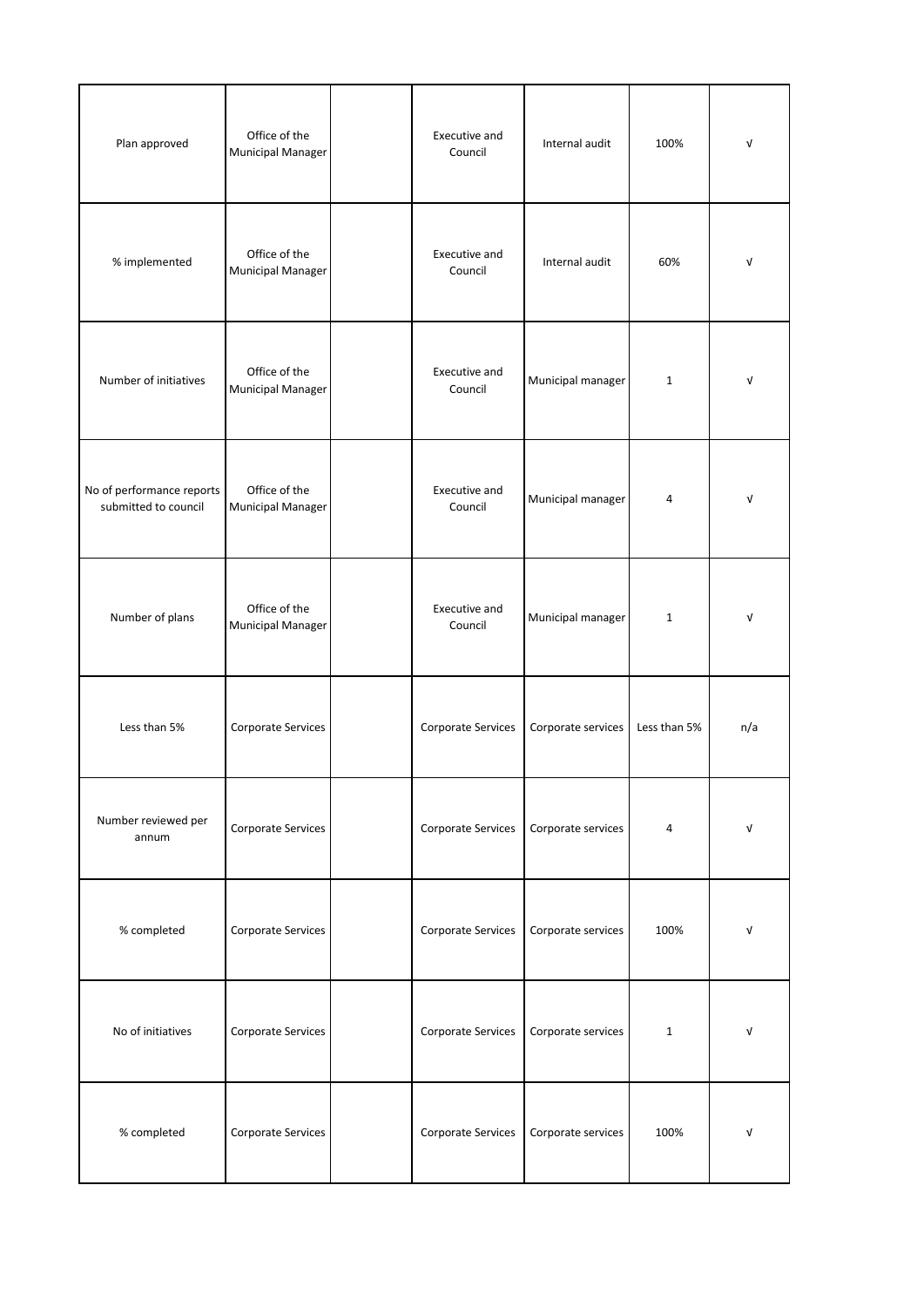| | | | | | | |
|---|---|---|---|---|---|---|
| Plan approved | Office of the Municipal Manager | | Executive and Council | Internal audit | 100% | √ |
| % implemented | Office of the Municipal Manager | | Executive and Council | Internal audit | 60% | √ |
| Number of initiatives | Office of the Municipal Manager | | Executive and Council | Municipal manager | 1 | √ |
| No of performance reports submitted to council | Office of the Municipal Manager | | Executive and Council | Municipal manager | 4 | √ |
| Number of plans | Office of the Municipal Manager | | Executive and Council | Municipal manager | 1 | √ |
| Less than 5% | Corporate Services | | Corporate Services | Corporate services | Less than 5% | n/a |
| Number reviewed per annum | Corporate Services | | Corporate Services | Corporate services | 4 | √ |
| % completed | Corporate Services | | Corporate Services | Corporate services | 100% | √ |
| No of initiatives | Corporate Services | | Corporate Services | Corporate services | 1 | √ |
| % completed | Corporate Services | | Corporate Services | Corporate services | 100% | √ |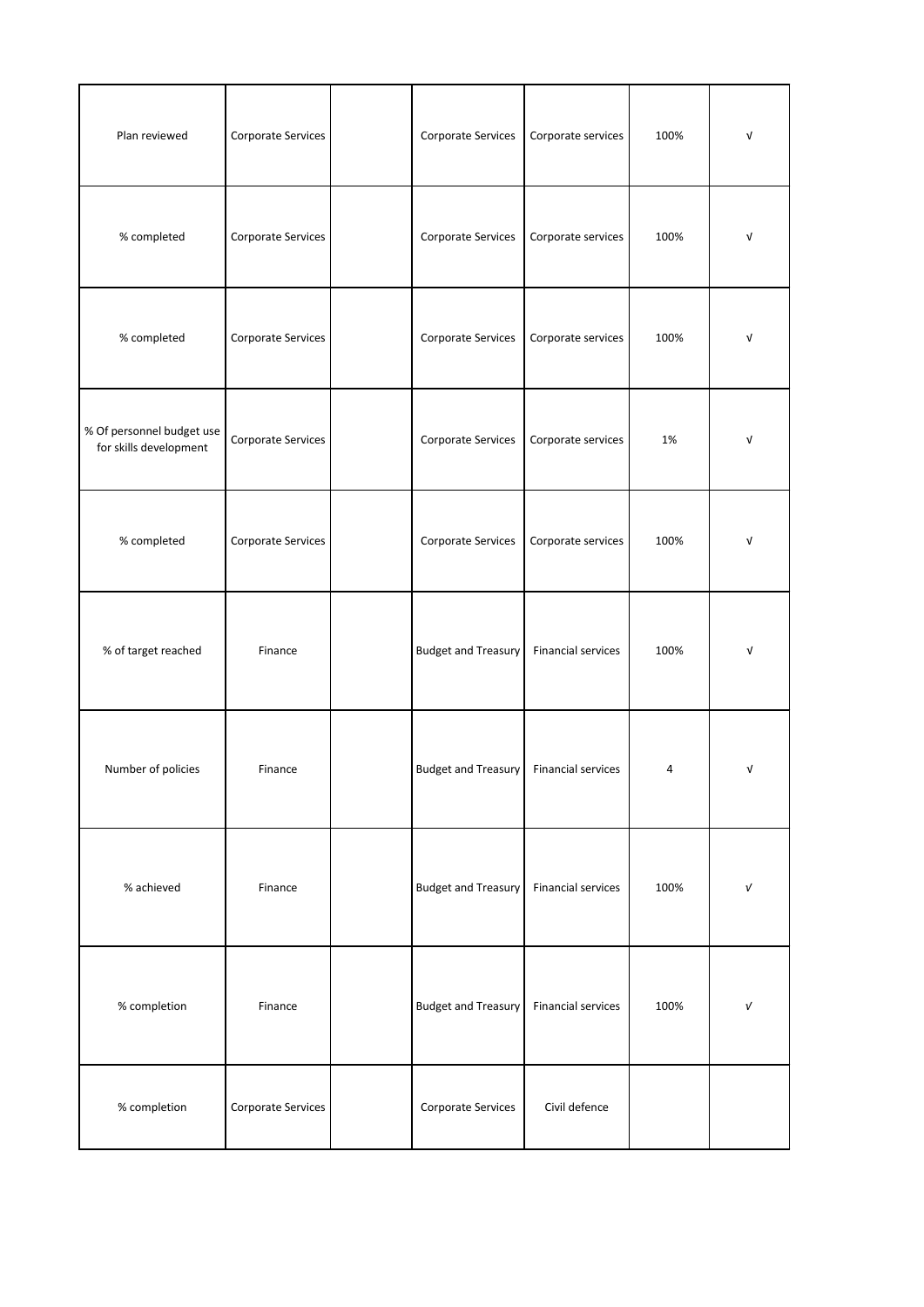| | | | | | | |
|---|---|---|---|---|---|---|
| Plan reviewed | Corporate Services | | Corporate Services | Corporate services | 100% | √ |
| % completed | Corporate Services | | Corporate Services | Corporate services | 100% | √ |
| % completed | Corporate Services | | Corporate Services | Corporate services | 100% | √ |
| % Of personnel budget use for skills development | Corporate Services | | Corporate Services | Corporate services | 1% | √ |
| % completed | Corporate Services | | Corporate Services | Corporate services | 100% | √ |
| % of target reached | Finance | | Budget and Treasury | Financial services | 100% | √ |
| Number of policies | Finance | | Budget and Treasury | Financial services | 4 | √ |
| % achieved | Finance | | Budget and Treasury | Financial services | 100% | √ |
| % completion | Finance | | Budget and Treasury | Financial services | 100% | √ |
| % completion | Corporate Services | | Corporate Services | Civil defence | | |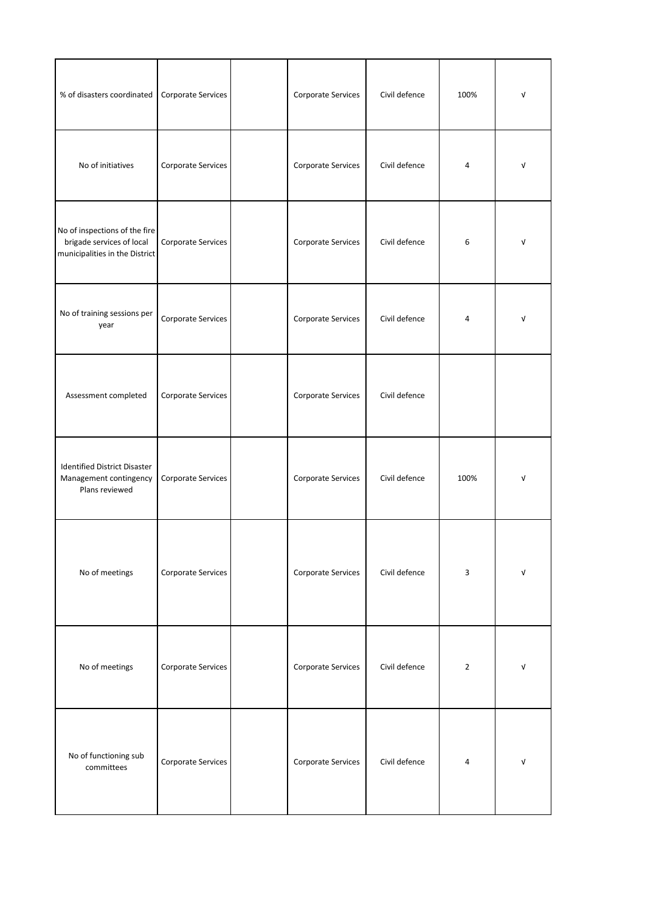|  |  |  |  |  |  |  |
|---|---|---|---|---|---|---|
| % of disasters coordinated | Corporate Services |  | Corporate Services | Civil defence | 100% | √ |
| No of initiatives | Corporate Services |  | Corporate Services | Civil defence | 4 | √ |
| No of inspections of the fire brigade services of local municipalities in the District | Corporate Services |  | Corporate Services | Civil defence | 6 | √ |
| No of training sessions per year | Corporate Services |  | Corporate Services | Civil defence | 4 | √ |
| Assessment completed | Corporate Services |  | Corporate Services | Civil defence |  |  |
| Identified District Disaster Management contingency Plans reviewed | Corporate Services |  | Corporate Services | Civil defence | 100% | √ |
| No of meetings | Corporate Services |  | Corporate Services | Civil defence | 3 | √ |
| No of meetings | Corporate Services |  | Corporate Services | Civil defence | 2 | √ |
| No of functioning sub committees | Corporate Services |  | Corporate Services | Civil defence | 4 | √ |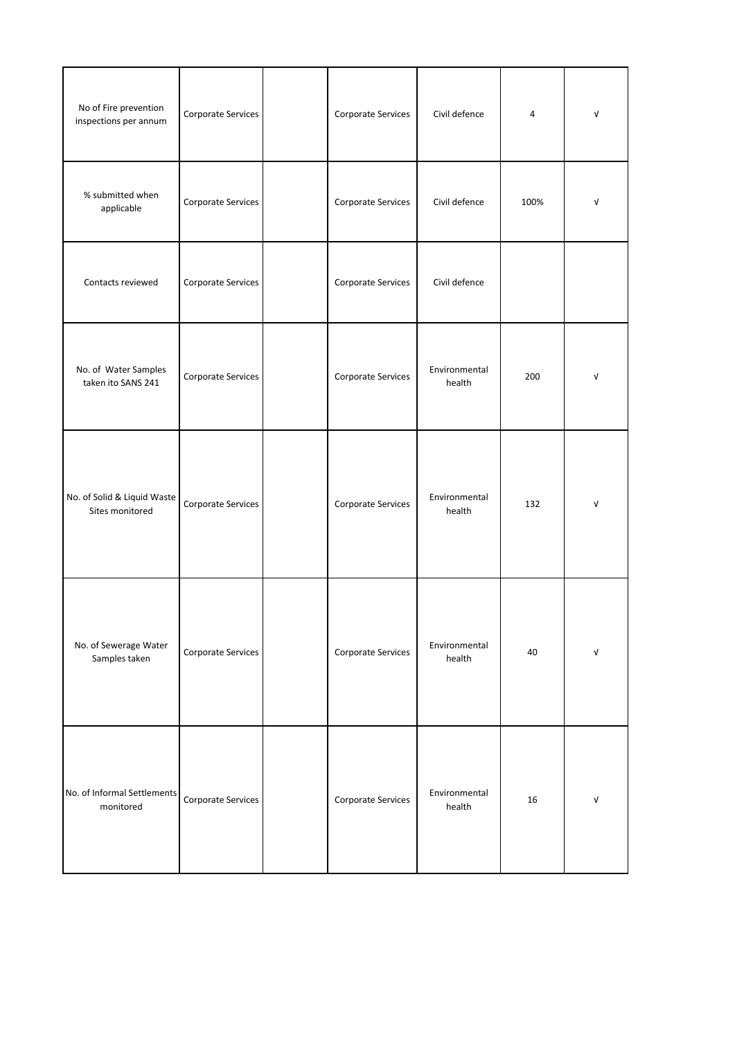| | | | | | | |
|---|---|---|---|---|---|---|
| No of Fire prevention inspections per annum | Corporate Services | | Corporate Services | Civil defence | 4 | √ |
| % submitted when applicable | Corporate Services | | Corporate Services | Civil defence | 100% | √ |
| Contacts reviewed | Corporate Services | | Corporate Services | Civil defence | | |
| No. of Water Samples taken ito SANS 241 | Corporate Services | | Corporate Services | Environmental health | 200 | √ |
| No. of Solid & Liquid Waste Sites monitored | Corporate Services | | Corporate Services | Environmental health | 132 | √ |
| No. of Sewerage Water Samples taken | Corporate Services | | Corporate Services | Environmental health | 40 | √ |
| No. of Informal Settlements monitored | Corporate Services | | Corporate Services | Environmental health | 16 | √ |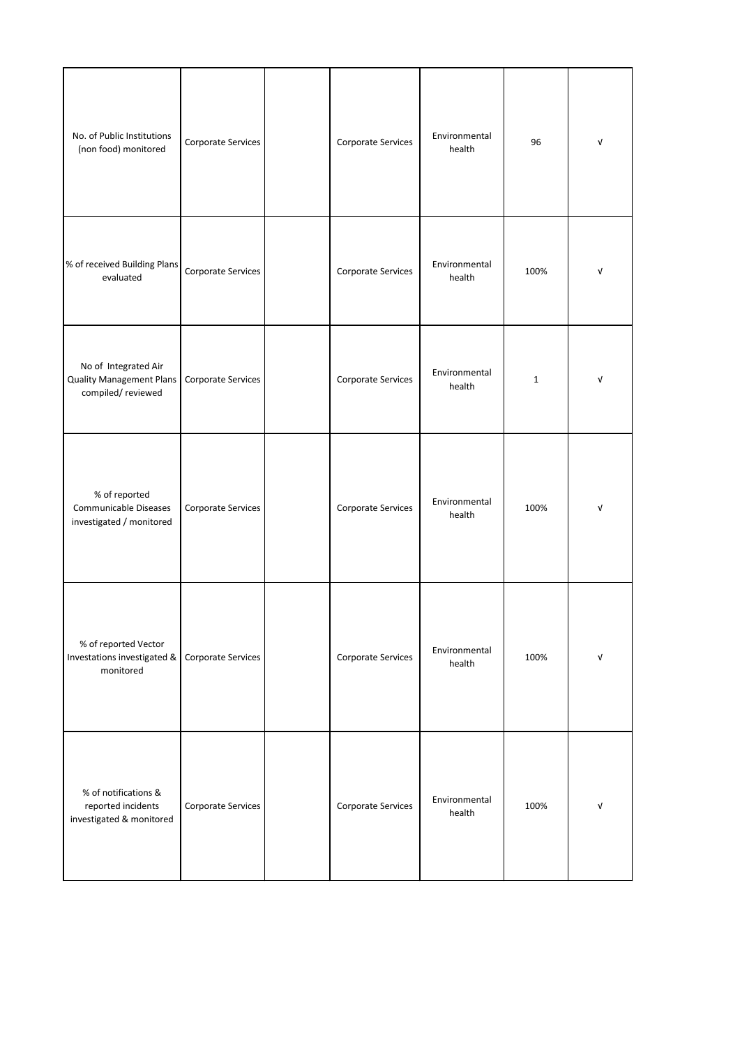| | | | | | | |
|---|---|---|---|---|---|---|
| No. of Public Institutions (non food) monitored | Corporate Services | | Corporate Services | Environmental health | 96 | √ |
| % of received Building Plans evaluated | Corporate Services | | Corporate Services | Environmental health | 100% | √ |
| No of Integrated Air Quality Management Plans compiled/ reviewed | Corporate Services | | Corporate Services | Environmental health | 1 | √ |
| % of reported Communicable Diseases investigated / monitored | Corporate Services | | Corporate Services | Environmental health | 100% | √ |
| % of reported Vector Investations investigated & monitored | Corporate Services | | Corporate Services | Environmental health | 100% | √ |
| % of notifications & reported incidents investigated & monitored | Corporate Services | | Corporate Services | Environmental health | 100% | √ |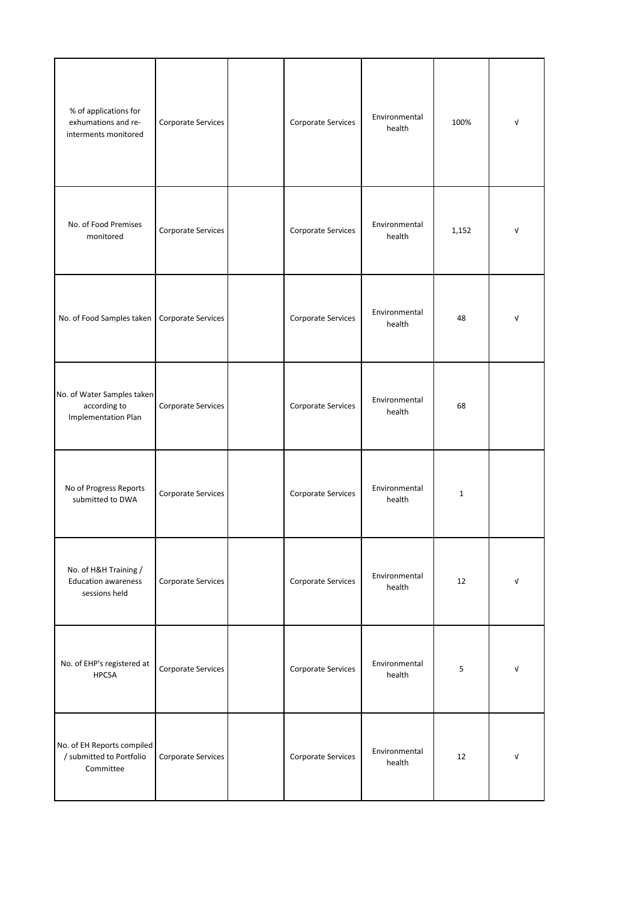| | | | | | | |
|---|---|---|---|---|---|---|
| % of applications for exhumations and re-interments monitored | Corporate Services | | Corporate Services | Environmental health | 100% | √ |
| No. of Food Premises monitored | Corporate Services | | Corporate Services | Environmental health | 1,152 | √ |
| No. of Food Samples taken | Corporate Services | | Corporate Services | Environmental health | 48 | √ |
| No. of Water Samples taken according to Implementation Plan | Corporate Services | | Corporate Services | Environmental health | 68 | |
| No of Progress Reports submitted to DWA | Corporate Services | | Corporate Services | Environmental health | 1 | |
| No. of H&H Training / Education awareness sessions held | Corporate Services | | Corporate Services | Environmental health | 12 | √ |
| No. of EHP's registered at HPCSA | Corporate Services | | Corporate Services | Environmental health | 5 | √ |
| No. of EH Reports compiled / submitted to Portfolio Committee | Corporate Services | | Corporate Services | Environmental health | 12 | √ |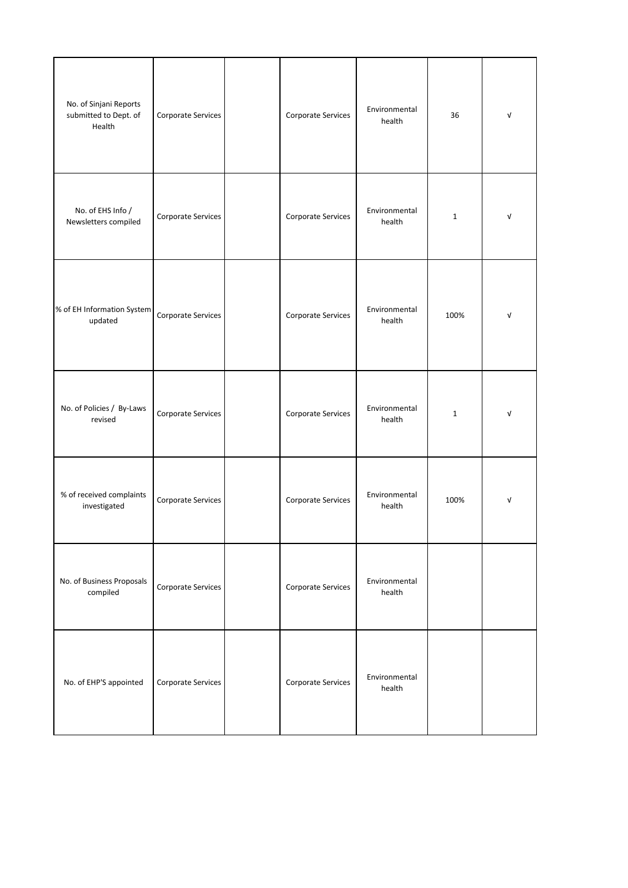| | | | | | | |
|---|---|---|---|---|---|---|
| No. of Sinjani Reports submitted to Dept. of Health | Corporate Services | | Corporate Services | Environmental health | 36 | √ |
| No. of EHS Info / Newsletters compiled | Corporate Services | | Corporate Services | Environmental health | 1 | √ |
| % of EH Information System updated | Corporate Services | | Corporate Services | Environmental health | 100% | √ |
| No. of Policies / By-Laws revised | Corporate Services | | Corporate Services | Environmental health | 1 | √ |
| % of received complaints investigated | Corporate Services | | Corporate Services | Environmental health | 100% | √ |
| No. of Business Proposals compiled | Corporate Services | | Corporate Services | Environmental health | | |
| No. of EHP'S appointed | Corporate Services | | Corporate Services | Environmental health | | |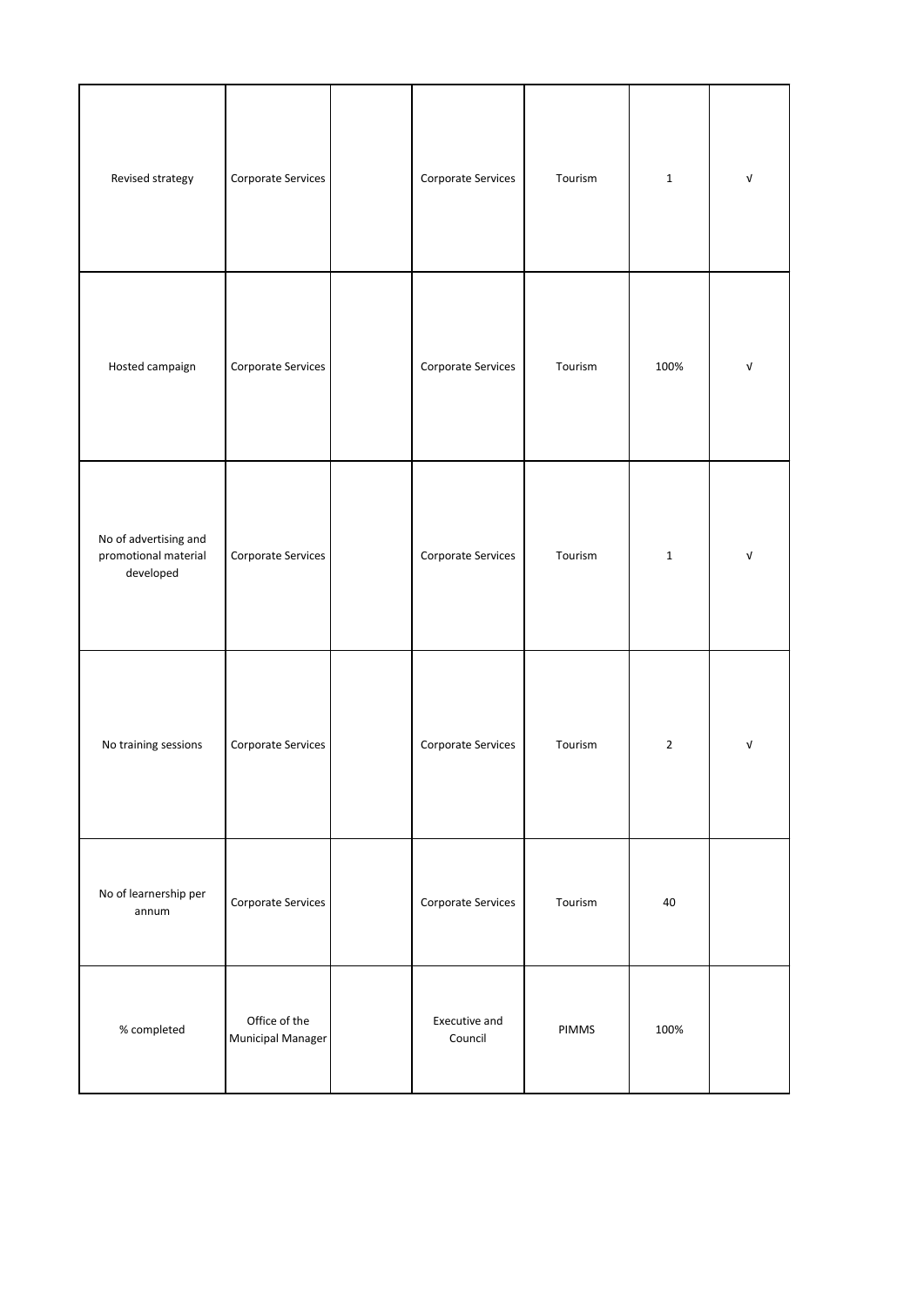| | | | | | | |
|---|---|---|---|---|---|---|
| Revised strategy | Corporate Services | | Corporate Services | Tourism | 1 | √ |
| Hosted campaign | Corporate Services | | Corporate Services | Tourism | 100% | √ |
| No of advertising and promotional material developed | Corporate Services | | Corporate Services | Tourism | 1 | √ |
| No training sessions | Corporate Services | | Corporate Services | Tourism | 2 | √ |
| No of learnership per annum | Corporate Services | | Corporate Services | Tourism | 40 | |
| % completed | Office of the Municipal Manager | | Executive and Council | PIMMS | 100% | |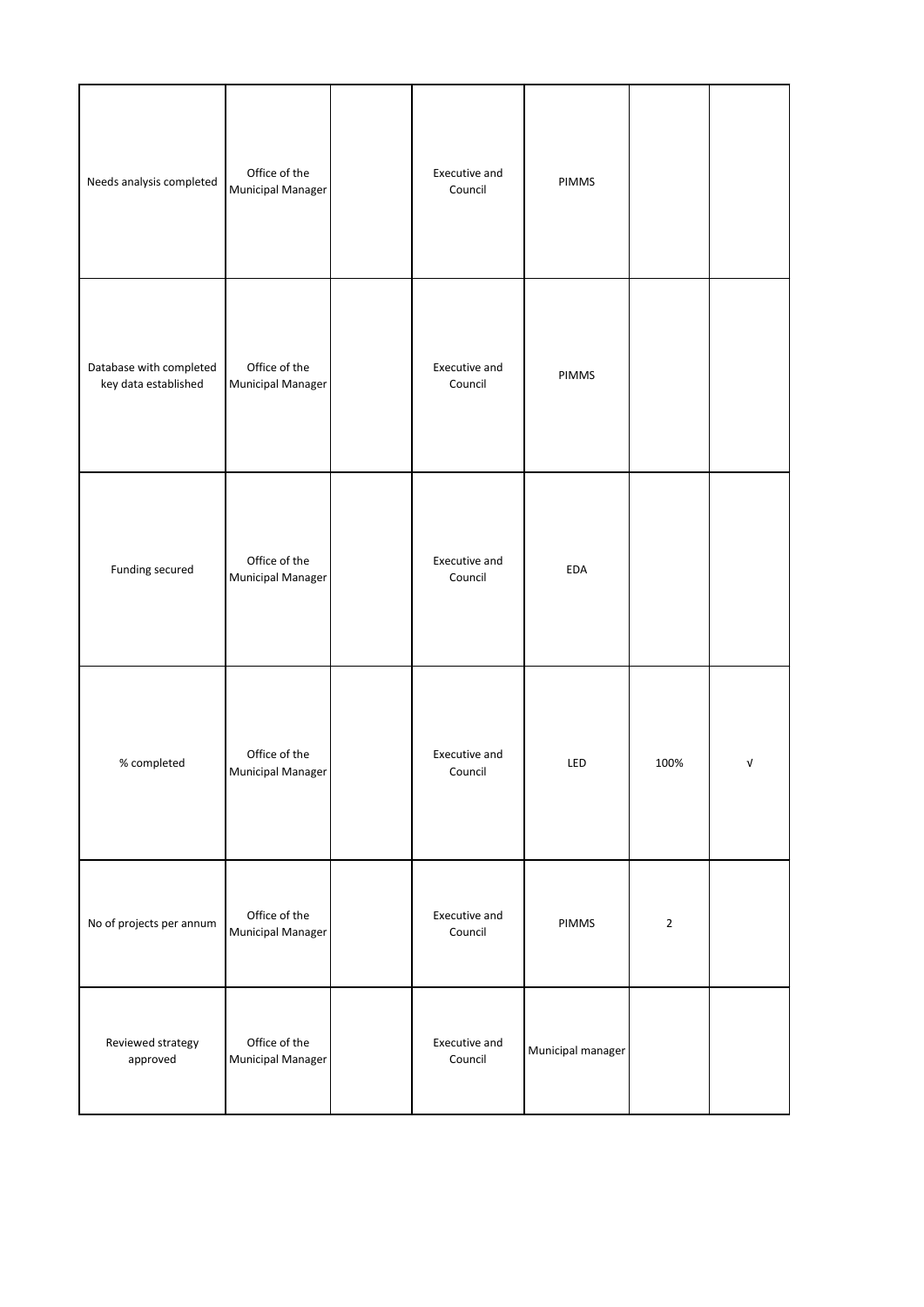| | | | | | | |
|---|---|---|---|---|---|---|
| Needs analysis completed | Office of the Municipal Manager | | Executive and Council | PIMMS | | |
| Database with completed key data established | Office of the Municipal Manager | | Executive and Council | PIMMS | | |
| Funding secured | Office of the Municipal Manager | | Executive and Council | EDA | | |
| % completed | Office of the Municipal Manager | | Executive and Council | LED | 100% | √ |
| No of projects per annum | Office of the Municipal Manager | | Executive and Council | PIMMS | 2 | |
| Reviewed strategy approved | Office of the Municipal Manager | | Executive and Council | Municipal manager | | |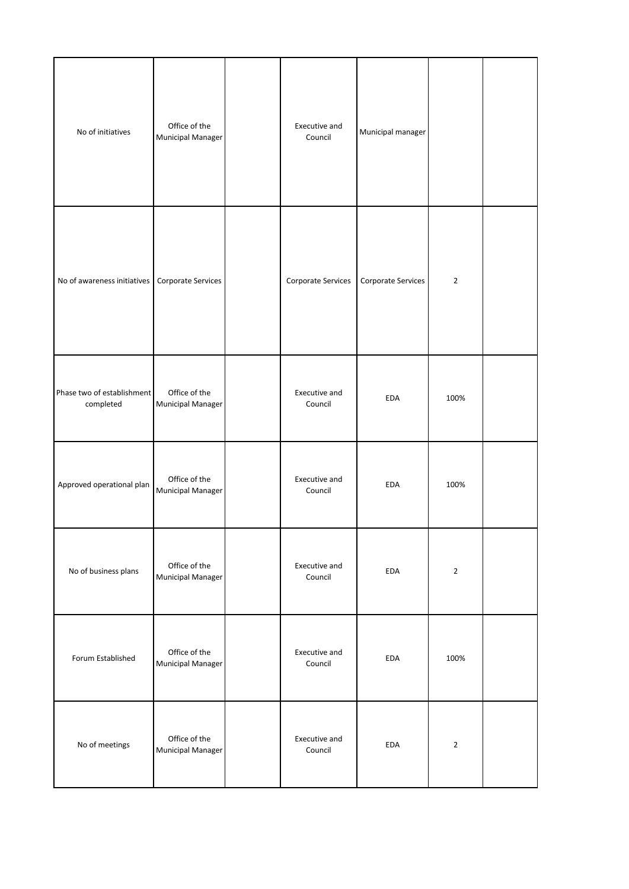| | | | | | | |
|---|---|---|---|---|---|---|
| No of initiatives | Office of the Municipal Manager | | Executive and Council | Municipal manager | | |
| No of awareness initiatives | Corporate Services | | Corporate Services | Corporate Services | 2 | |
| Phase two of establishment completed | Office of the Municipal Manager | | Executive and Council | EDA | 100% | |
| Approved operational plan | Office of the Municipal Manager | | Executive and Council | EDA | 100% | |
| No of business plans | Office of the Municipal Manager | | Executive and Council | EDA | 2 | |
| Forum Established | Office of the Municipal Manager | | Executive and Council | EDA | 100% | |
| No of meetings | Office of the Municipal Manager | | Executive and Council | EDA | 2 | |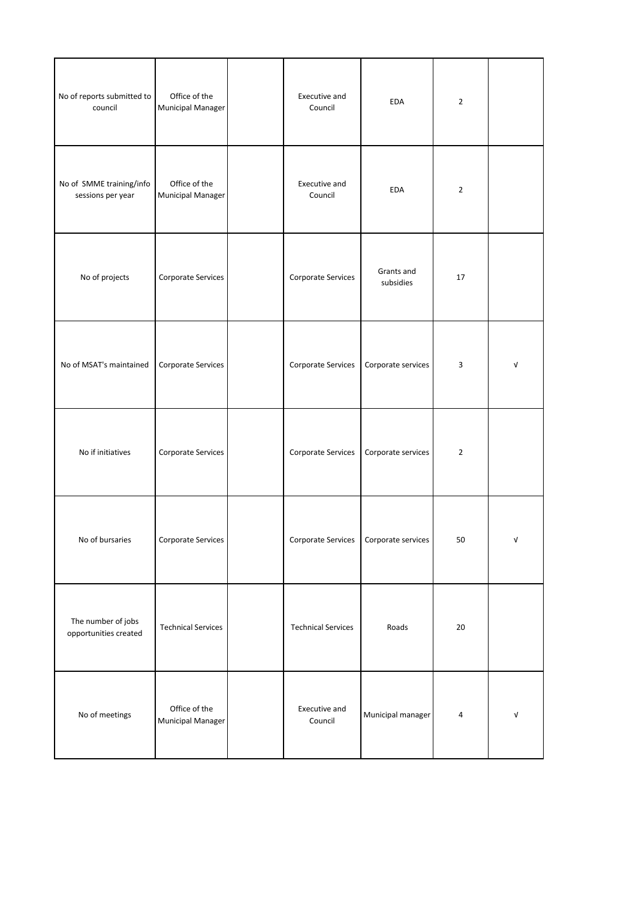| | | | | | | |
|---|---|---|---|---|---|---|
| No of reports submitted to council | Office of the Municipal Manager | | Executive and Council | EDA | 2 | |
| No of SMME training/info sessions per year | Office of the Municipal Manager | | Executive and Council | EDA | 2 | |
| No of projects | Corporate Services | | Corporate Services | Grants and subsidies | 17 | |
| No of MSAT's maintained | Corporate Services | | Corporate Services | Corporate services | 3 | √ |
| No if initiatives | Corporate Services | | Corporate Services | Corporate services | 2 | |
| No of bursaries | Corporate Services | | Corporate Services | Corporate services | 50 | √ |
| The number of jobs opportunities created | Technical Services | | Technical Services | Roads | 20 | |
| No of meetings | Office of the Municipal Manager | | Executive and Council | Municipal manager | 4 | √ |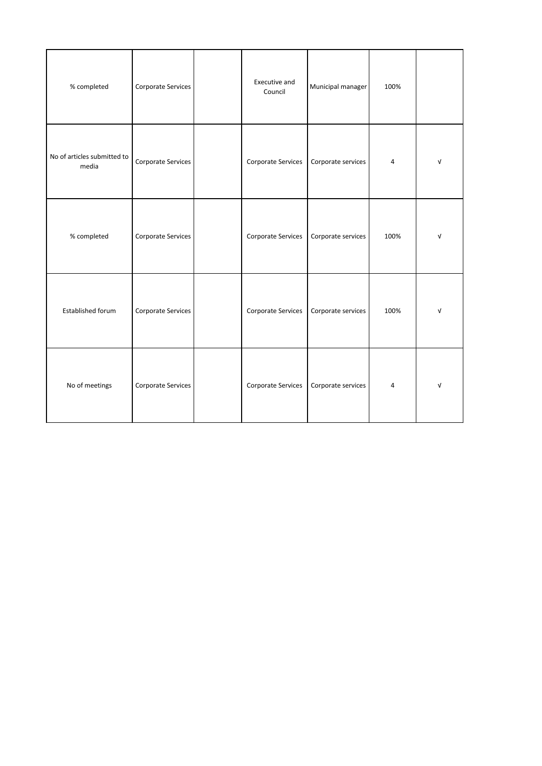| | | | | | | |
|---|---|---|---|---|---|---|
| % completed | Corporate Services | | Executive and Council | Municipal manager | 100% | |
| No of articles submitted to media | Corporate Services | | Corporate Services | Corporate services | 4 | √ |
| % completed | Corporate Services | | Corporate Services | Corporate services | 100% | √ |
| Established forum | Corporate Services | | Corporate Services | Corporate services | 100% | √ |
| No of meetings | Corporate Services | | Corporate Services | Corporate services | 4 | √ |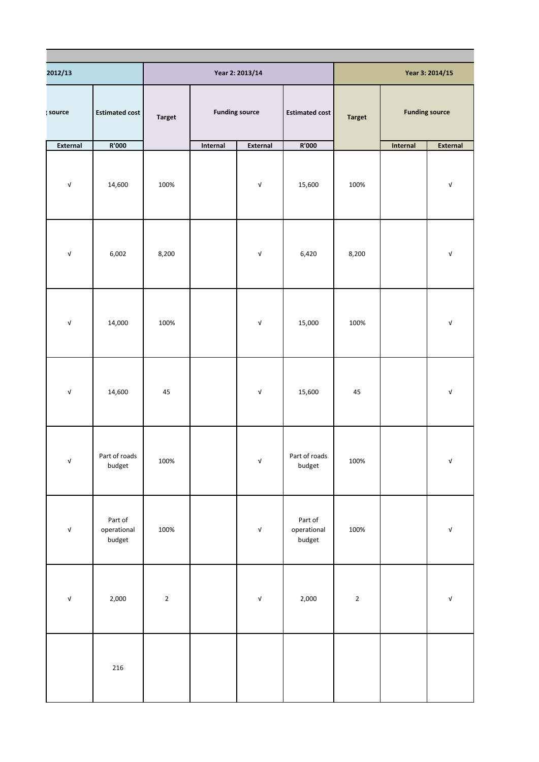| 2012/13 | | Year 2: 2013/14 | | | | Year 3: 2014/15 | | |
|---|---|---|---|---|---|---|---|---|
| source | Estimated cost | Target | Funding source | | Estimated cost | Target | Funding source | |
| External | R'000 | | Internal | External | R'000 | | Internal | External |
| √ | 14,600 | 100% | | √ | 15,600 | 100% | | √ |
| √ | 6,002 | 8,200 | | √ | 6,420 | 8,200 | | √ |
| √ | 14,000 | 100% | | √ | 15,000 | 100% | | √ |
| √ | 14,600 | 45 | | √ | 15,600 | 45 | | √ |
| √ | Part of roads budget | 100% | | √ | Part of roads budget | 100% | | √ |
| √ | Part of operational budget | 100% | | √ | Part of operational budget | 100% | | √ |
| √ | 2,000 | 2 | | √ | 2,000 | 2 | | √ |
| | 216 | | | | | | | |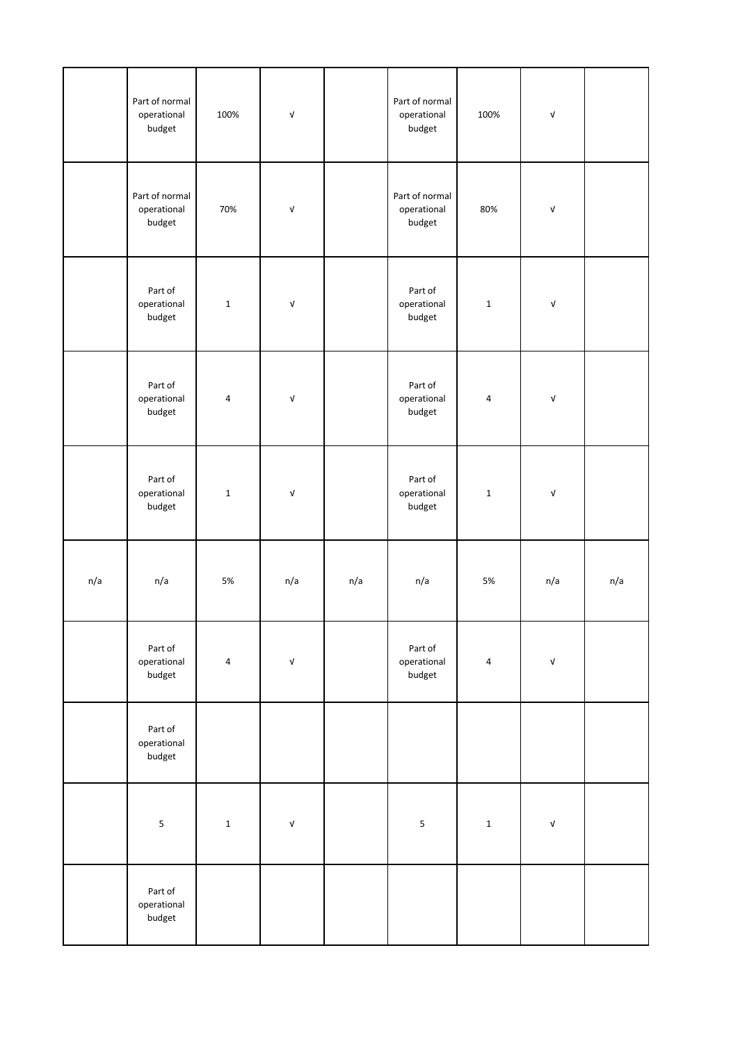| | | | | | | | | |
|---|---|---|---|---|---|---|---|---|
| | Part of normal operational budget | 100% | √ | | Part of normal operational budget | 100% | √ | |
| | Part of normal operational budget | 70% | √ | | Part of normal operational budget | 80% | √ | |
| | Part of operational budget | 1 | √ | | Part of operational budget | 1 | √ | |
| | Part of operational budget | 4 | √ | | Part of operational budget | 4 | √ | |
| | Part of operational budget | 1 | √ | | Part of operational budget | 1 | √ | |
| n/a | n/a | 5% | n/a | n/a | n/a | 5% | n/a | n/a |
| | Part of operational budget | 4 | √ | | Part of operational budget | 4 | √ | |
| | Part of operational budget | | | | | | | |
| | 5 | 1 | √ | | 5 | 1 | √ | |
| | Part of operational budget | | | | | | | |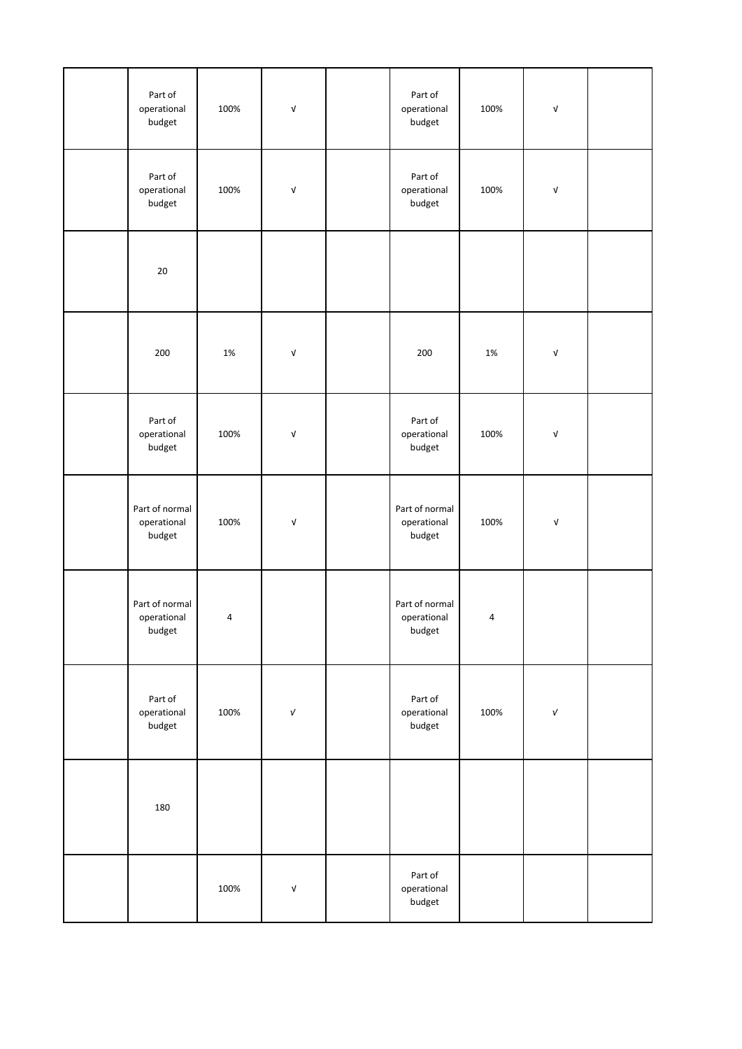| | | | | | | | | |
|---|---|---|---|---|---|---|---|---|
| | Part of operational budget | 100% | √ | | Part of operational budget | 100% | √ | |
| | Part of operational budget | 100% | √ | | Part of operational budget | 100% | √ | |
| | 20 | | | | | | | |
| | 200 | 1% | √ | | 200 | 1% | √ | |
| | Part of operational budget | 100% | √ | | Part of operational budget | 100% | √ | |
| | Part of normal operational budget | 100% | √ | | Part of normal operational budget | 100% | √ | |
| | Part of normal operational budget | 4 | | | Part of normal operational budget | 4 | | |
| | Part of operational budget | 100% | √ | | Part of operational budget | 100% | √ | |
| | 180 | | | | | | | |
| | | 100% | √ | | Part of operational budget | | | |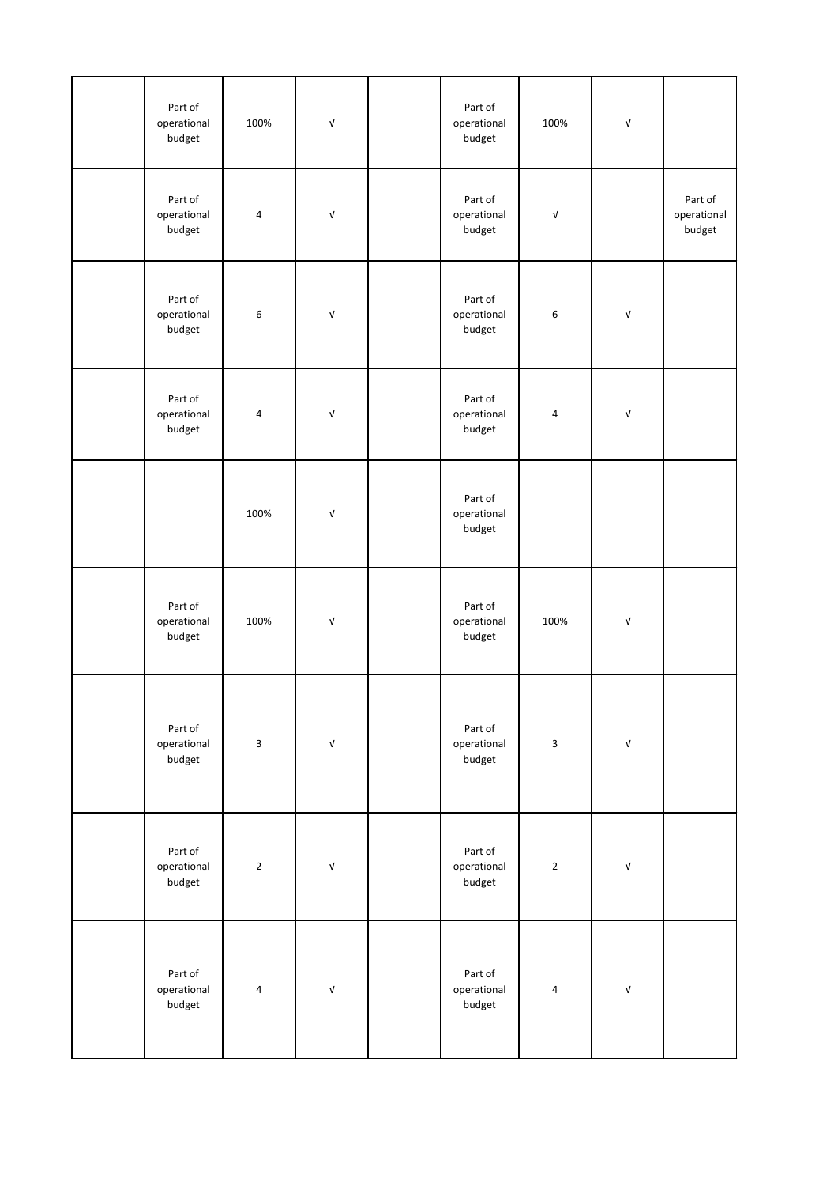| | | | | | | | | |
|---|---|---|---|---|---|---|---|---|
| | Part of operational budget | 100% | √ | | Part of operational budget | 100% | √ | |
| | Part of operational budget | 4 | √ | | Part of operational budget | √ | | Part of operational budget |
| | Part of operational budget | 6 | √ | | Part of operational budget | 6 | √ | |
| | Part of operational budget | 4 | √ | | Part of operational budget | 4 | √ | |
| | | 100% | √ | | Part of operational budget | | | |
| | Part of operational budget | 100% | √ | | Part of operational budget | 100% | √ | |
| | Part of operational budget | 3 | √ | | Part of operational budget | 3 | √ | |
| | Part of operational budget | 2 | √ | | Part of operational budget | 2 | √ | |
| | Part of operational budget | 4 | √ | | Part of operational budget | 4 | √ | |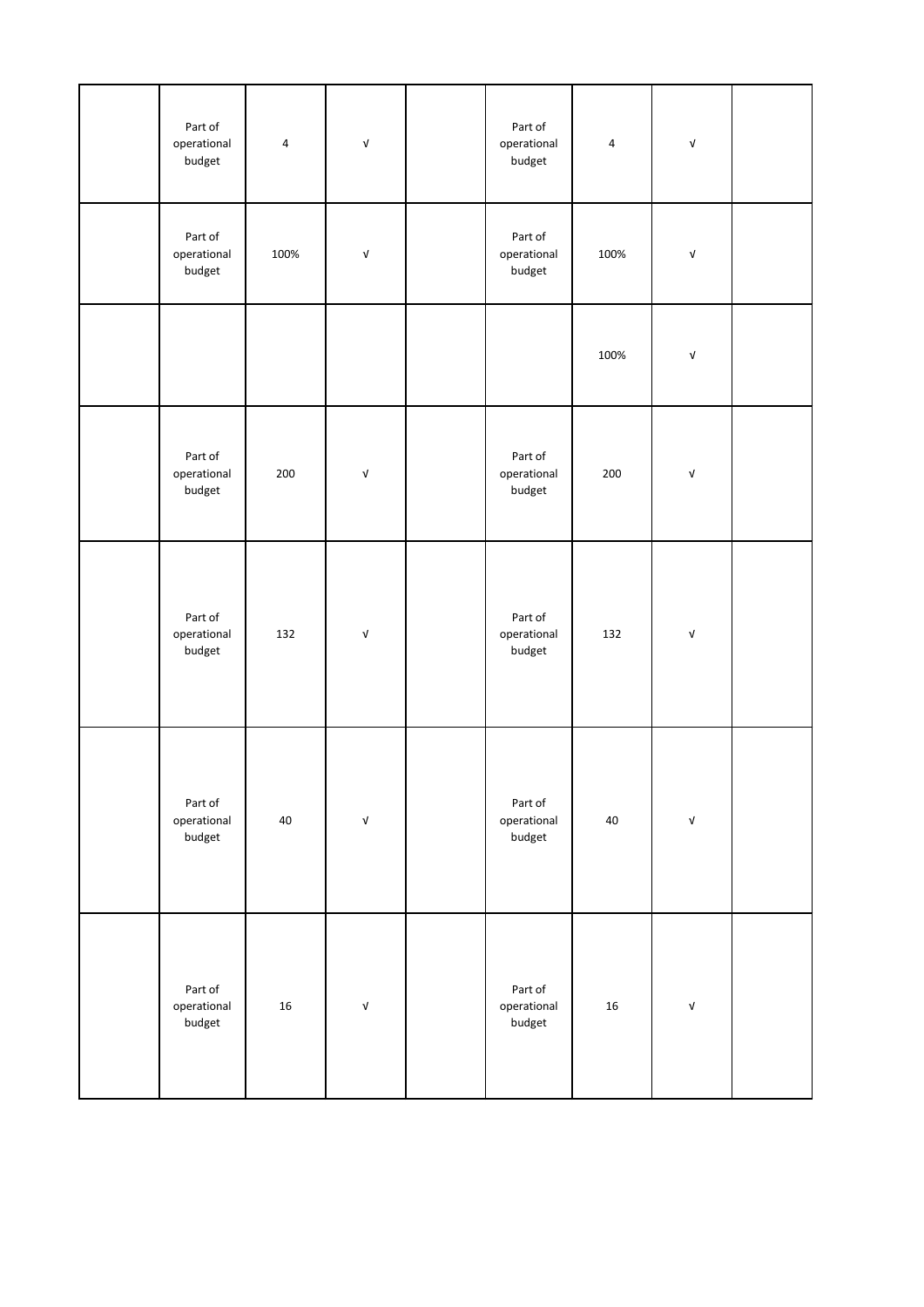| | | | | | | | | |
|---|---|---|---|---|---|---|---|---|
| | Part of operational budget | 4 | √ | | Part of operational budget | 4 | √ | |
| | Part of operational budget | 100% | √ | | Part of operational budget | 100% | √ | |
| | | | | | | 100% | √ | |
| | Part of operational budget | 200 | √ | | Part of operational budget | 200 | √ | |
| | Part of operational budget | 132 | √ | | Part of operational budget | 132 | √ | |
| | Part of operational budget | 40 | √ | | Part of operational budget | 40 | √ | |
| | Part of operational budget | 16 | √ | | Part of operational budget | 16 | √ | |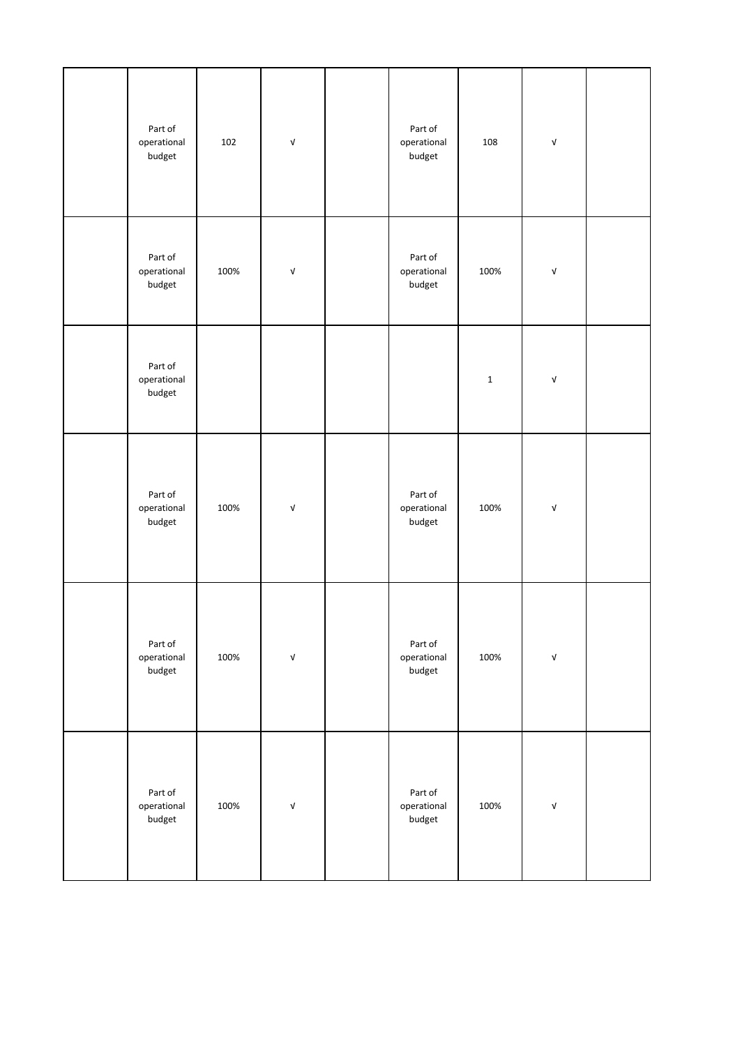| | | | | | | | | |
|---|---|---|---|---|---|---|---|---|
| | Part of operational budget | 102 | √ | | Part of operational budget | 108 | √ | |
| | Part of operational budget | 100% | √ | | Part of operational budget | 100% | √ | |
| | Part of operational budget | | | | | 1 | √ | |
| | Part of operational budget | 100% | √ | | Part of operational budget | 100% | √ | |
| | Part of operational budget | 100% | √ | | Part of operational budget | 100% | √ | |
| | Part of operational budget | 100% | √ | | Part of operational budget | 100% | √ | |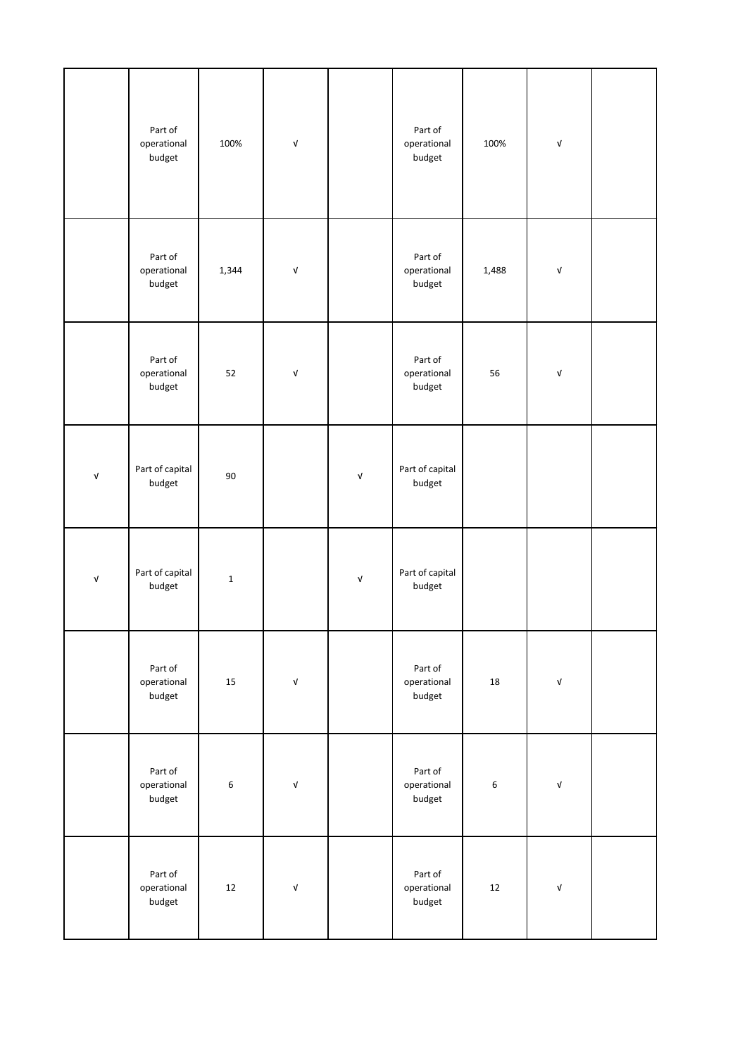| | | | | | | | | |
|---|---|---|---|---|---|---|---|---|
| | Part of operational budget | 100% | √ | | Part of operational budget | 100% | √ | |
| | Part of operational budget | 1,344 | √ | | Part of operational budget | 1,488 | √ | |
| | Part of operational budget | 52 | √ | | Part of operational budget | 56 | √ | |
| √ | Part of capital budget | 90 | | √ | Part of capital budget | | | |
| √ | Part of capital budget | 1 | | √ | Part of capital budget | | | |
| | Part of operational budget | 15 | √ | | Part of operational budget | 18 | √ | |
| | Part of operational budget | 6 | √ | | Part of operational budget | 6 | √ | |
| | Part of operational budget | 12 | √ | | Part of operational budget | 12 | √ | |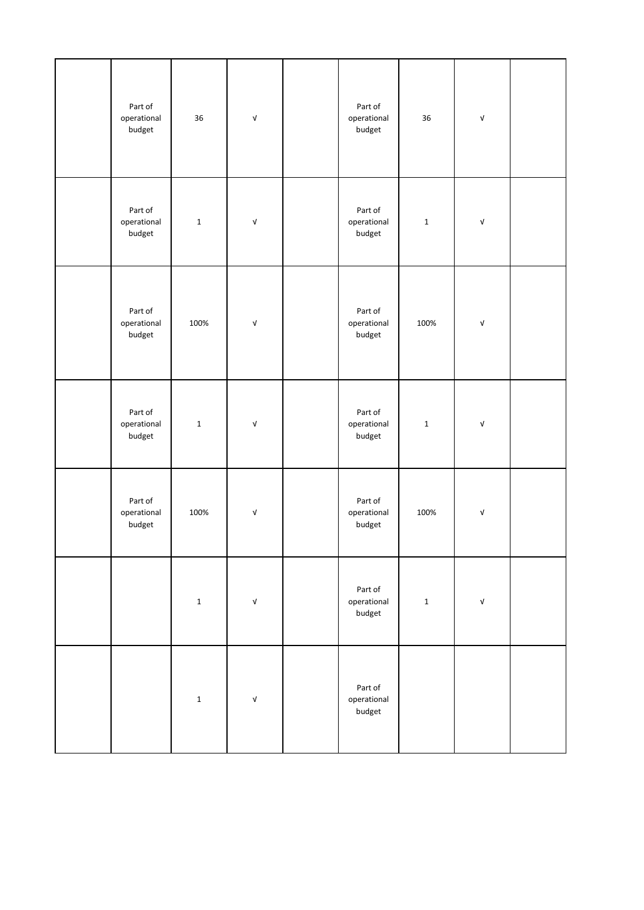|  |  |  |  |  |  |  |  |  |
|---|---|---|---|---|---|---|---|---|
|  | Part of operational budget | 36 | √ |  | Part of operational budget | 36 | √ |  |
|  | Part of operational budget | 1 | √ |  | Part of operational budget | 1 | √ |  |
|  | Part of operational budget | 100% | √ |  | Part of operational budget | 100% | √ |  |
|  | Part of operational budget | 1 | √ |  | Part of operational budget | 1 | √ |  |
|  | Part of operational budget | 100% | √ |  | Part of operational budget | 100% | √ |  |
|  |  | 1 | √ |  | Part of operational budget | 1 | √ |  |
|  |  | 1 | √ |  | Part of operational budget |  |  |  |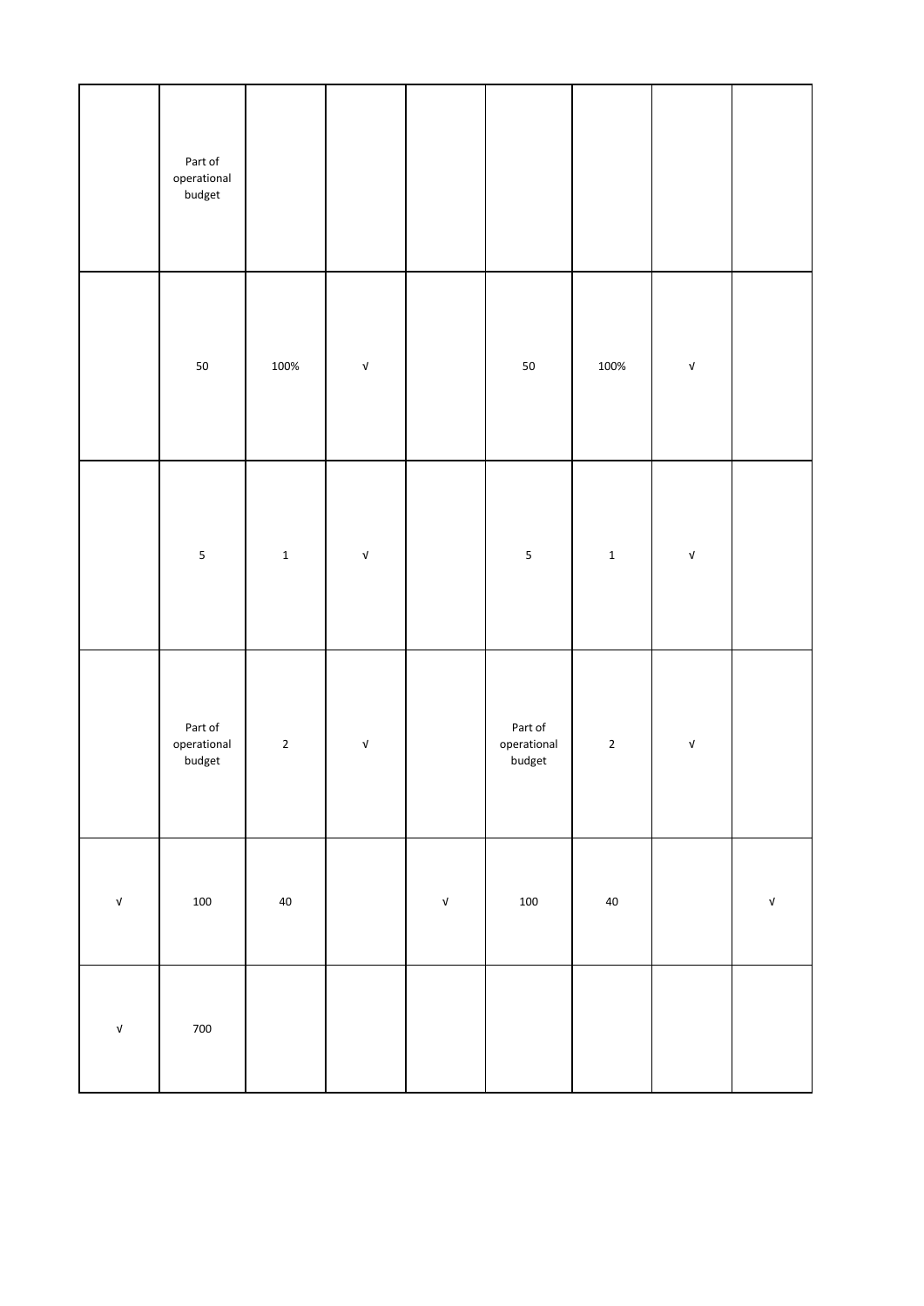| | | | | | | | | |
|---|---|---|---|---|---|---|---|---|
| | Part of operational budget | | | | | | | |
| | 50 | 100% | √ | | 50 | 100% | √ | |
| | 5 | 1 | √ | | 5 | 1 | √ | |
| | Part of operational budget | 2 | √ | | Part of operational budget | 2 | √ | |
| √ | 100 | 40 | | √ | 100 | 40 | | √ |
| √ | 700 | | | | | | | |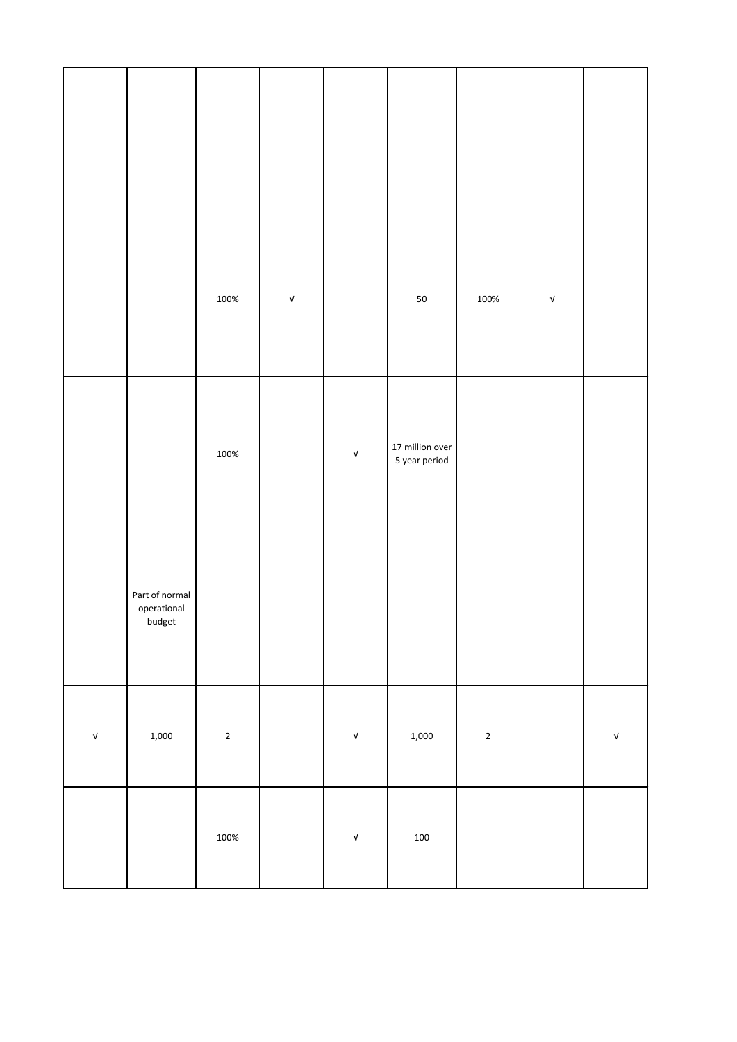| | | | | | | | | |
|---|---|---|---|---|---|---|---|---|
| | | | | | | | | |
| | | 100% | √ | | 50 | 100% | √ | |
| | | 100% | | √ | 17 million over 5 year period | | | |
| | Part of normal operational budget | | | | | | | |
| √ | 1,000 | 2 | | √ | 1,000 | 2 | | √ |
| | | 100% | | √ | 100 | | | |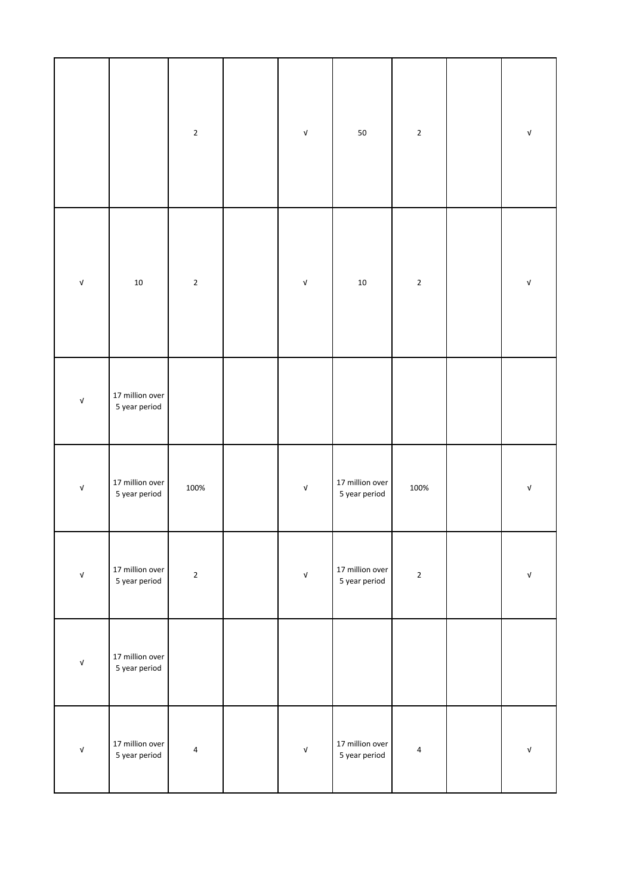| | | | | | | | | |
|---|---|---|---|---|---|---|---|---|
| | | 2 | | √ | 50 | 2 | | √ |
| √ | 10 | 2 | | √ | 10 | 2 | | √ |
| √ | 17 million over 5 year period | | | | | | | |
| √ | 17 million over 5 year period | 100% | | √ | 17 million over 5 year period | 100% | | √ |
| √ | 17 million over 5 year period | 2 | | √ | 17 million over 5 year period | 2 | | √ |
| √ | 17 million over 5 year period | | | | | | | |
| √ | 17 million over 5 year period | 4 | | √ | 17 million over 5 year period | 4 | | √ |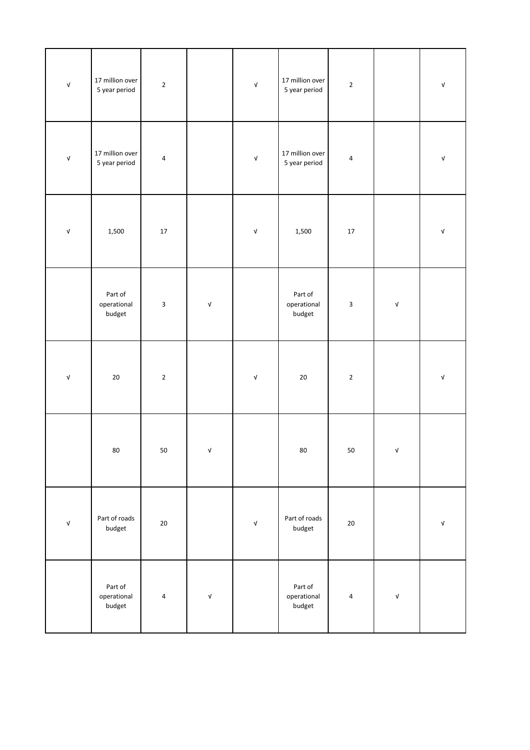| | | | | | | | | |
|---|---|---|---|---|---|---|---|---|
| √ | 17 million over 5 year period | 2 | | √ | 17 million over 5 year period | 2 | | √ |
| √ | 17 million over 5 year period | 4 | | √ | 17 million over 5 year period | 4 | | √ |
| √ | 1,500 | 17 | | √ | 1,500 | 17 | | √ |
| | Part of operational budget | 3 | √ | | Part of operational budget | 3 | √ | |
| √ | 20 | 2 | | √ | 20 | 2 | | √ |
| | 80 | 50 | √ | | 80 | 50 | √ | |
| √ | Part of roads budget | 20 | | √ | Part of roads budget | 20 | | √ |
| | Part of operational budget | 4 | √ | | Part of operational budget | 4 | √ | |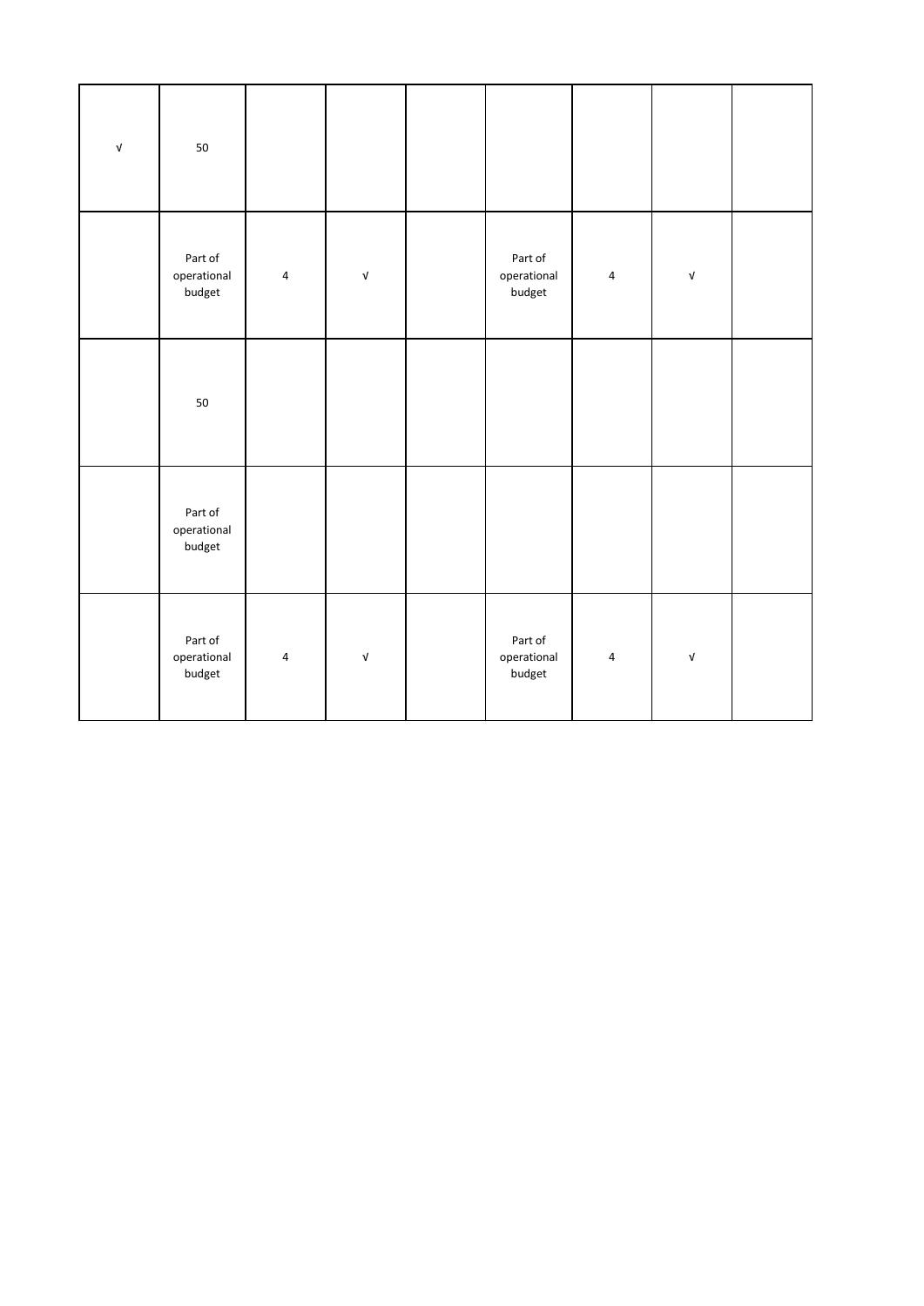| | | | | | | | | |
|---|---|---|---|---|---|---|---|---|
| √ | 50 | | | | | | | |
| | Part of operational budget | 4 | √ | | Part of operational budget | 4 | √ | |
| | 50 | | | | | | | |
| | Part of operational budget | | | | | | | |
| | Part of operational budget | 4 | √ | | Part of operational budget | 4 | √ | |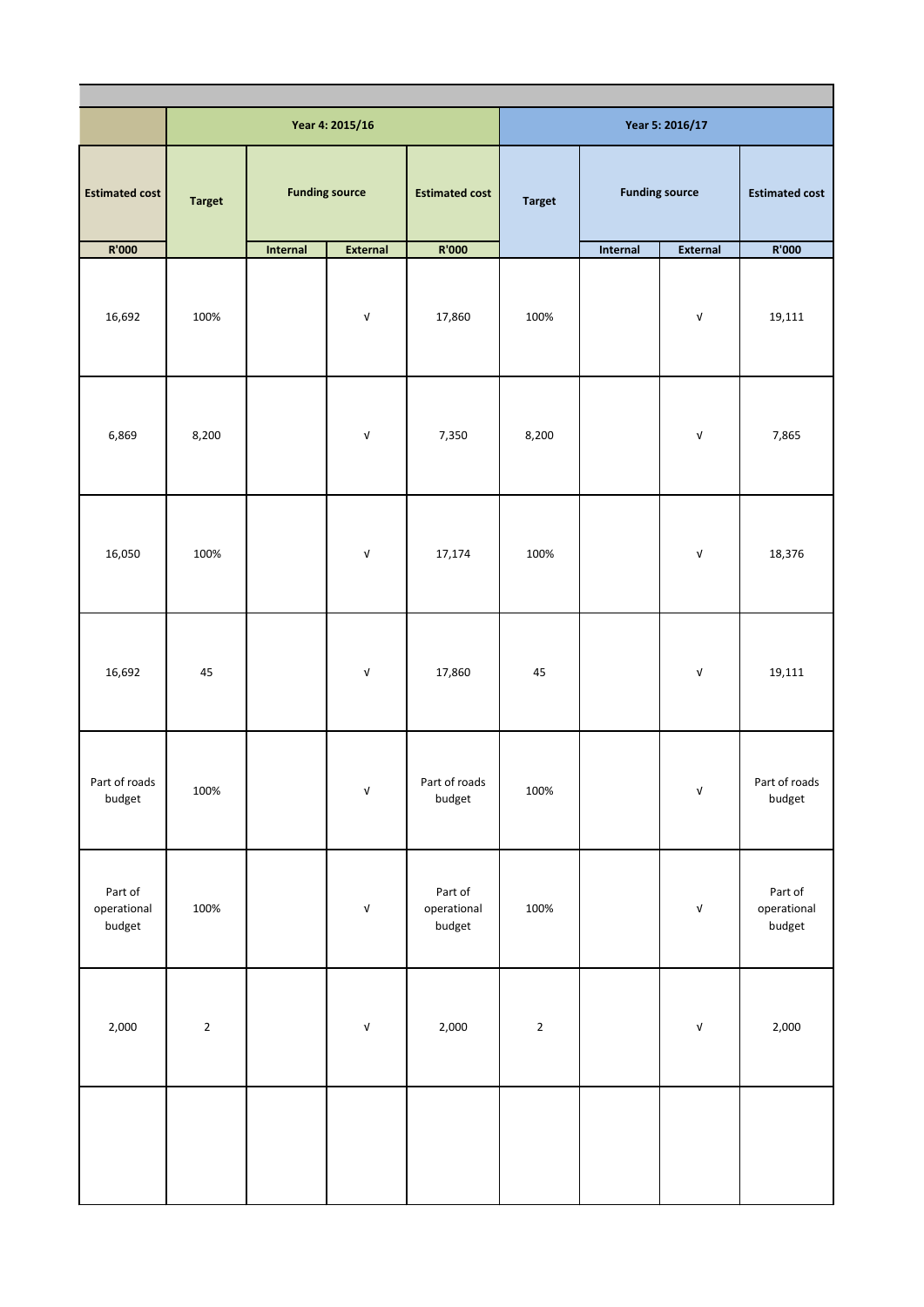| | Year 4: 2015/16 | | | | Year 5: 2016/17 | | | |
|---|---|---|---|---|---|---|---|---|
| Estimated cost | Target | Funding source | | Estimated cost | Target | Funding source | | Estimated cost |
| R'000 | | Internal | External | R'000 | | Internal | External | R'000 |
| 16,692 | 100% | | √ | 17,860 | 100% | | √ | 19,111 |
| 6,869 | 8,200 | | √ | 7,350 | 8,200 | | √ | 7,865 |
| 16,050 | 100% | | √ | 17,174 | 100% | | √ | 18,376 |
| 16,692 | 45 | | √ | 17,860 | 45 | | √ | 19,111 |
| Part of roads budget | 100% | | √ | Part of roads budget | 100% | | √ | Part of roads budget |
| Part of operational budget | 100% | | √ | Part of operational budget | 100% | | √ | Part of operational budget |
| 2,000 | 2 | | √ | 2,000 | 2 | | √ | 2,000 |
| | | | | | | | | |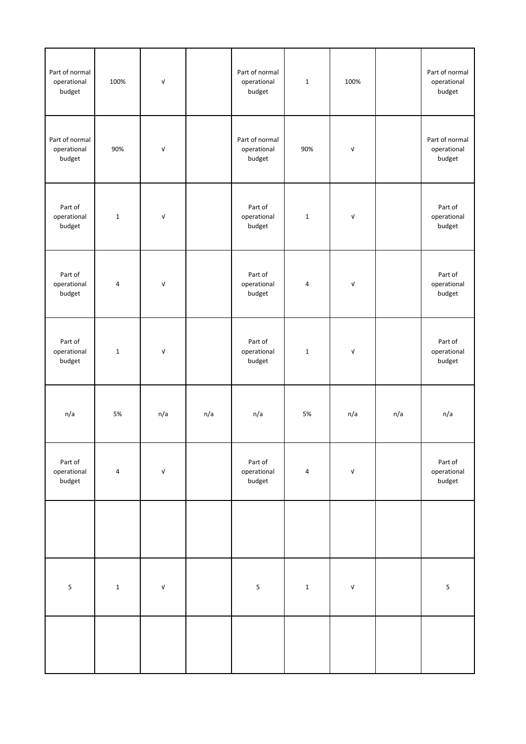| | | | | | | | | |
|---|---|---|---|---|---|---|---|---|
| Part of normal operational budget | 100% | √ | | Part of normal operational budget | 1 | 100% | | Part of normal operational budget |
| Part of normal operational budget | 90% | √ | | Part of normal operational budget | 90% | √ | | Part of normal operational budget |
| Part of operational budget | 1 | √ | | Part of operational budget | 1 | √ | | Part of operational budget |
| Part of operational budget | 4 | √ | | Part of operational budget | 4 | √ | | Part of operational budget |
| Part of operational budget | 1 | √ | | Part of operational budget | 1 | √ | | Part of operational budget |
| n/a | 5% | n/a | n/a | n/a | 5% | n/a | n/a | n/a |
| Part of operational budget | 4 | √ | | Part of operational budget | 4 | √ | | Part of operational budget |
| | | | | | | | | |
| 5 | 1 | √ | | 5 | 1 | √ | | 5 |
| | | | | | | | | |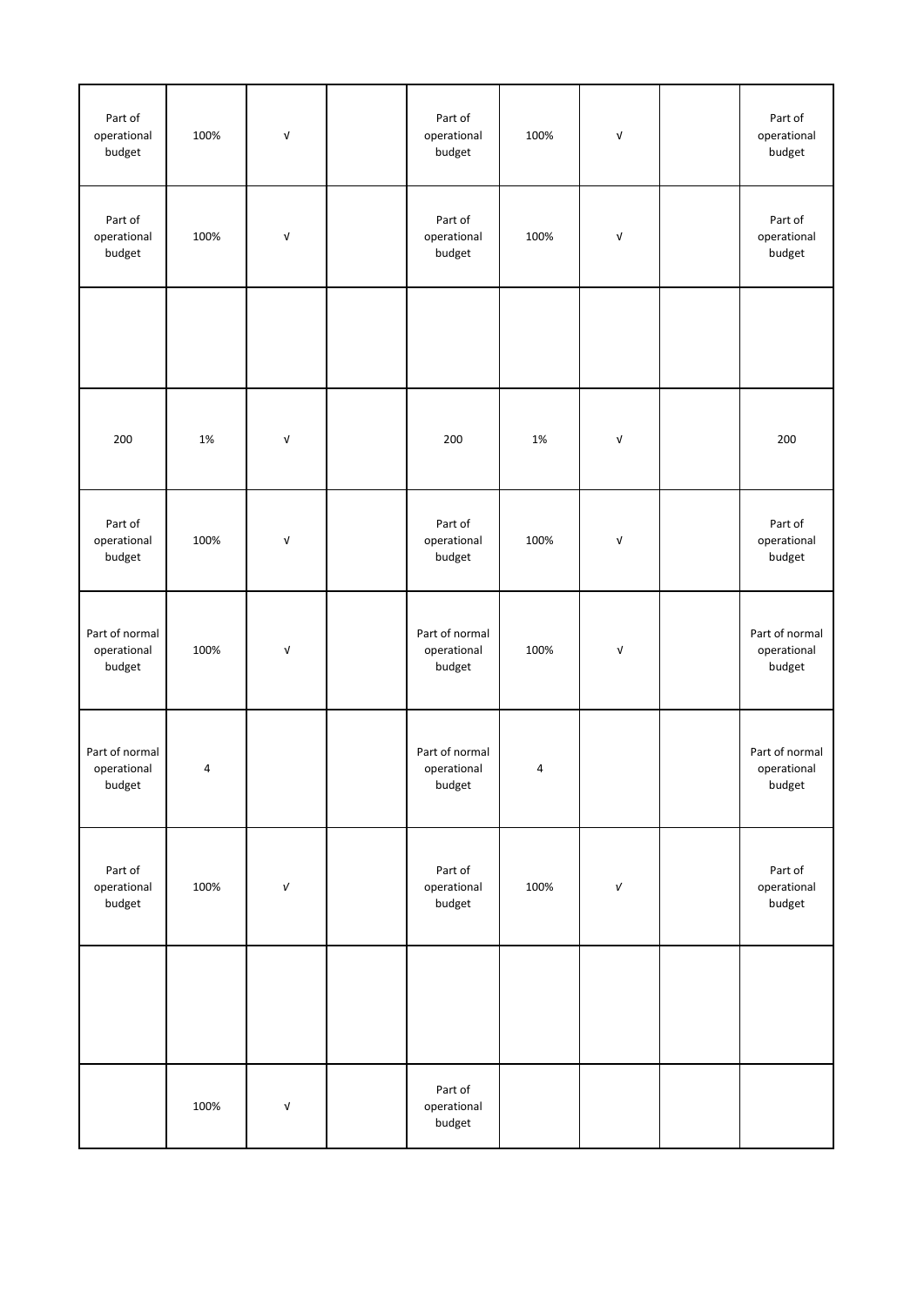| | | | | | | | | |
|---|---|---|---|---|---|---|---|---|
| Part of operational budget | 100% | √ | | Part of operational budget | 100% | √ | | Part of operational budget |
| Part of operational budget | 100% | √ | | Part of operational budget | 100% | √ | | Part of operational budget |
| | | | | | | | | |
| 200 | 1% | √ | | 200 | 1% | √ | | 200 |
| Part of operational budget | 100% | √ | | Part of operational budget | 100% | √ | | Part of operational budget |
| Part of normal operational budget | 100% | √ | | Part of normal operational budget | 100% | √ | | Part of normal operational budget |
| Part of normal operational budget | 4 | | | Part of normal operational budget | 4 | | | Part of normal operational budget |
| Part of operational budget | 100% | √ | | Part of operational budget | 100% | √ | | Part of operational budget |
| | | | | | | | | |
| | 100% | √ | | Part of operational budget | | | | |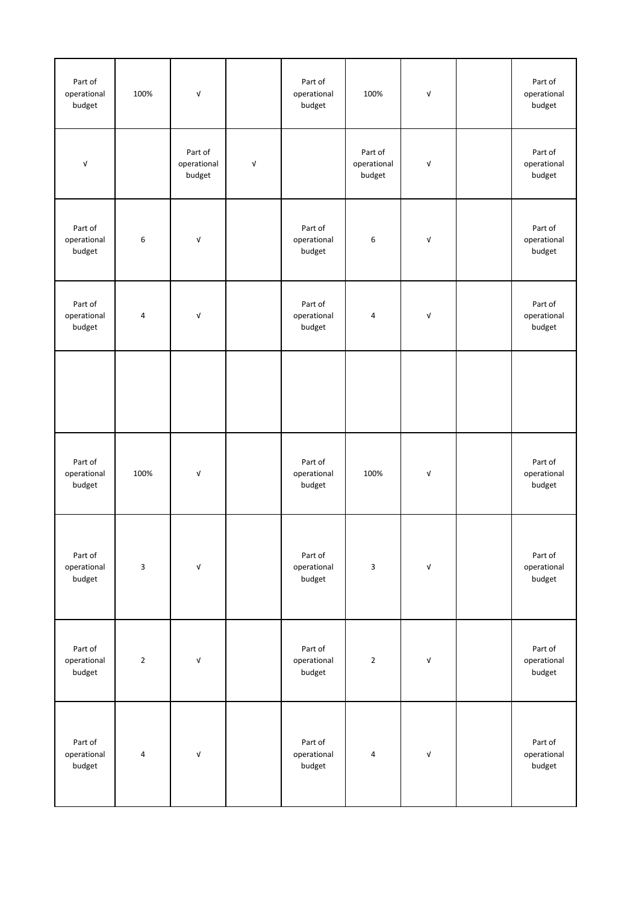| | | | | | | | | |
|---|---|---|---|---|---|---|---|---|
| Part of operational budget | 100% | √ | | Part of operational budget | 100% | √ | | Part of operational budget |
| √ | | Part of operational budget | √ | | Part of operational budget | √ | | Part of operational budget |
| Part of operational budget | 6 | √ | | Part of operational budget | 6 | √ | | Part of operational budget |
| Part of operational budget | 4 | √ | | Part of operational budget | 4 | √ | | Part of operational budget |
| | | | | | | | | |
| Part of operational budget | 100% | √ | | Part of operational budget | 100% | √ | | Part of operational budget |
| Part of operational budget | 3 | √ | | Part of operational budget | 3 | √ | | Part of operational budget |
| Part of operational budget | 2 | √ | | Part of operational budget | 2 | √ | | Part of operational budget |
| Part of operational budget | 4 | √ | | Part of operational budget | 4 | √ | | Part of operational budget |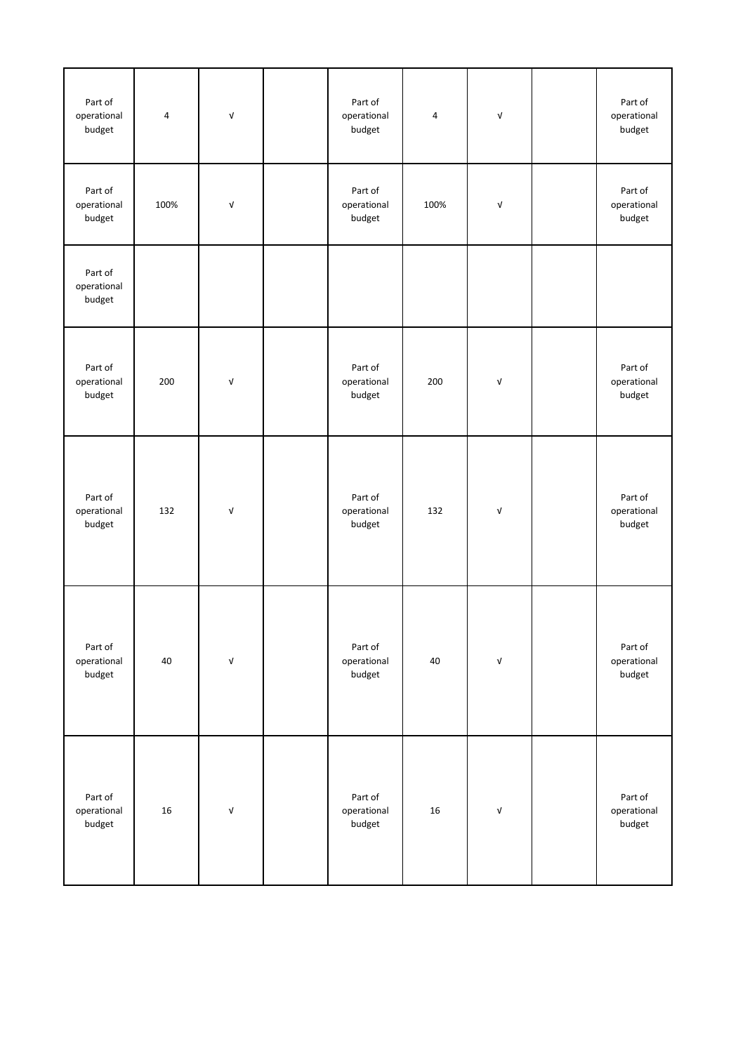| | | | | | | | | |
|---|---|---|---|---|---|---|---|---|
| Part of operational budget | 4 | √ | | Part of operational budget | 4 | √ | | Part of operational budget |
| Part of operational budget | 100% | √ | | Part of operational budget | 100% | √ | | Part of operational budget |
| Part of operational budget | | | | | | | | |
| Part of operational budget | 200 | √ | | Part of operational budget | 200 | √ | | Part of operational budget |
| Part of operational budget | 132 | √ | | Part of operational budget | 132 | √ | | Part of operational budget |
| Part of operational budget | 40 | √ | | Part of operational budget | 40 | √ | | Part of operational budget |
| Part of operational budget | 16 | √ | | Part of operational budget | 16 | √ | | Part of operational budget |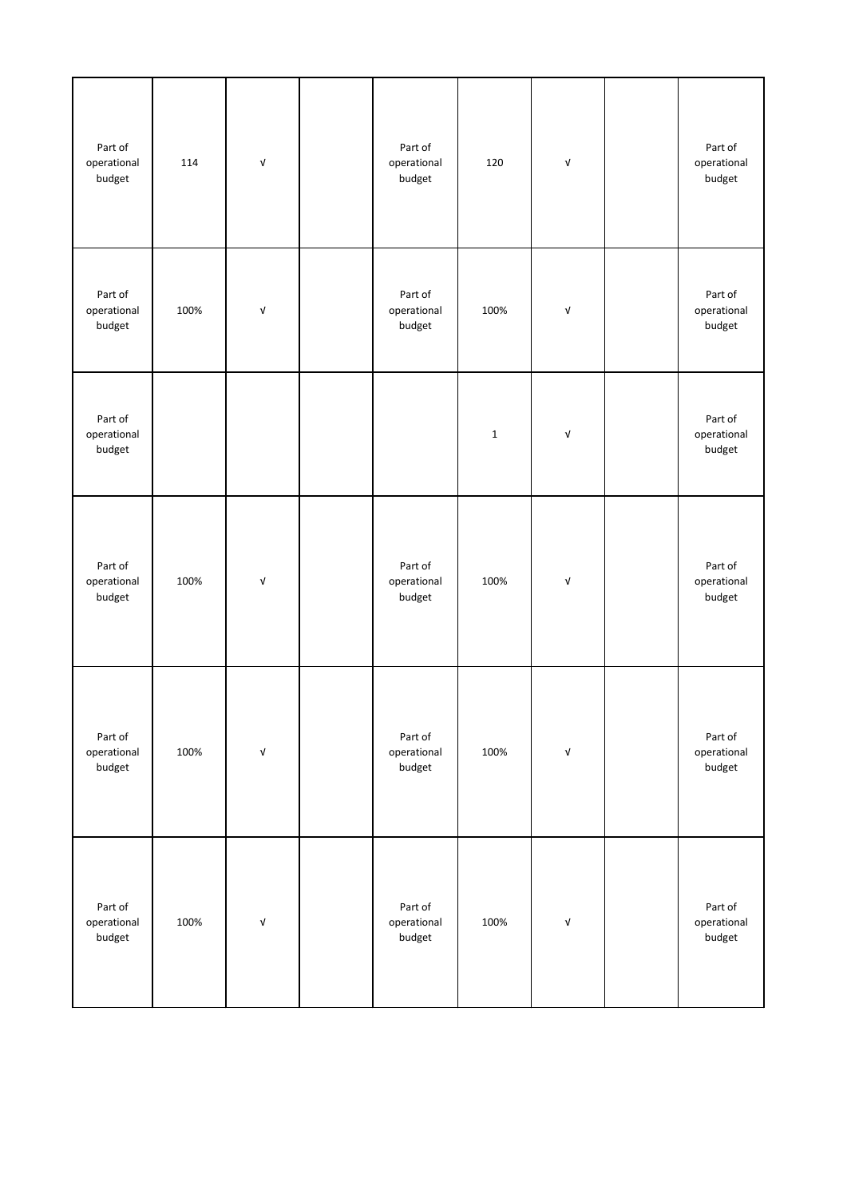| | | | | | | | | |
|---|---|---|---|---|---|---|---|---|
| Part of operational budget | 114 | √ | | Part of operational budget | 120 | √ | | Part of operational budget |
| Part of operational budget | 100% | √ | | Part of operational budget | 100% | √ | | Part of operational budget |
| Part of operational budget | | | | | 1 | √ | | Part of operational budget |
| Part of operational budget | 100% | √ | | Part of operational budget | 100% | √ | | Part of operational budget |
| Part of operational budget | 100% | √ | | Part of operational budget | 100% | √ | | Part of operational budget |
| Part of operational budget | 100% | √ | | Part of operational budget | 100% | √ | | Part of operational budget |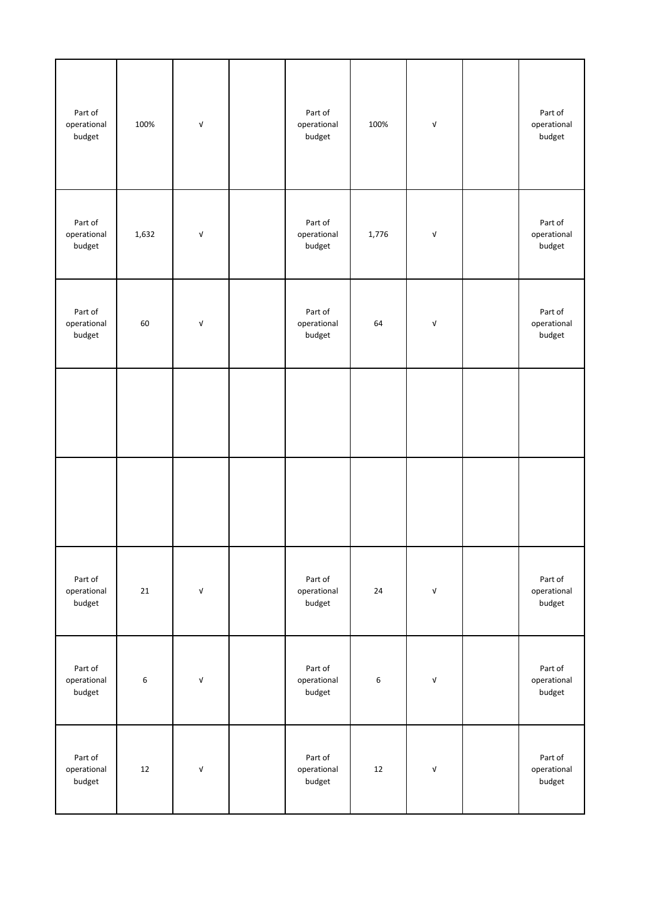| | | | | | | | | |
|---|---|---|---|---|---|---|---|---|
| Part of operational budget | 100% | √ | | Part of operational budget | 100% | √ | | Part of operational budget |
| Part of operational budget | 1,632 | √ | | Part of operational budget | 1,776 | √ | | Part of operational budget |
| Part of operational budget | 60 | √ | | Part of operational budget | 64 | √ | | Part of operational budget |
| | | | | | | | | |
| | | | | | | | | |
| Part of operational budget | 21 | √ | | Part of operational budget | 24 | √ | | Part of operational budget |
| Part of operational budget | 6 | √ | | Part of operational budget | 6 | √ | | Part of operational budget |
| Part of operational budget | 12 | √ | | Part of operational budget | 12 | √ | | Part of operational budget |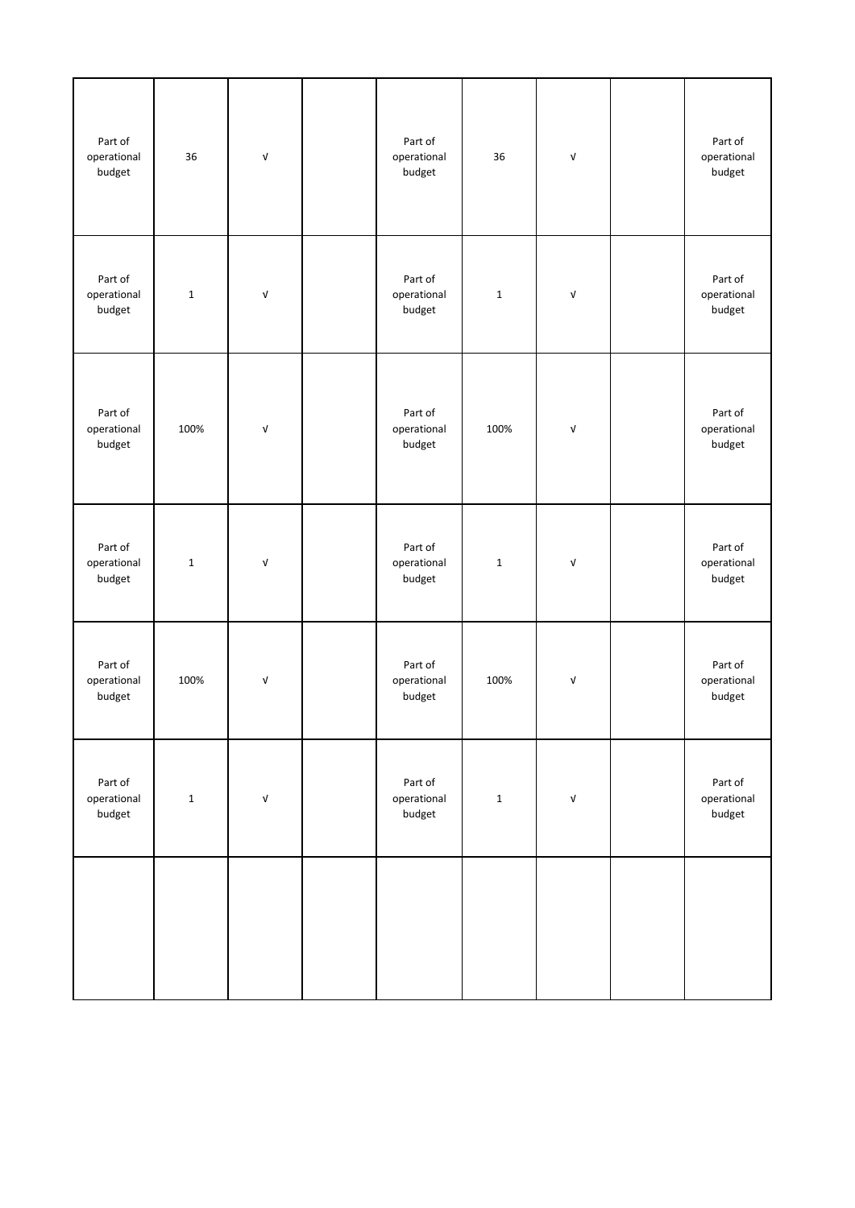| | | | | | | | | |
|---|---|---|---|---|---|---|---|---|
| Part of operational budget | 36 | √ | | Part of operational budget | 36 | √ | | Part of operational budget |
| Part of operational budget | 1 | √ | | Part of operational budget | 1 | √ | | Part of operational budget |
| Part of operational budget | 100% | √ | | Part of operational budget | 100% | √ | | Part of operational budget |
| Part of operational budget | 1 | √ | | Part of operational budget | 1 | √ | | Part of operational budget |
| Part of operational budget | 100% | √ | | Part of operational budget | 100% | √ | | Part of operational budget |
| Part of operational budget | 1 | √ | | Part of operational budget | 1 | √ | | Part of operational budget |
| | | | | | | | | |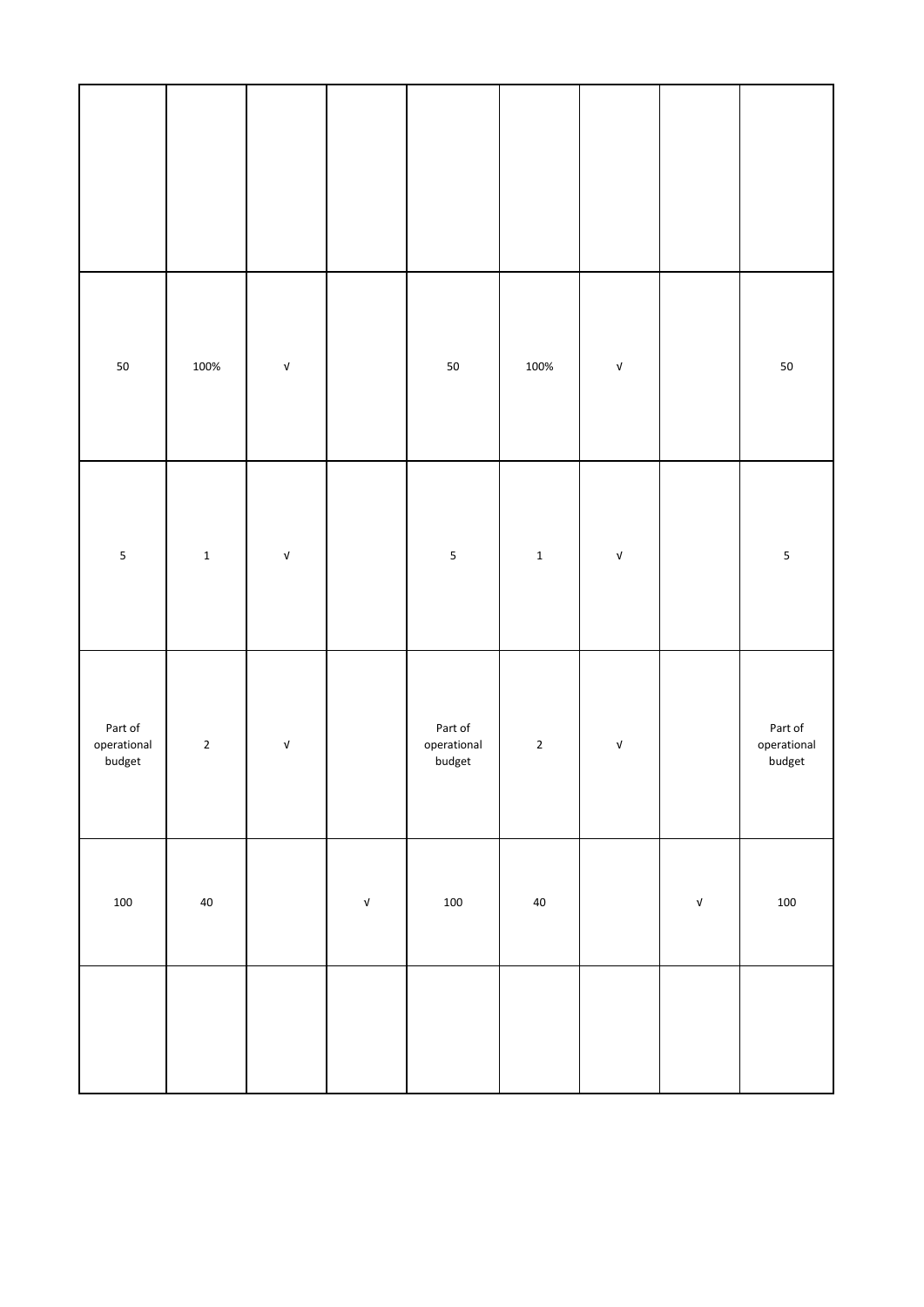| | | | | | | | | |
|---|---|---|---|---|---|---|---|---|
| | | | | | | | | |
| 50 | 100% | √ | | 50 | 100% | √ | | 50 |
| 5 | 1 | √ | | 5 | 1 | √ | | 5 |
| Part of operational budget | 2 | √ | | Part of operational budget | 2 | √ | | Part of operational budget |
| 100 | 40 | | √ | 100 | 40 | | √ | 100 |
| | | | | | | | | |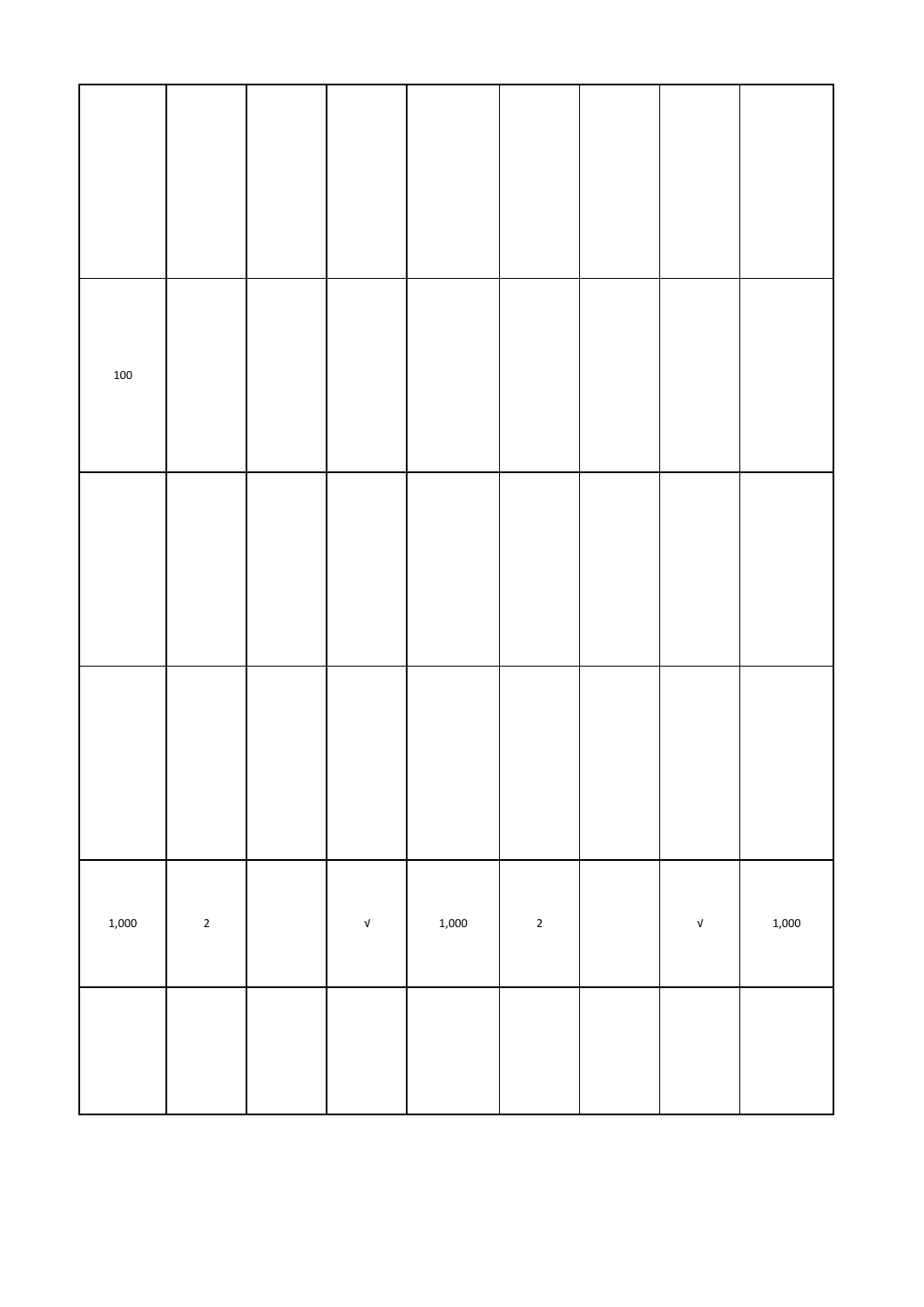| | | | | | | | | |
|---|---|---|---|---|---|---|---|---|
| | | | | | | | | |
| 100 | | | | | | | | |
| | | | | | | | | |
| | | | | | | | | |
| 1,000 | 2 | | √ | 1,000 | 2 | | √ | 1,000 |
| | | | | | | | | |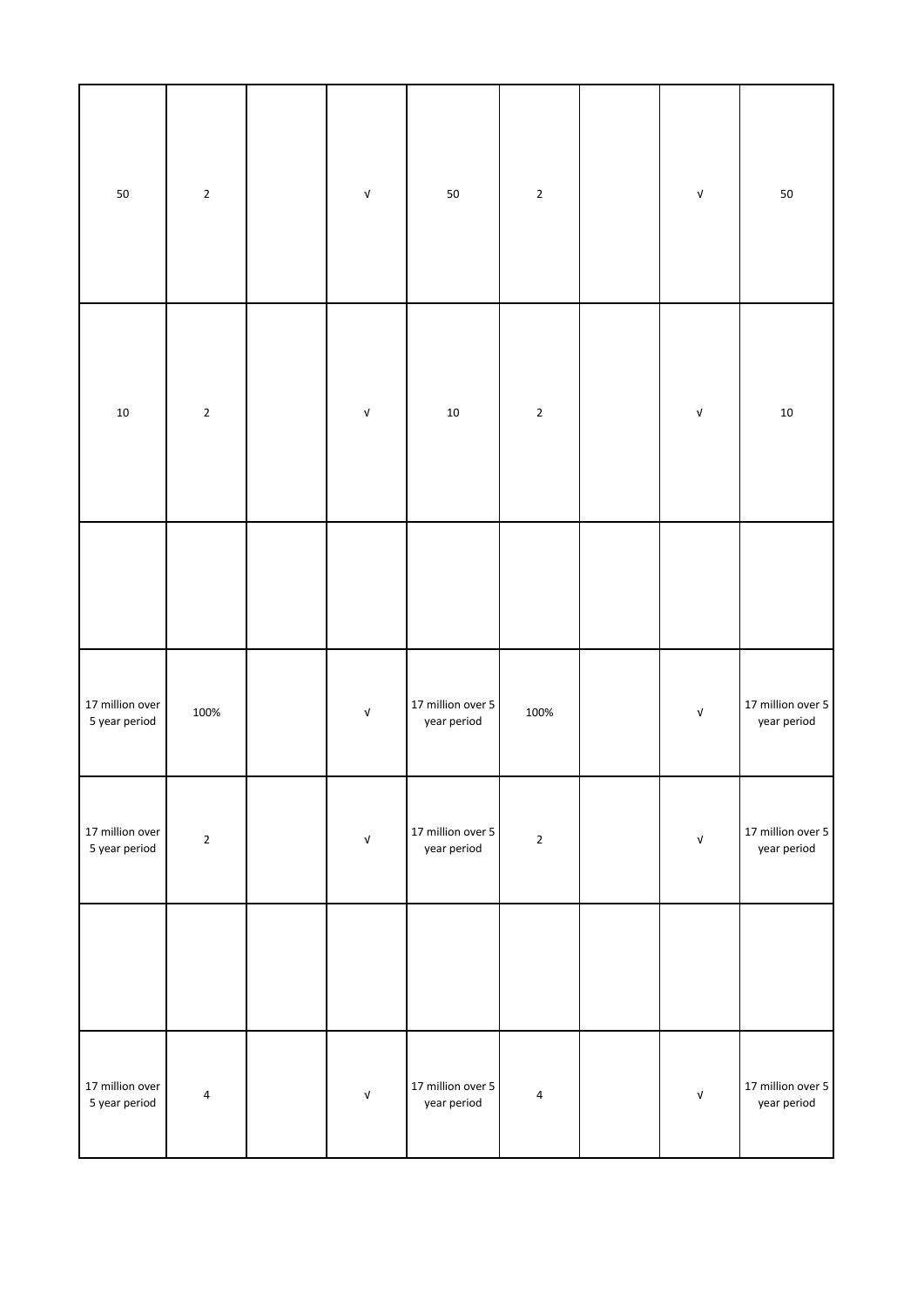| | | | | | | | | |
|---|---|---|---|---|---|---|---|---|
| 50 | 2 | | √ | 50 | 2 | | √ | 50 |
| 10 | 2 | | √ | 10 | 2 | | √ | 10 |
| | | | | | | | | |
| 17 million over 5 year period | 100% | | √ | 17 million over 5 year period | 100% | | √ | 17 million over 5 year period |
| 17 million over 5 year period | 2 | | √ | 17 million over 5 year period | 2 | | √ | 17 million over 5 year period |
| | | | | | | | | |
| 17 million over 5 year period | 4 | | √ | 17 million over 5 year period | 4 | | √ | 17 million over 5 year period |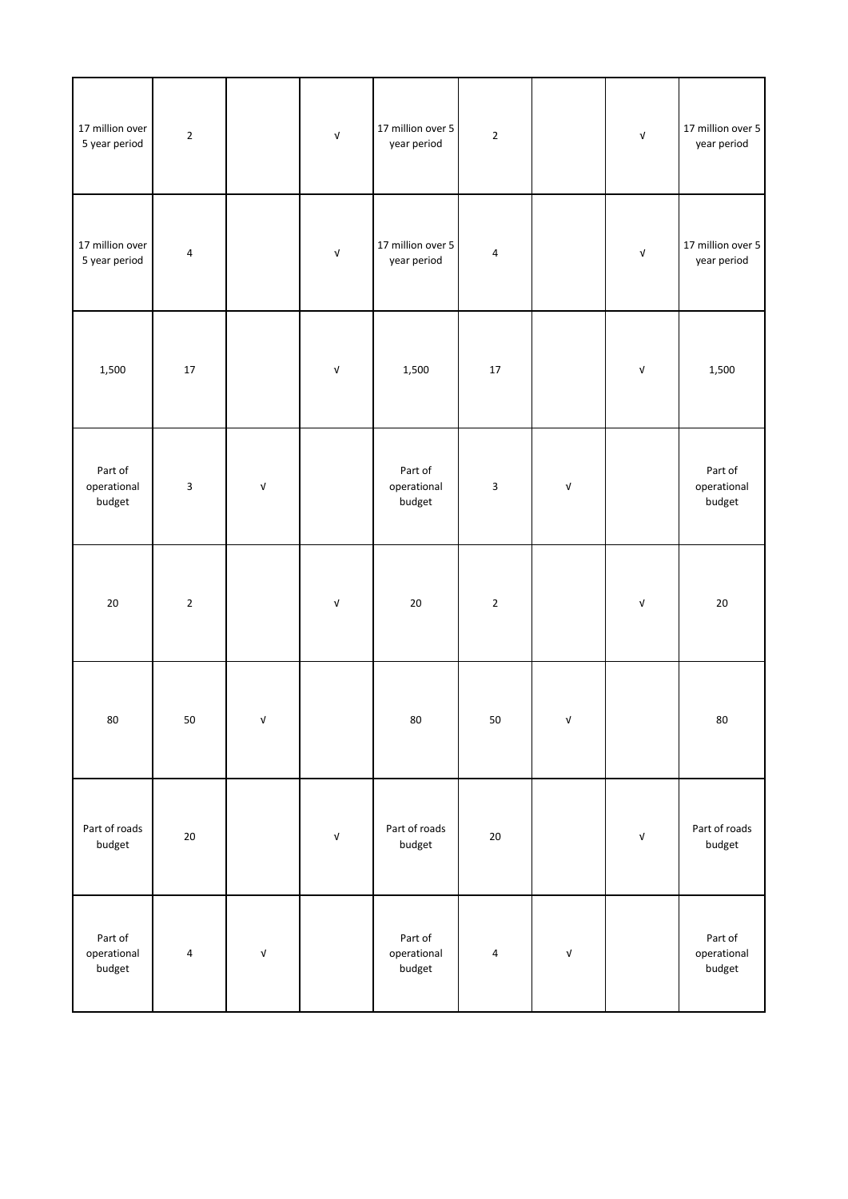| | | | | | | | | |
|---|---|---|---|---|---|---|---|---|
| 17 million over 5 year period | 2 | | √ | 17 million over 5 year period | 2 | | √ | 17 million over 5 year period |
| 17 million over 5 year period | 4 | | √ | 17 million over 5 year period | 4 | | √ | 17 million over 5 year period |
| 1,500 | 17 | | √ | 1,500 | 17 | | √ | 1,500 |
| Part of operational budget | 3 | √ | | Part of operational budget | 3 | √ | | Part of operational budget |
| 20 | 2 | | √ | 20 | 2 | | √ | 20 |
| 80 | 50 | √ | | 80 | 50 | √ | | 80 |
| Part of roads budget | 20 | | √ | Part of roads budget | 20 | | √ | Part of roads budget |
| Part of operational budget | 4 | √ | | Part of operational budget | 4 | √ | | Part of operational budget |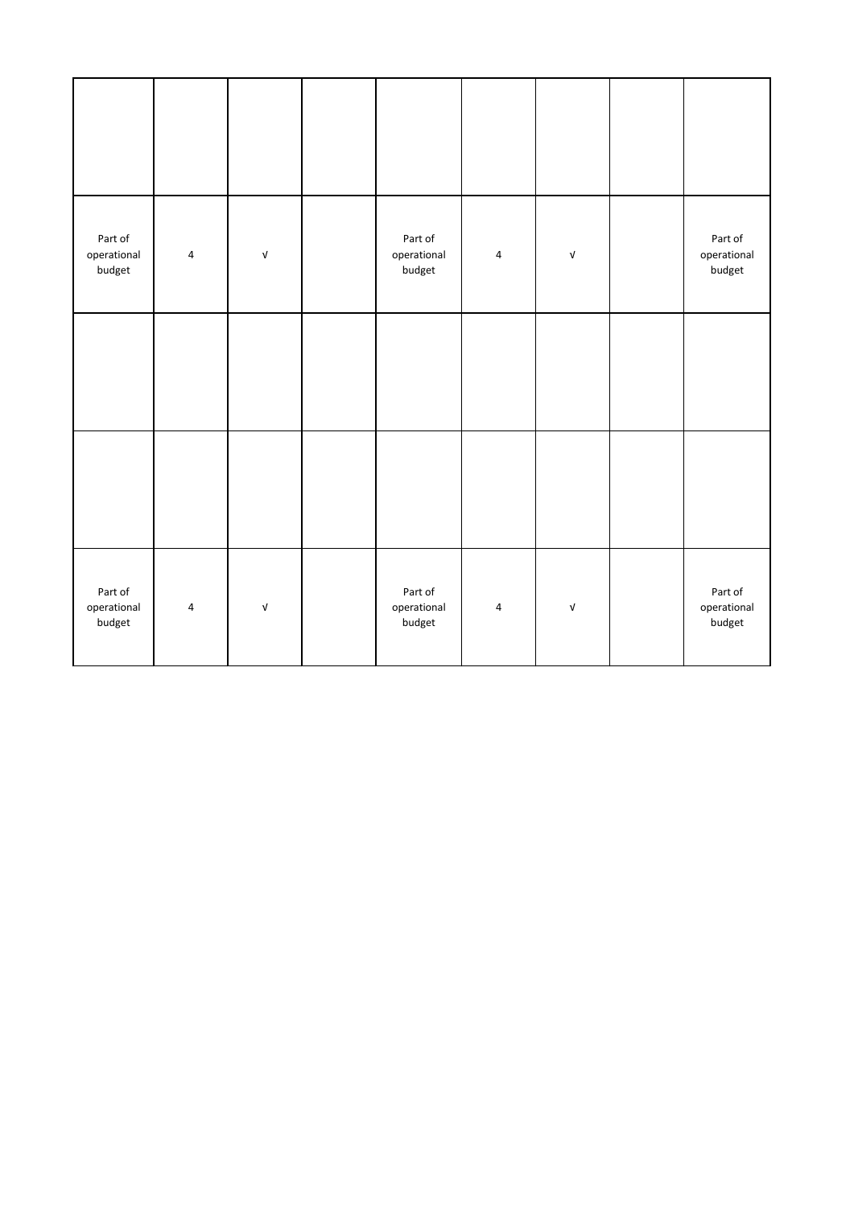| | | | | | | | | |
|---|---|---|---|---|---|---|---|---|
| | | | | | | | | |
| Part of operational budget | 4 | √ | | Part of operational budget | 4 | √ | | Part of operational budget |
| | | | | | | | | |
| | | | | | | | | |
| Part of operational budget | 4 | √ | | Part of operational budget | 4 | √ | | Part of operational budget |